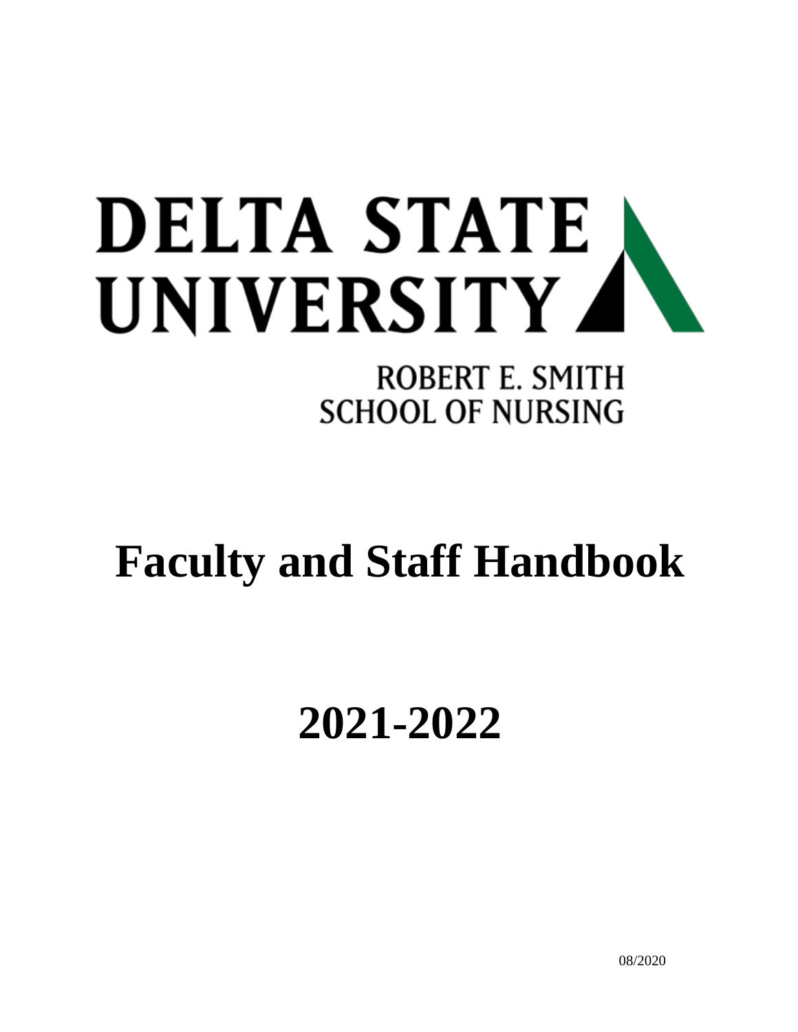# DELTA STATE UNIVERSITY

ROBERT E. SMITH
SCHOOL OF NURSING

# Faculty and Staff Handbook

# 2021-2022

08/2020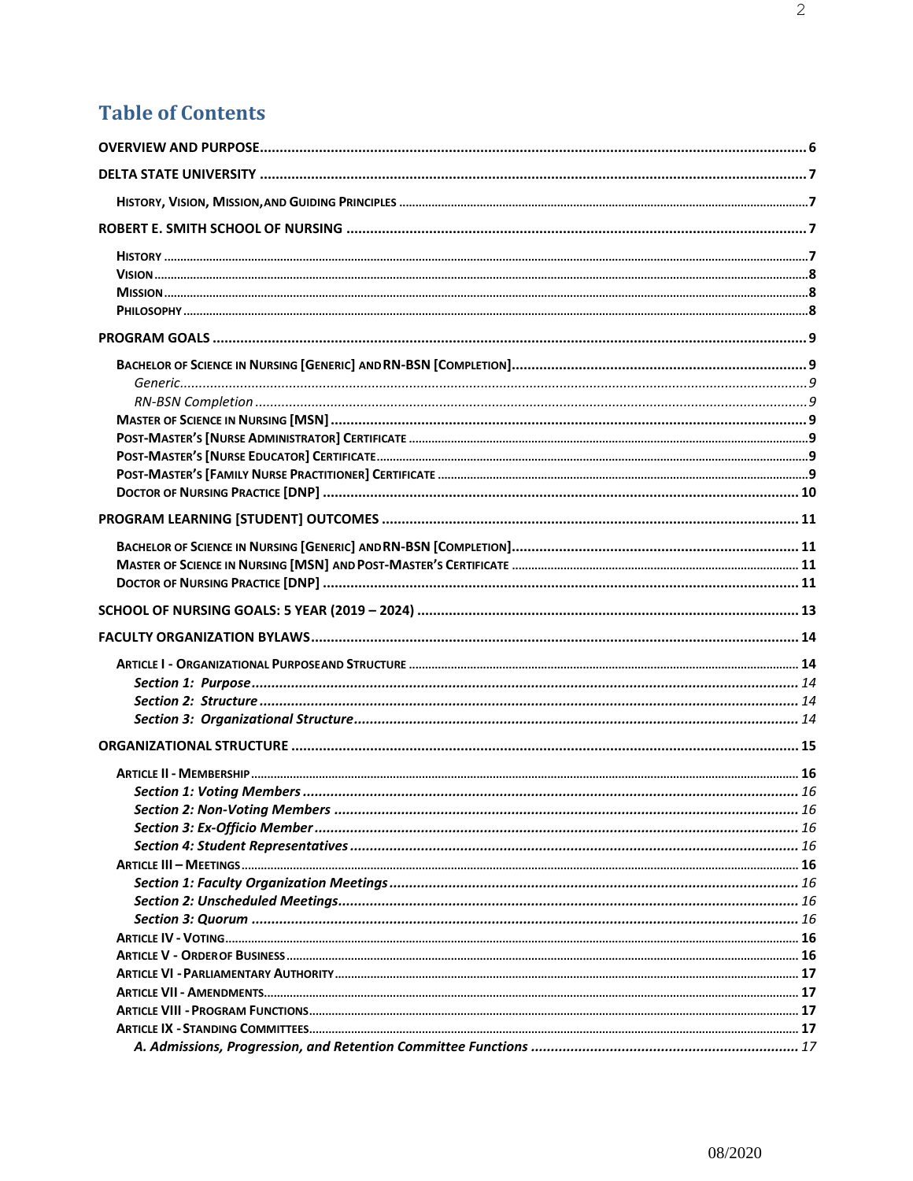# Table of Contents

OVERVIEW AND PURPOSE ..... 6

DELTA STATE UNIVERSITY ..... 7

- HISTORY, VISION, MISSION, AND GUIDING PRINCIPLES ..... 7

ROBERT E. SMITH SCHOOL OF NURSING ..... 7

- HISTORY ..... 7
- VISION ..... 8
- MISSION ..... 8
- PHILOSOPHY ..... 8

PROGRAM GOALS ..... 9

- BACHELOR OF SCIENCE IN NURSING [GENERIC] AND RN-BSN [COMPLETION] ..... 9
  - *Generic* ..... 9
  - *RN-BSN Completion* ..... 9
- MASTER OF SCIENCE IN NURSING [MSN] ..... 9
- POST-MASTER'S [NURSE ADMINISTRATOR] CERTIFICATE ..... 9
- POST-MASTER'S [NURSE EDUCATOR] CERTIFICATE ..... 9
- POST-MASTER'S [FAMILY NURSE PRACTITIONER] CERTIFICATE ..... 9
- DOCTOR OF NURSING PRACTICE [DNP] ..... 10

PROGRAM LEARNING [STUDENT] OUTCOMES ..... 11

- BACHELOR OF SCIENCE IN NURSING [GENERIC] AND RN-BSN [COMPLETION] ..... 11
- MASTER OF SCIENCE IN NURSING [MSN] AND POST-MASTER'S CERTIFICATE ..... 11
- DOCTOR OF NURSING PRACTICE [DNP] ..... 11

SCHOOL OF NURSING GOALS: 5 YEAR (2019 – 2024) ..... 13

FACULTY ORGANIZATION BYLAWS ..... 14

- ARTICLE I - ORGANIZATIONAL PURPOSE AND STRUCTURE ..... 14
  - ***Section 1: Purpose*** ..... 14
  - ***Section 2: Structure*** ..... 14
  - ***Section 3: Organizational Structure*** ..... 14

ORGANIZATIONAL STRUCTURE ..... 15

- ARTICLE II - MEMBERSHIP ..... 16
  - ***Section 1: Voting Members*** ..... 16
  - ***Section 2: Non-Voting Members*** ..... 16
  - ***Section 3: Ex-Officio Member*** ..... 16
  - ***Section 4: Student Representatives*** ..... 16
- ARTICLE III – MEETINGS ..... 16
  - ***Section 1: Faculty Organization Meetings*** ..... 16
  - ***Section 2: Unscheduled Meetings*** ..... 16
  - ***Section 3: Quorum*** ..... 16
- ARTICLE IV - VOTING ..... 16
- ARTICLE V - ORDER OF BUSINESS ..... 16
- ARTICLE VI - PARLIAMENTARY AUTHORITY ..... 17
- ARTICLE VII - AMENDMENTS ..... 17
- ARTICLE VIII - PROGRAM FUNCTIONS ..... 17
- ARTICLE IX - STANDING COMMITTEES ..... 17
  - ***A. Admissions, Progression, and Retention Committee Functions*** ..... 17

08/2020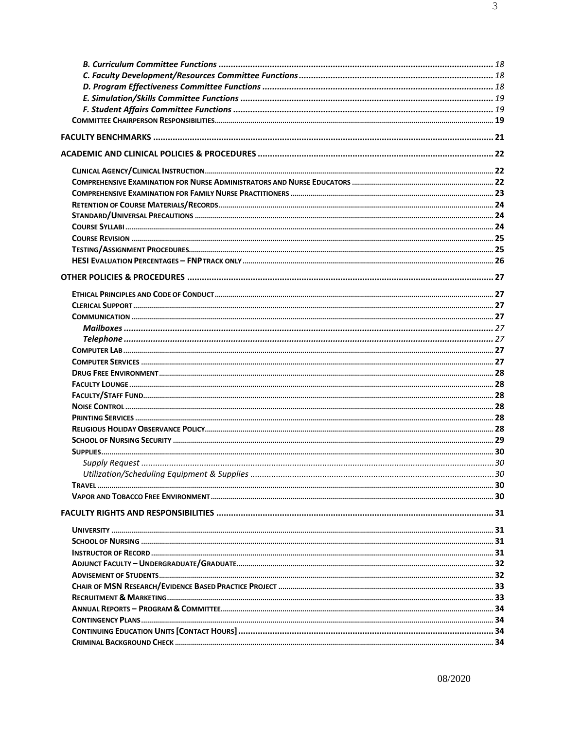*B. Curriculum Committee Functions* ........ 18
*C. Faculty Development/Resources Committee Functions* ........ 18
*D. Program Effectiveness Committee Functions* ........ 18
*E. Simulation/Skills Committee Functions* ........ 19
*F. Student Affairs Committee Functions* ........ 19
**Committee Chairperson Responsibilities** ........ 19

**FACULTY BENCHMARKS** ........ 21

**ACADEMIC AND CLINICAL POLICIES & PROCEDURES** ........ 22

**Clinical Agency/Clinical Instruction** ........ 22
**Comprehensive Examination for Nurse Administrators and Nurse Educators** ........ 22
**Comprehensive Examination for Family Nurse Practitioners** ........ 23
**Retention of Course Materials/Records** ........ 24
**Standard/Universal Precautions** ........ 24
**Course Syllabi** ........ 24
**Course Revision** ........ 25
**Testing/Assignment Procedures** ........ 25
**HESI Evaluation Percentages – FNP Track Only** ........ 26

**OTHER POLICIES & PROCEDURES** ........ 27

**Ethical Principles and Code of Conduct** ........ 27
**Clerical Support** ........ 27
**Communication** ........ 27
***Mailboxes*** ........ 27
***Telephone*** ........ 27
**Computer Lab** ........ 27
**Computer Services** ........ 27
**Drug Free Environment** ........ 28
**Faculty Lounge** ........ 28
**Faculty/Staff Fund** ........ 28
**Noise Control** ........ 28
**Printing Services** ........ 28
**Religious Holiday Observance Policy** ........ 28
**School of Nursing Security** ........ 29
**Supplies** ........ 30
*Supply Request* ........ 30
*Utilization/Scheduling Equipment & Supplies* ........ 30
**Travel** ........ 30
**Vapor and Tobacco Free Environment** ........ 30

**FACULTY RIGHTS AND RESPONSIBILITIES** ........ 31

**University** ........ 31
**School of Nursing** ........ 31
**Instructor of Record** ........ 31
**Adjunct Faculty – Undergraduate/Graduate** ........ 32
**Advisement of Students** ........ 32
**Chair of MSN Research/Evidence Based Practice Project** ........ 33
**Recruitment & Marketing** ........ 33
**Annual Reports – Program & Committee** ........ 34
**Contingency Plans** ........ 34
**Continuing Education Units [Contact Hours]** ........ 34
**Criminal Background Check** ........ 34

08/2020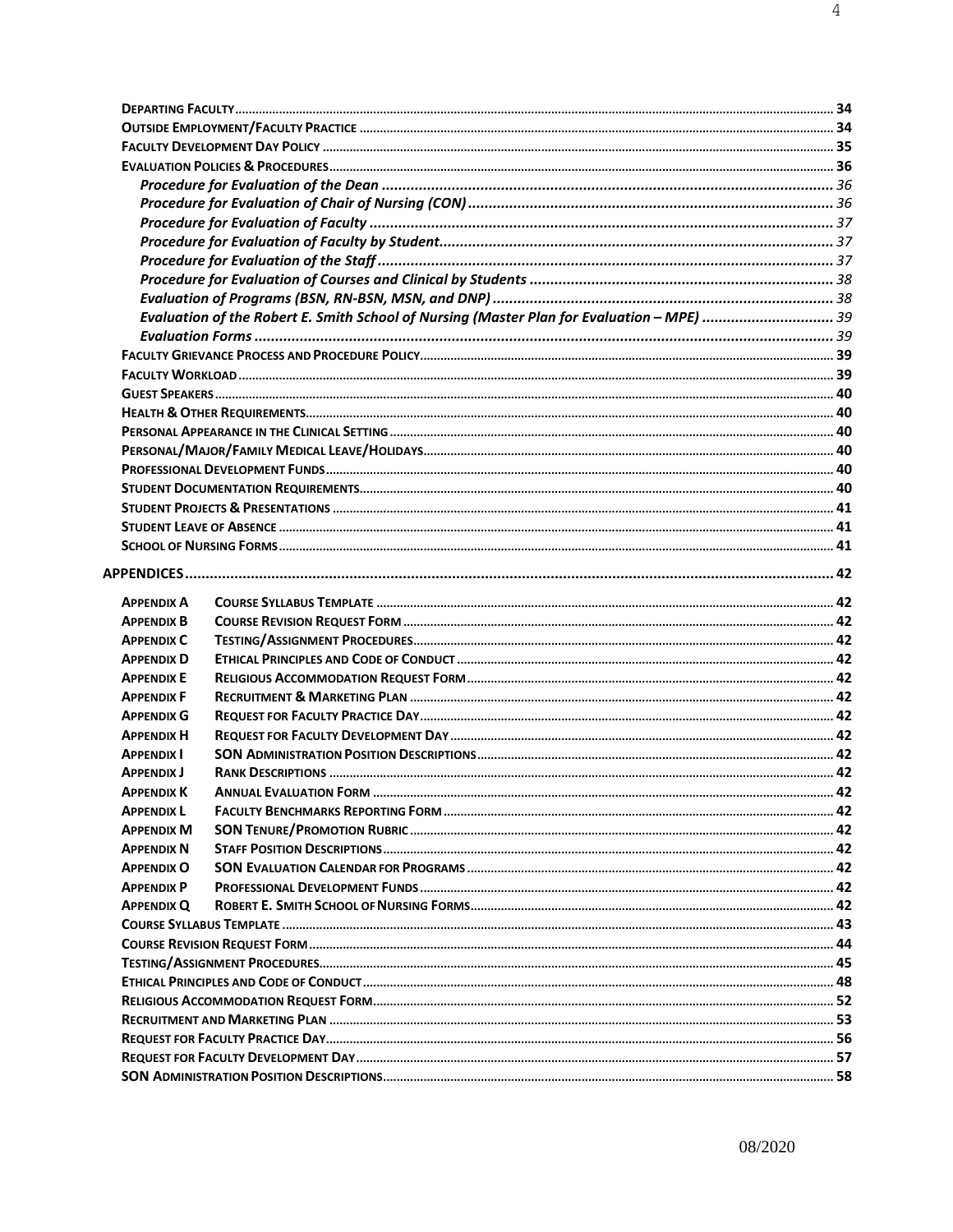**Departing Faculty** ........ 34
**Outside Employment/Faculty Practice** ........ 34
**Faculty Development Day Policy** ........ 35
**Evaluation Policies & Procedures** ........ 36
*Procedure for Evaluation of the Dean* ........ 36
*Procedure for Evaluation of Chair of Nursing (CON)* ........ 36
*Procedure for Evaluation of Faculty* ........ 37
*Procedure for Evaluation of Faculty by Student* ........ 37
*Procedure for Evaluation of the Staff* ........ 37
*Procedure for Evaluation of Courses and Clinical by Students* ........ 38
*Evaluation of Programs (BSN, RN-BSN, MSN, and DNP)* ........ 38
*Evaluation of the Robert E. Smith School of Nursing (Master Plan for Evaluation – MPE)* ........ 39
*Evaluation Forms* ........ 39
**Faculty Grievance Process and Procedure Policy** ........ 39
**Faculty Workload** ........ 39
**Guest Speakers** ........ 40
**Health & Other Requirements** ........ 40
**Personal Appearance in the Clinical Setting** ........ 40
**Personal/Major/Family Medical Leave/Holidays** ........ 40
**Professional Development Funds** ........ 40
**Student Documentation Requirements** ........ 40
**Student Projects & Presentations** ........ 41
**Student Leave of Absence** ........ 41
**School of Nursing Forms** ........ 41

**APPENDICES** ........ 42

**Appendix A** **Course Syllabus Template** ........ 42
**Appendix B** **Course Revision Request Form** ........ 42
**Appendix C** **Testing/Assignment Procedures** ........ 42
**Appendix D** **Ethical Principles and Code of Conduct** ........ 42
**Appendix E** **Religious Accommodation Request Form** ........ 42
**Appendix F** **Recruitment & Marketing Plan** ........ 42
**Appendix G** **Request for Faculty Practice Day** ........ 42
**Appendix H** **Request for Faculty Development Day** ........ 42
**Appendix I** **SON Administration Position Descriptions** ........ 42
**Appendix J** **Rank Descriptions** ........ 42
**Appendix K** **Annual Evaluation Form** ........ 42
**Appendix L** **Faculty Benchmarks Reporting Form** ........ 42
**Appendix M** **SON Tenure/Promotion Rubric** ........ 42
**Appendix N** **Staff Position Descriptions** ........ 42
**Appendix O** **SON Evaluation Calendar for Programs** ........ 42
**Appendix P** **Professional Development Funds** ........ 42
**Appendix Q** **Robert E. Smith School of Nursing Forms** ........ 42
**Course Syllabus Template** ........ 43
**Course Revision Request Form** ........ 44
**Testing/Assignment Procedures** ........ 45
**Ethical Principles and Code of Conduct** ........ 48
**Religious Accommodation Request Form** ........ 52
**Recruitment and Marketing Plan** ........ 53
**Request for Faculty Practice Day** ........ 56
**Request for Faculty Development Day** ........ 57
**SON Administration Position Descriptions** ........ 58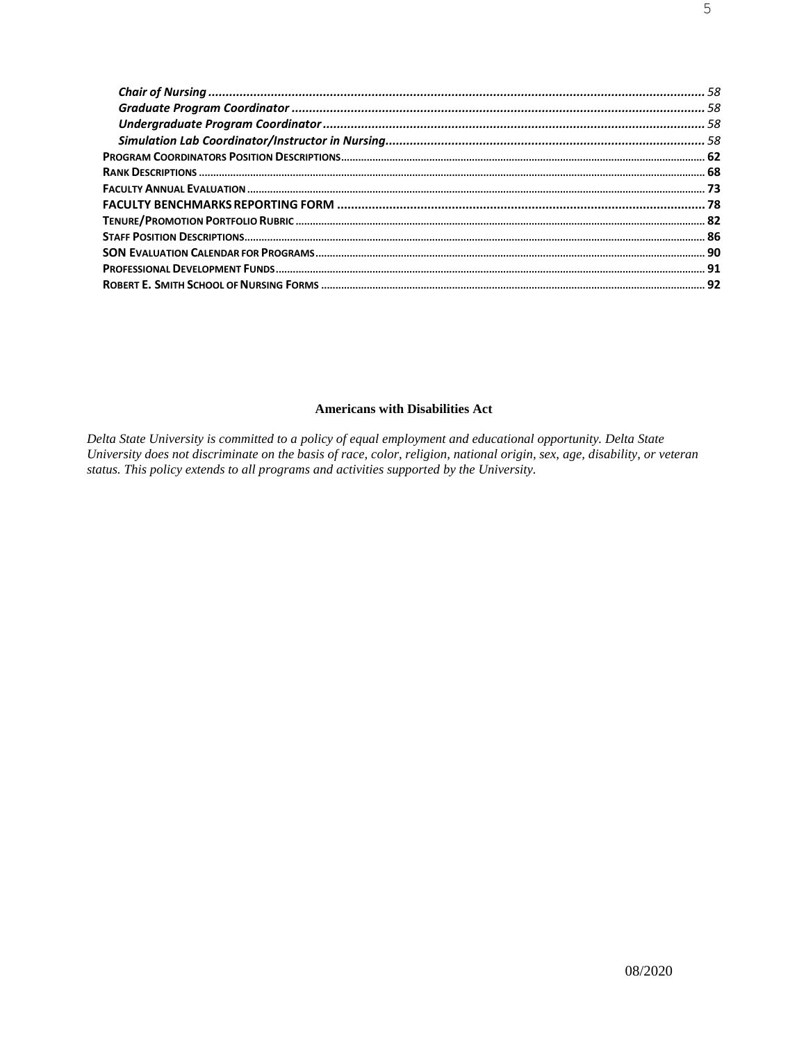*Chair of Nursing* ............................................................ *58*
*Graduate Program Coordinator* ............................................................ *58*
*Undergraduate Program Coordinator* ............................................................ *58*
*Simulation Lab Coordinator/Instructor in Nursing* ............................................................ *58*
**PROGRAM COORDINATORS POSITION DESCRIPTIONS** ............................................................ **62**
**RANK DESCRIPTIONS** ............................................................ **68**
**FACULTY ANNUAL EVALUATION** ............................................................ **73**
**FACULTY BENCHMARKS REPORTING FORM** ............................................................ **78**
**TENURE/PROMOTION PORTFOLIO RUBRIC** ............................................................ **82**
**STAFF POSITION DESCRIPTIONS** ............................................................ **86**
**SON EVALUATION CALENDAR FOR PROGRAMS** ............................................................ **90**
**PROFESSIONAL DEVELOPMENT FUNDS** ............................................................ **91**
**ROBERT E. SMITH SCHOOL OF NURSING FORMS** ............................................................ **92**

**Americans with Disabilities Act**

*Delta State University is committed to a policy of equal employment and educational opportunity. Delta State University does not discriminate on the basis of race, color, religion, national origin, sex, age, disability, or veteran status. This policy extends to all programs and activities supported by the University.*

08/2020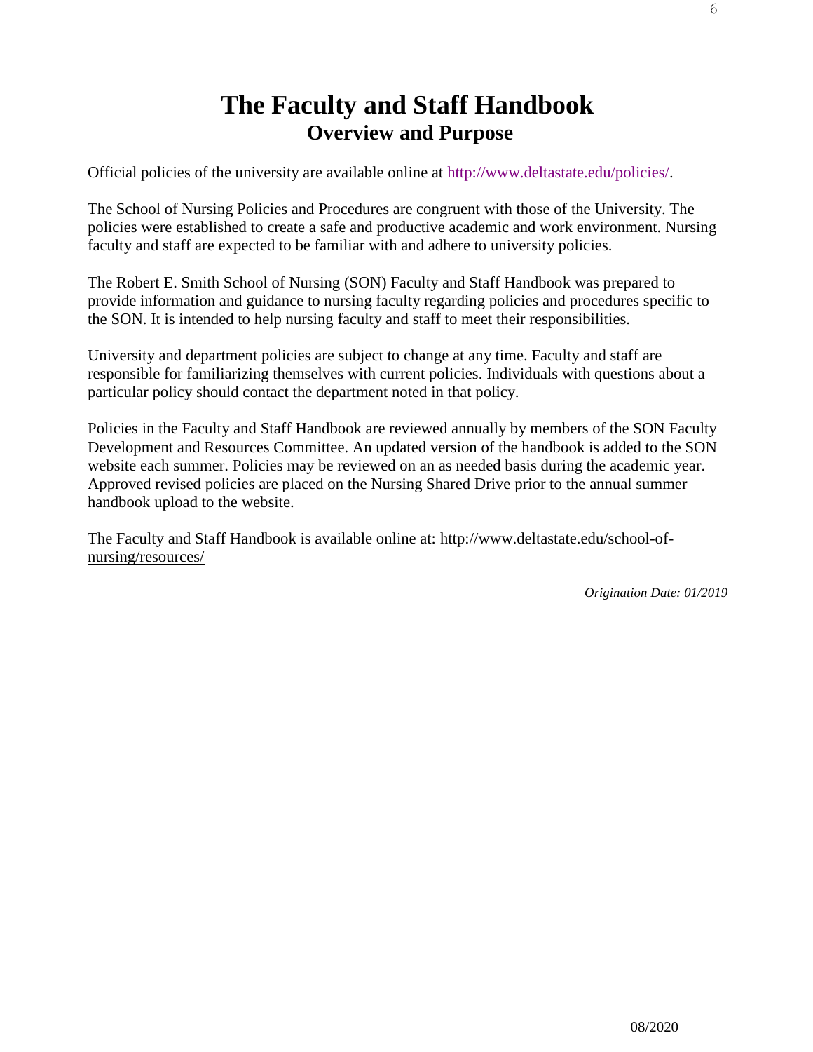# The Faculty and Staff Handbook

## Overview and Purpose

Official policies of the university are available online at [http://www.deltastate.edu/policies/.](http://www.deltastate.edu/policies/)

The School of Nursing Policies and Procedures are congruent with those of the University. The policies were established to create a safe and productive academic and work environment. Nursing faculty and staff are expected to be familiar with and adhere to university policies.

The Robert E. Smith School of Nursing (SON) Faculty and Staff Handbook was prepared to provide information and guidance to nursing faculty regarding policies and procedures specific to the SON. It is intended to help nursing faculty and staff to meet their responsibilities.

University and department policies are subject to change at any time. Faculty and staff are responsible for familiarizing themselves with current policies. Individuals with questions about a particular policy should contact the department noted in that policy.

Policies in the Faculty and Staff Handbook are reviewed annually by members of the SON Faculty Development and Resources Committee. An updated version of the handbook is added to the SON website each summer. Policies may be reviewed on an as needed basis during the academic year. Approved revised policies are placed on the Nursing Shared Drive prior to the annual summer handbook upload to the website.

The Faculty and Staff Handbook is available online at: [http://www.deltastate.edu/school-of-nursing/resources/](http://www.deltastate.edu/school-of-nursing/resources/)

*Origination Date: 01/2019*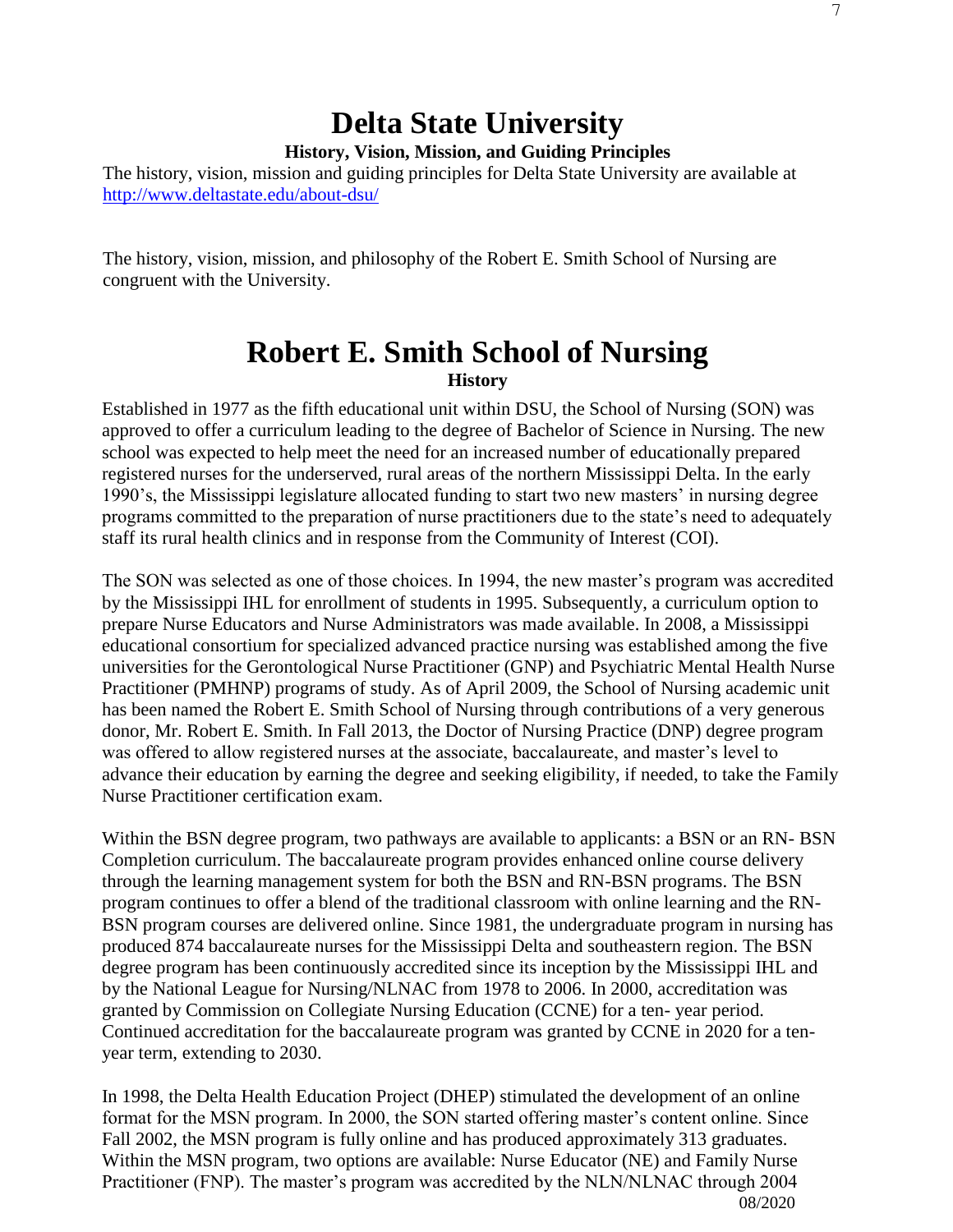# Delta State University

### History, Vision, Mission, and Guiding Principles

The history, vision, mission and guiding principles for Delta State University are available at http://www.deltastate.edu/about-dsu/

The history, vision, mission, and philosophy of the Robert E. Smith School of Nursing are congruent with the University.

# Robert E. Smith School of Nursing

### History

Established in 1977 as the fifth educational unit within DSU, the School of Nursing (SON) was approved to offer a curriculum leading to the degree of Bachelor of Science in Nursing. The new school was expected to help meet the need for an increased number of educationally prepared registered nurses for the underserved, rural areas of the northern Mississippi Delta. In the early 1990's, the Mississippi legislature allocated funding to start two new masters' in nursing degree programs committed to the preparation of nurse practitioners due to the state's need to adequately staff its rural health clinics and in response from the Community of Interest (COI).

The SON was selected as one of those choices. In 1994, the new master's program was accredited by the Mississippi IHL for enrollment of students in 1995. Subsequently, a curriculum option to prepare Nurse Educators and Nurse Administrators was made available. In 2008, a Mississippi educational consortium for specialized advanced practice nursing was established among the five universities for the Gerontological Nurse Practitioner (GNP) and Psychiatric Mental Health Nurse Practitioner (PMHNP) programs of study. As of April 2009, the School of Nursing academic unit has been named the Robert E. Smith School of Nursing through contributions of a very generous donor, Mr. Robert E. Smith. In Fall 2013, the Doctor of Nursing Practice (DNP) degree program was offered to allow registered nurses at the associate, baccalaureate, and master's level to advance their education by earning the degree and seeking eligibility, if needed, to take the Family Nurse Practitioner certification exam.

Within the BSN degree program, two pathways are available to applicants: a BSN or an RN- BSN Completion curriculum. The baccalaureate program provides enhanced online course delivery through the learning management system for both the BSN and RN-BSN programs. The BSN program continues to offer a blend of the traditional classroom with online learning and the RN-BSN program courses are delivered online. Since 1981, the undergraduate program in nursing has produced 874 baccalaureate nurses for the Mississippi Delta and southeastern region. The BSN degree program has been continuously accredited since its inception by the Mississippi IHL and by the National League for Nursing/NLNAC from 1978 to 2006. In 2000, accreditation was granted by Commission on Collegiate Nursing Education (CCNE) for a ten- year period. Continued accreditation for the baccalaureate program was granted by CCNE in 2020 for a ten-year term, extending to 2030.

In 1998, the Delta Health Education Project (DHEP) stimulated the development of an online format for the MSN program. In 2000, the SON started offering master's content online. Since Fall 2002, the MSN program is fully online and has produced approximately 313 graduates. Within the MSN program, two options are available: Nurse Educator (NE) and Family Nurse Practitioner (FNP). The master's program was accredited by the NLN/NLNAC through 2004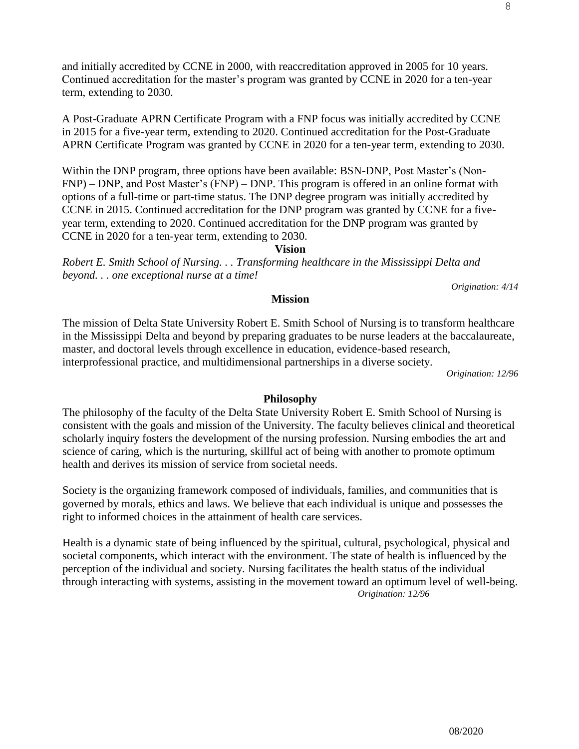and initially accredited by CCNE in 2000, with reaccreditation approved in 2005 for 10 years. Continued accreditation for the master's program was granted by CCNE in 2020 for a ten-year term, extending to 2030.

A Post-Graduate APRN Certificate Program with a FNP focus was initially accredited by CCNE in 2015 for a five-year term, extending to 2020. Continued accreditation for the Post-Graduate APRN Certificate Program was granted by CCNE in 2020 for a ten-year term, extending to 2030.

Within the DNP program, three options have been available: BSN-DNP, Post Master's (Non-FNP) – DNP, and Post Master's (FNP) – DNP. This program is offered in an online format with options of a full-time or part-time status. The DNP degree program was initially accredited by CCNE in 2015. Continued accreditation for the DNP program was granted by CCNE for a five-year term, extending to 2020. Continued accreditation for the DNP program was granted by CCNE in 2020 for a ten-year term, extending to 2030.

## Vision

*Robert E. Smith School of Nursing. . . Transforming healthcare in the Mississippi Delta and beyond. . . one exceptional nurse at a time!*

*Origination: 4/14*

## Mission

The mission of Delta State University Robert E. Smith School of Nursing is to transform healthcare in the Mississippi Delta and beyond by preparing graduates to be nurse leaders at the baccalaureate, master, and doctoral levels through excellence in education, evidence-based research, interprofessional practice, and multidimensional partnerships in a diverse society.

*Origination: 12/96*

## Philosophy

The philosophy of the faculty of the Delta State University Robert E. Smith School of Nursing is consistent with the goals and mission of the University. The faculty believes clinical and theoretical scholarly inquiry fosters the development of the nursing profession. Nursing embodies the art and science of caring, which is the nurturing, skillful act of being with another to promote optimum health and derives its mission of service from societal needs.

Society is the organizing framework composed of individuals, families, and communities that is governed by morals, ethics and laws. We believe that each individual is unique and possesses the right to informed choices in the attainment of health care services.

Health is a dynamic state of being influenced by the spiritual, cultural, psychological, physical and societal components, which interact with the environment. The state of health is influenced by the perception of the individual and society. Nursing facilitates the health status of the individual through interacting with systems, assisting in the movement toward an optimum level of well-being.

*Origination: 12/96*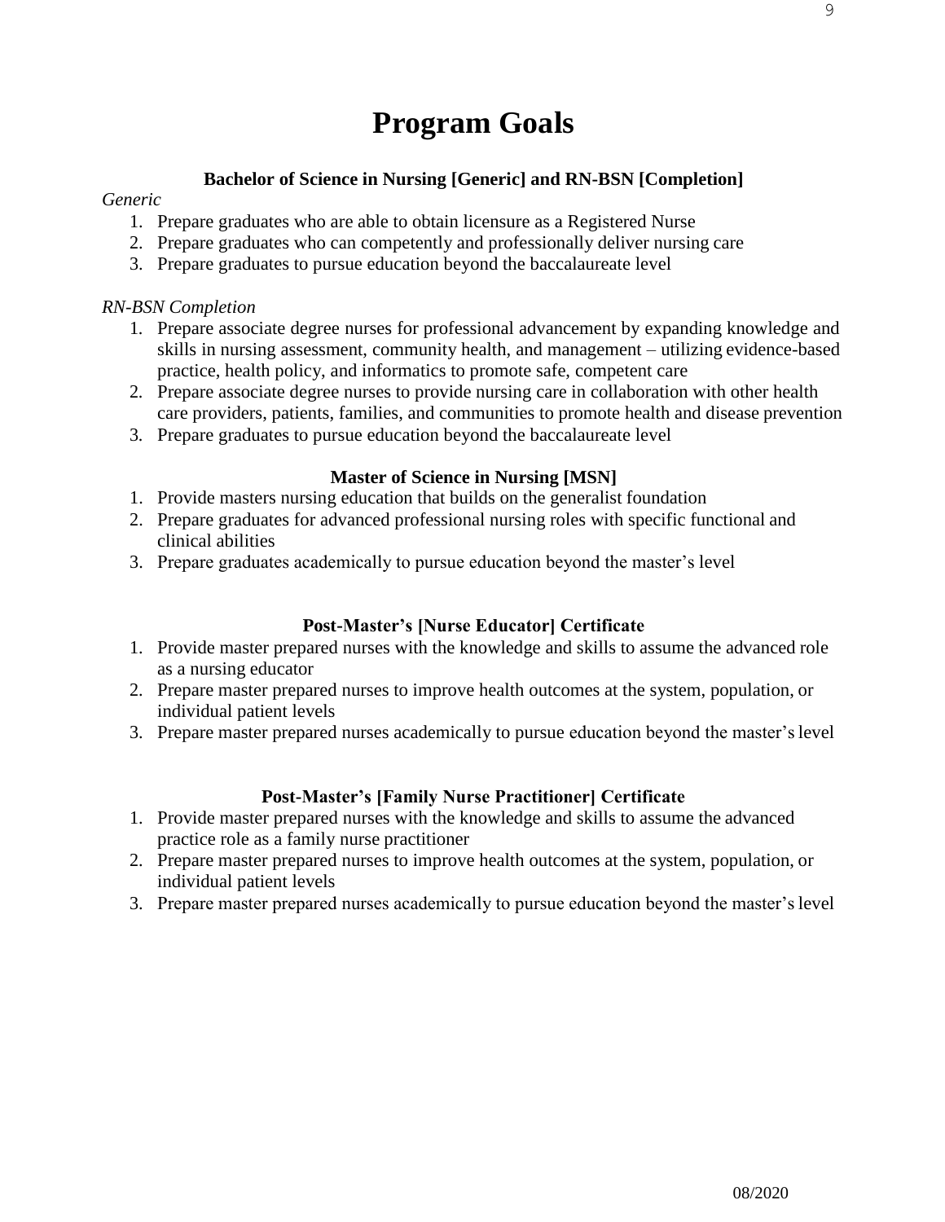# Program Goals

## Bachelor of Science in Nursing [Generic] and RN-BSN [Completion]

*Generic*

1. Prepare graduates who are able to obtain licensure as a Registered Nurse
2. Prepare graduates who can competently and professionally deliver nursing care
3. Prepare graduates to pursue education beyond the baccalaureate level

*RN-BSN Completion*

1. Prepare associate degree nurses for professional advancement by expanding knowledge and skills in nursing assessment, community health, and management – utilizing evidence-based practice, health policy, and informatics to promote safe, competent care
2. Prepare associate degree nurses to provide nursing care in collaboration with other health care providers, patients, families, and communities to promote health and disease prevention
3. Prepare graduates to pursue education beyond the baccalaureate level

## Master of Science in Nursing [MSN]

1. Provide masters nursing education that builds on the generalist foundation
2. Prepare graduates for advanced professional nursing roles with specific functional and clinical abilities
3. Prepare graduates academically to pursue education beyond the master's level

## Post-Master's [Nurse Educator] Certificate

1. Provide master prepared nurses with the knowledge and skills to assume the advanced role as a nursing educator
2. Prepare master prepared nurses to improve health outcomes at the system, population, or individual patient levels
3. Prepare master prepared nurses academically to pursue education beyond the master's level

## Post-Master's [Family Nurse Practitioner] Certificate

1. Provide master prepared nurses with the knowledge and skills to assume the advanced practice role as a family nurse practitioner
2. Prepare master prepared nurses to improve health outcomes at the system, population, or individual patient levels
3. Prepare master prepared nurses academically to pursue education beyond the master's level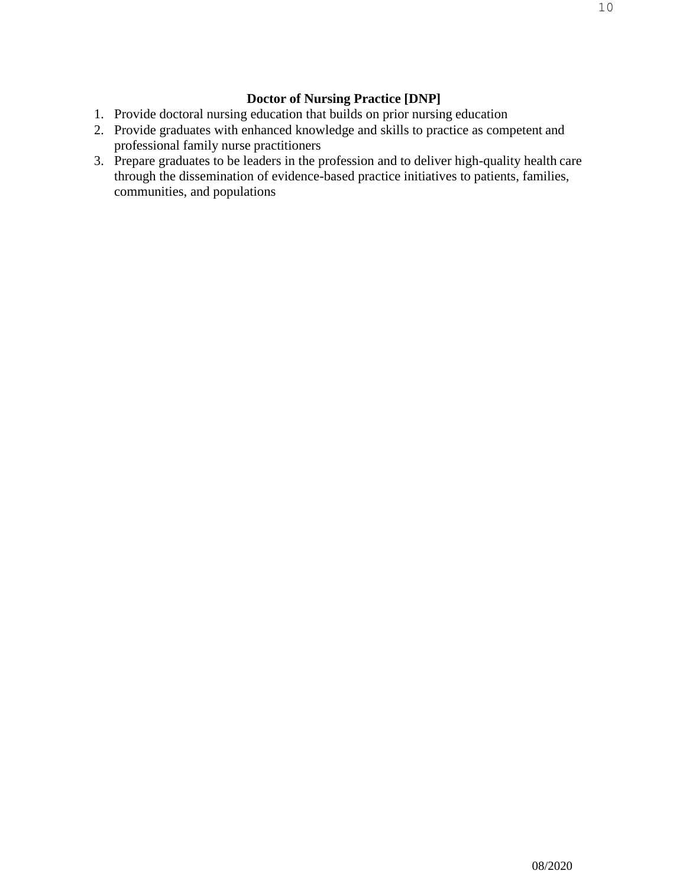**Doctor of Nursing Practice [DNP]**

1. Provide doctoral nursing education that builds on prior nursing education
2. Provide graduates with enhanced knowledge and skills to practice as competent and professional family nurse practitioners
3. Prepare graduates to be leaders in the profession and to deliver high-quality health care through the dissemination of evidence-based practice initiatives to patients, families, communities, and populations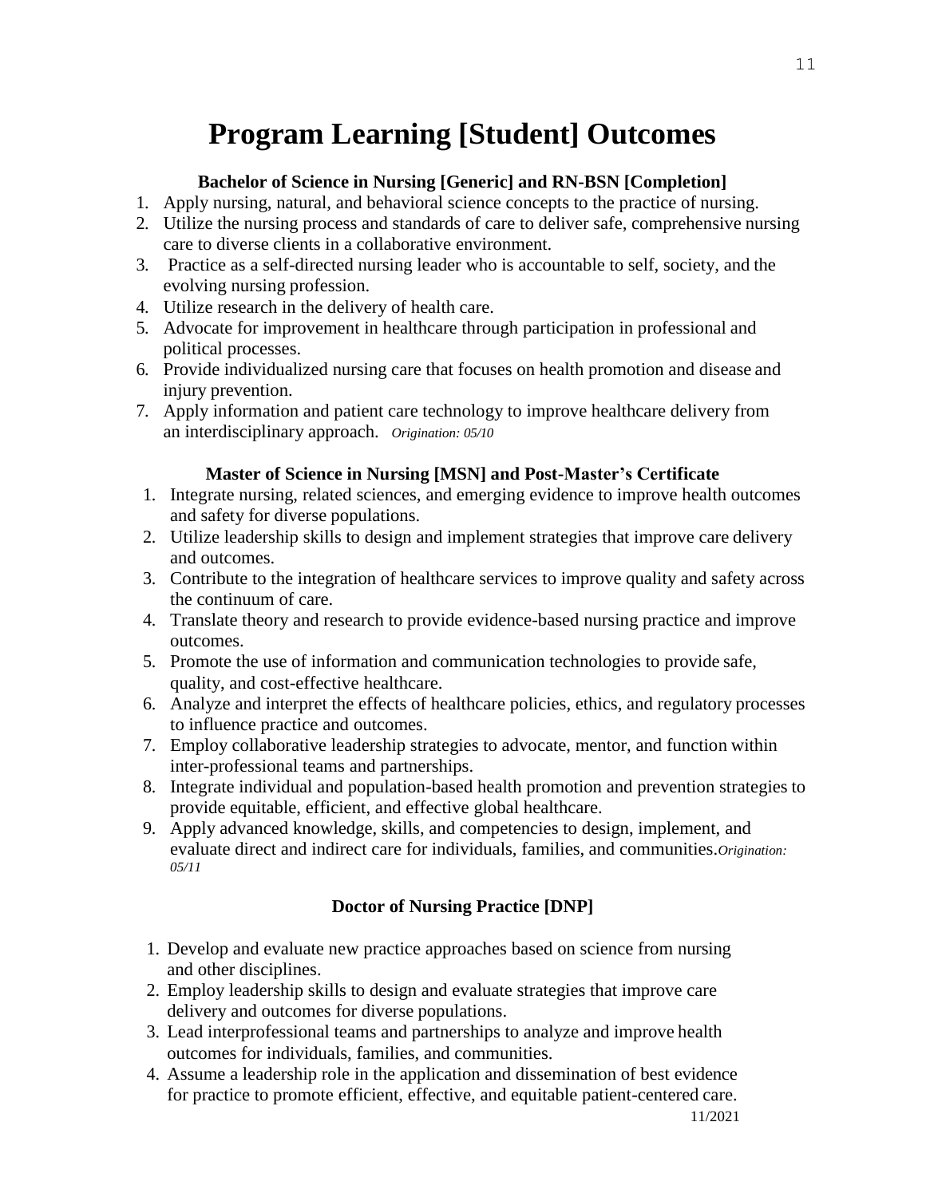# Program Learning [Student] Outcomes

### Bachelor of Science in Nursing [Generic] and RN-BSN [Completion]

1. Apply nursing, natural, and behavioral science concepts to the practice of nursing.
2. Utilize the nursing process and standards of care to deliver safe, comprehensive nursing care to diverse clients in a collaborative environment.
3. Practice as a self-directed nursing leader who is accountable to self, society, and the evolving nursing profession.
4. Utilize research in the delivery of health care.
5. Advocate for improvement in healthcare through participation in professional and political processes.
6. Provide individualized nursing care that focuses on health promotion and disease and injury prevention.
7. Apply information and patient care technology to improve healthcare delivery from an interdisciplinary approach. *Origination: 05/10*

### Master of Science in Nursing [MSN] and Post-Master's Certificate

1. Integrate nursing, related sciences, and emerging evidence to improve health outcomes and safety for diverse populations.
2. Utilize leadership skills to design and implement strategies that improve care delivery and outcomes.
3. Contribute to the integration of healthcare services to improve quality and safety across the continuum of care.
4. Translate theory and research to provide evidence-based nursing practice and improve outcomes.
5. Promote the use of information and communication technologies to provide safe, quality, and cost-effective healthcare.
6. Analyze and interpret the effects of healthcare policies, ethics, and regulatory processes to influence practice and outcomes.
7. Employ collaborative leadership strategies to advocate, mentor, and function within inter-professional teams and partnerships.
8. Integrate individual and population-based health promotion and prevention strategies to provide equitable, efficient, and effective global healthcare.
9. Apply advanced knowledge, skills, and competencies to design, implement, and evaluate direct and indirect care for individuals, families, and communities. *Origination: 05/11*

### Doctor of Nursing Practice [DNP]

1. Develop and evaluate new practice approaches based on science from nursing and other disciplines.
2. Employ leadership skills to design and evaluate strategies that improve care delivery and outcomes for diverse populations.
3. Lead interprofessional teams and partnerships to analyze and improve health outcomes for individuals, families, and communities.
4. Assume a leadership role in the application and dissemination of best evidence for practice to promote efficient, effective, and equitable patient-centered care.

11/2021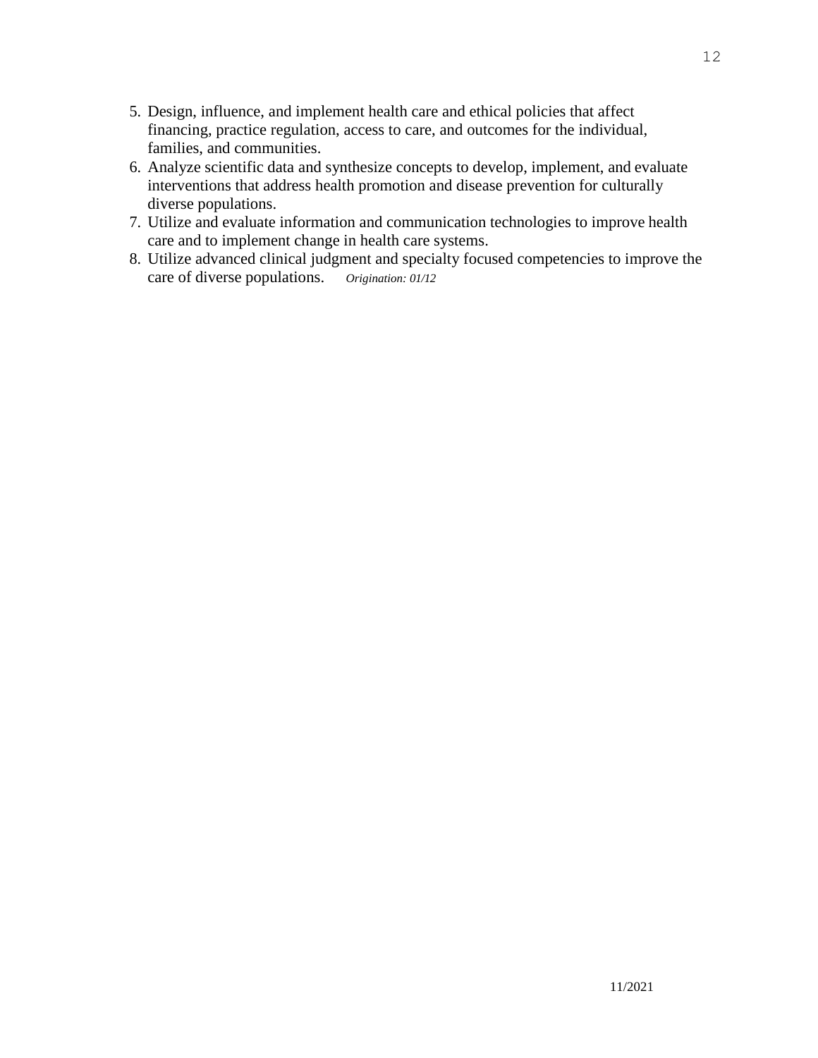5. Design, influence, and implement health care and ethical policies that affect financing, practice regulation, access to care, and outcomes for the individual, families, and communities.
6. Analyze scientific data and synthesize concepts to develop, implement, and evaluate interventions that address health promotion and disease prevention for culturally diverse populations.
7. Utilize and evaluate information and communication technologies to improve health care and to implement change in health care systems.
8. Utilize advanced clinical judgment and specialty focused competencies to improve the care of diverse populations. *Origination: 01/12*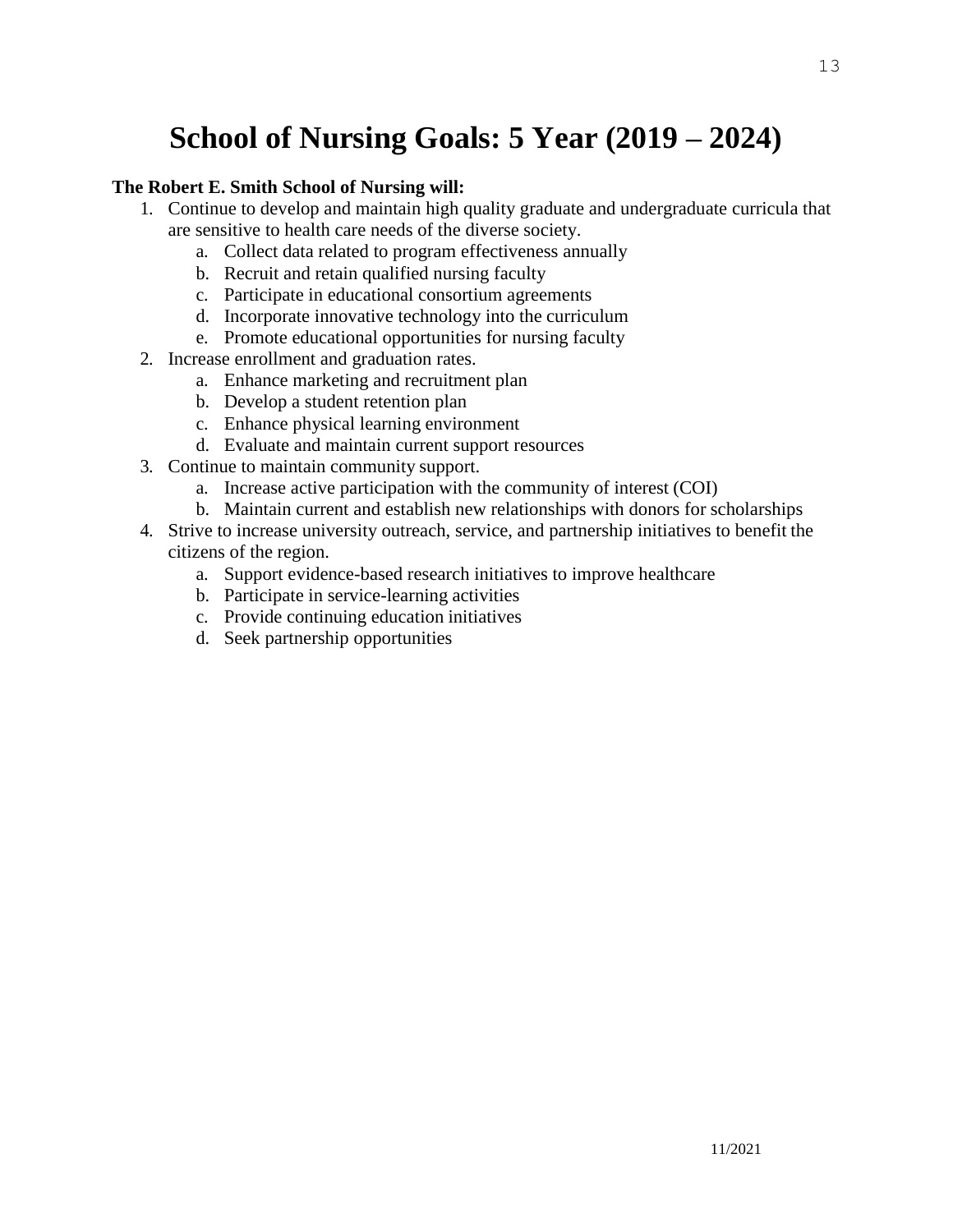# School of Nursing Goals: 5 Year (2019 – 2024)

**The Robert E. Smith School of Nursing will:**

1. Continue to develop and maintain high quality graduate and undergraduate curricula that are sensitive to health care needs of the diverse society.
    a. Collect data related to program effectiveness annually
    b. Recruit and retain qualified nursing faculty
    c. Participate in educational consortium agreements
    d. Incorporate innovative technology into the curriculum
    e. Promote educational opportunities for nursing faculty
2. Increase enrollment and graduation rates.
    a. Enhance marketing and recruitment plan
    b. Develop a student retention plan
    c. Enhance physical learning environment
    d. Evaluate and maintain current support resources
3. Continue to maintain community support.
    a. Increase active participation with the community of interest (COI)
    b. Maintain current and establish new relationships with donors for scholarships
4. Strive to increase university outreach, service, and partnership initiatives to benefit the citizens of the region.
    a. Support evidence-based research initiatives to improve healthcare
    b. Participate in service-learning activities
    c. Provide continuing education initiatives
    d. Seek partnership opportunities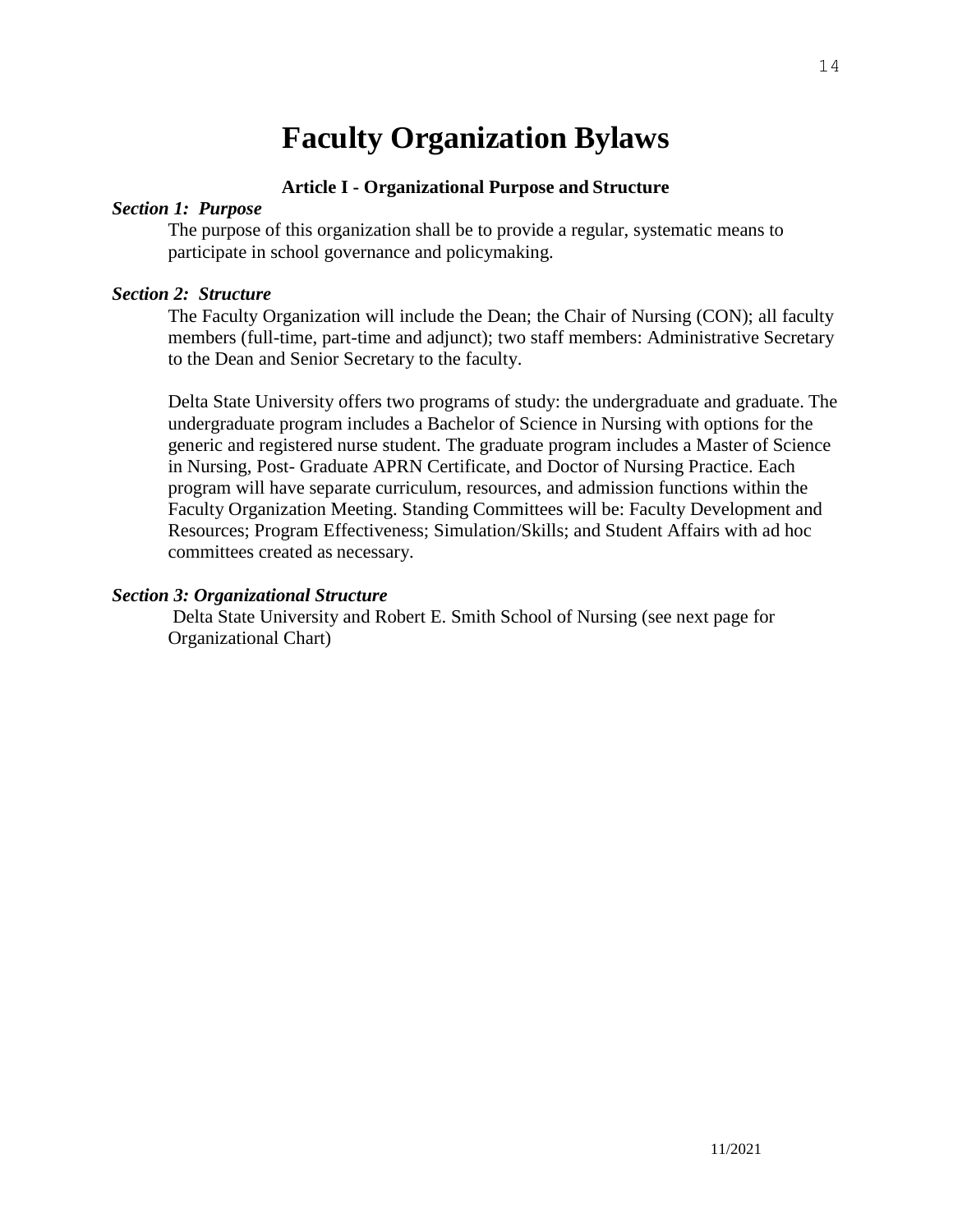# Faculty Organization Bylaws

## Article I - Organizational Purpose and Structure

***Section 1: Purpose***

The purpose of this organization shall be to provide a regular, systematic means to participate in school governance and policymaking.

***Section 2: Structure***

The Faculty Organization will include the Dean; the Chair of Nursing (CON); all faculty members (full-time, part-time and adjunct); two staff members: Administrative Secretary to the Dean and Senior Secretary to the faculty.

Delta State University offers two programs of study: the undergraduate and graduate. The undergraduate program includes a Bachelor of Science in Nursing with options for the generic and registered nurse student. The graduate program includes a Master of Science in Nursing, Post- Graduate APRN Certificate, and Doctor of Nursing Practice. Each program will have separate curriculum, resources, and admission functions within the Faculty Organization Meeting. Standing Committees will be: Faculty Development and Resources; Program Effectiveness; Simulation/Skills; and Student Affairs with ad hoc committees created as necessary.

***Section 3: Organizational Structure***

Delta State University and Robert E. Smith School of Nursing (see next page for Organizational Chart)

11/2021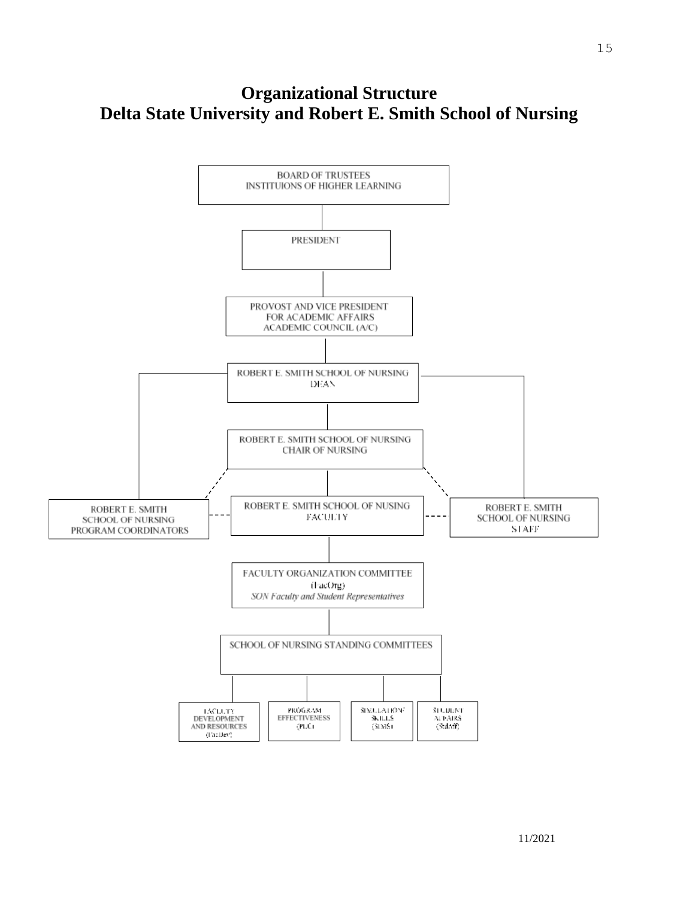# Organizational Structure
# Delta State University and Robert E. Smith School of Nursing

BOARD OF TRUSTEES
INSTITUIONS OF HIGHER LEARNING

PRESIDENT

PROVOST AND VICE PRESIDENT
FOR ACADEMIC AFFAIRS
ACADEMIC COUNCIL (A/C)

ROBERT E. SMITH SCHOOL OF NURSING
DEAN

ROBERT E. SMITH SCHOOL OF NURSING
CHAIR OF NURSING

ROBERT E. SMITH
SCHOOL OF NURSING
PROGRAM COORDINATORS

ROBERT E. SMITH SCHOOL OF NUSING
FACULTY

ROBERT E. SMITH
SCHOOL OF NURSING
STAFF

FACULTY ORGANIZATION COMMITTEE
(FacOrg)
*SON Faculty and Student Representatives*

SCHOOL OF NURSING STANDING COMMITTEES

FACULTY DEVELOPMENT AND RESOURCES (FacDev)

PROGRAM EFFECTIVENESS (PLC)

SIMULATION/ SKILLS (SIMS)

STUDENT AFFAIRS (StAff)

11/2021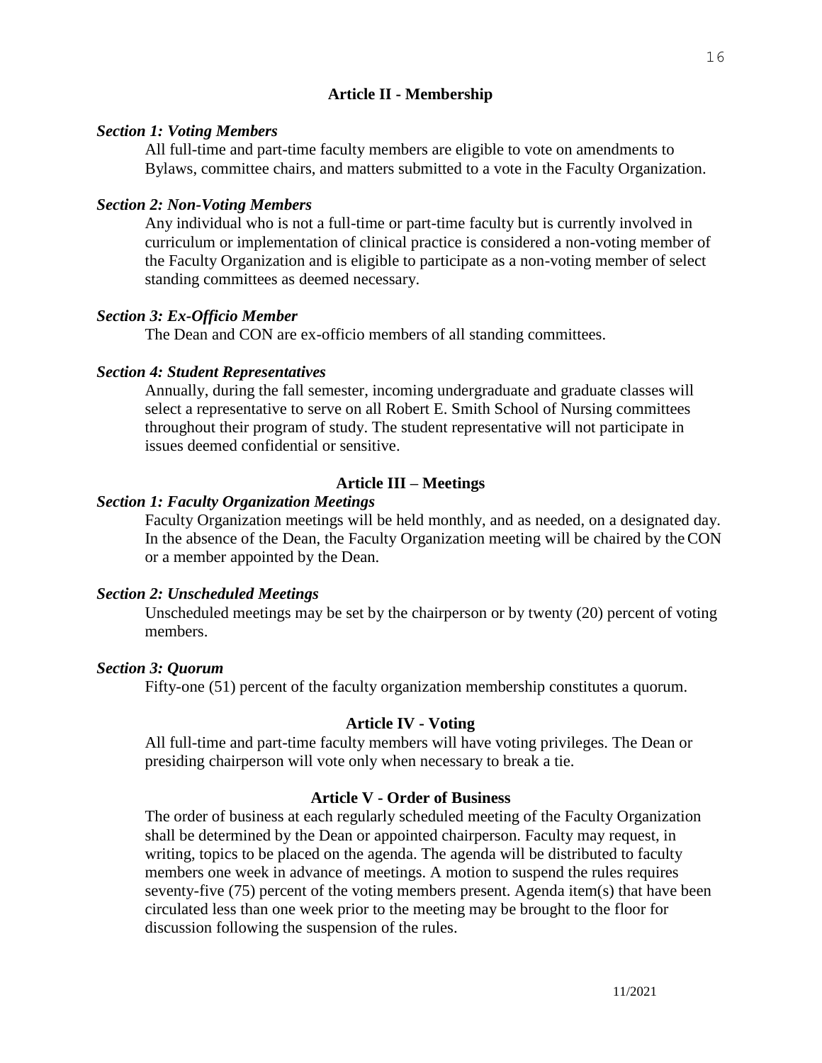## Article II - Membership

***Section 1: Voting Members***

All full-time and part-time faculty members are eligible to vote on amendments to Bylaws, committee chairs, and matters submitted to a vote in the Faculty Organization.

***Section 2: Non-Voting Members***

Any individual who is not a full-time or part-time faculty but is currently involved in curriculum or implementation of clinical practice is considered a non-voting member of the Faculty Organization and is eligible to participate as a non-voting member of select standing committees as deemed necessary.

***Section 3: Ex-Officio Member***

The Dean and CON are ex-officio members of all standing committees.

***Section 4: Student Representatives***

Annually, during the fall semester, incoming undergraduate and graduate classes will select a representative to serve on all Robert E. Smith School of Nursing committees throughout their program of study. The student representative will not participate in issues deemed confidential or sensitive.

## Article III – Meetings

***Section 1: Faculty Organization Meetings***

Faculty Organization meetings will be held monthly, and as needed, on a designated day. In the absence of the Dean, the Faculty Organization meeting will be chaired by the CON or a member appointed by the Dean.

***Section 2: Unscheduled Meetings***

Unscheduled meetings may be set by the chairperson or by twenty (20) percent of voting members.

***Section 3: Quorum***

Fifty-one (51) percent of the faculty organization membership constitutes a quorum.

## Article IV - Voting

All full-time and part-time faculty members will have voting privileges. The Dean or presiding chairperson will vote only when necessary to break a tie.

## Article V - Order of Business

The order of business at each regularly scheduled meeting of the Faculty Organization shall be determined by the Dean or appointed chairperson. Faculty may request, in writing, topics to be placed on the agenda. The agenda will be distributed to faculty members one week in advance of meetings. A motion to suspend the rules requires seventy-five (75) percent of the voting members present. Agenda item(s) that have been circulated less than one week prior to the meeting may be brought to the floor for discussion following the suspension of the rules.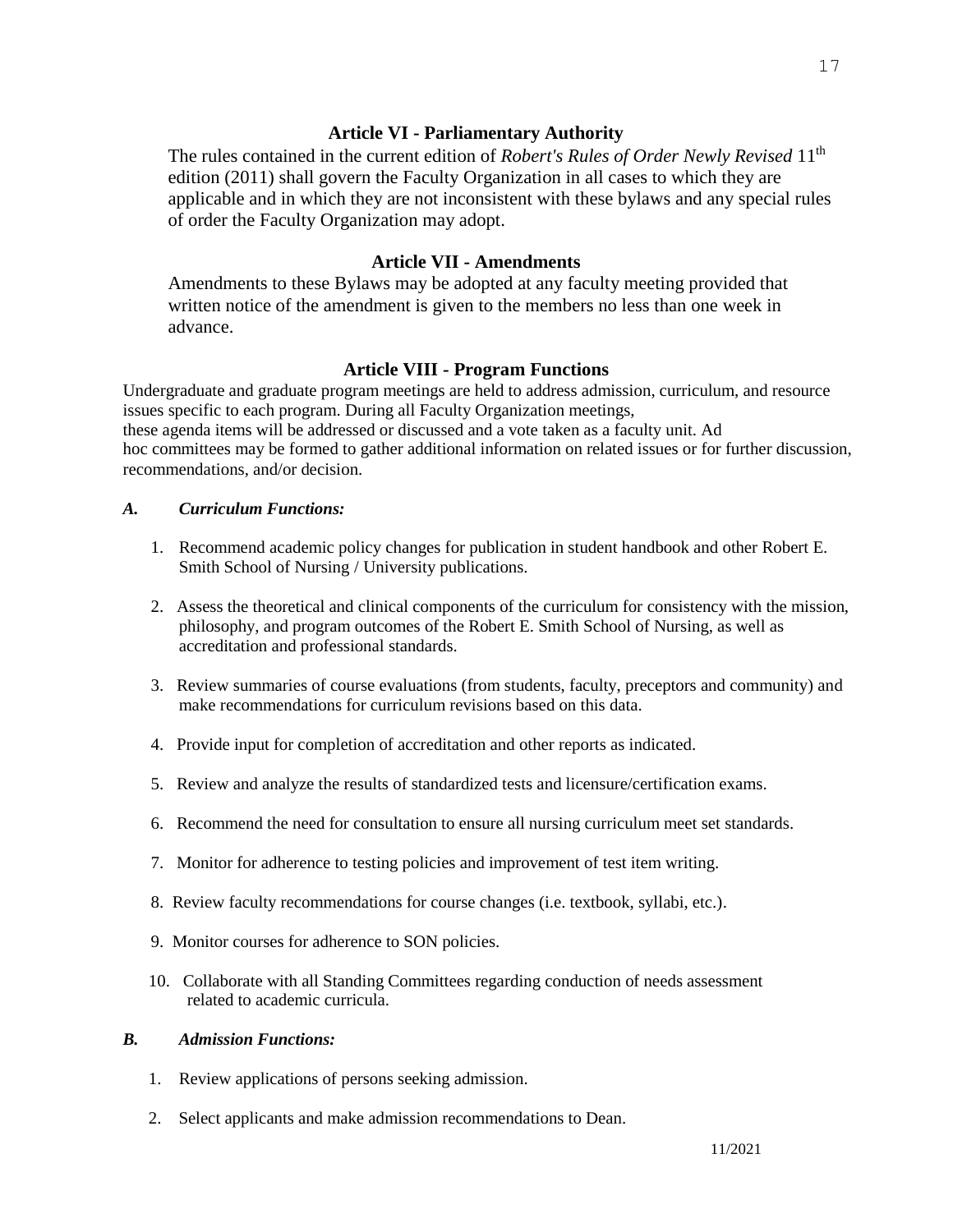## Article VI - Parliamentary Authority

The rules contained in the current edition of *Robert's Rules of Order Newly Revised* 11th edition (2011) shall govern the Faculty Organization in all cases to which they are applicable and in which they are not inconsistent with these bylaws and any special rules of order the Faculty Organization may adopt.

## Article VII - Amendments

Amendments to these Bylaws may be adopted at any faculty meeting provided that written notice of the amendment is given to the members no less than one week in advance.

## Article VIII - Program Functions

Undergraduate and graduate program meetings are held to address admission, curriculum, and resource issues specific to each program. During all Faculty Organization meetings, these agenda items will be addressed or discussed and a vote taken as a faculty unit. Ad hoc committees may be formed to gather additional information on related issues or for further discussion, recommendations, and/or decision.

***A. Curriculum Functions:***

1. Recommend academic policy changes for publication in student handbook and other Robert E. Smith School of Nursing / University publications.
2. Assess the theoretical and clinical components of the curriculum for consistency with the mission, philosophy, and program outcomes of the Robert E. Smith School of Nursing, as well as accreditation and professional standards.
3. Review summaries of course evaluations (from students, faculty, preceptors and community) and make recommendations for curriculum revisions based on this data.
4. Provide input for completion of accreditation and other reports as indicated.
5. Review and analyze the results of standardized tests and licensure/certification exams.
6. Recommend the need for consultation to ensure all nursing curriculum meet set standards.
7. Monitor for adherence to testing policies and improvement of test item writing.
8. Review faculty recommendations for course changes (i.e. textbook, syllabi, etc.).
9. Monitor courses for adherence to SON policies.
10. Collaborate with all Standing Committees regarding conduction of needs assessment related to academic curricula.

***B. Admission Functions:***

1. Review applications of persons seeking admission.
2. Select applicants and make admission recommendations to Dean.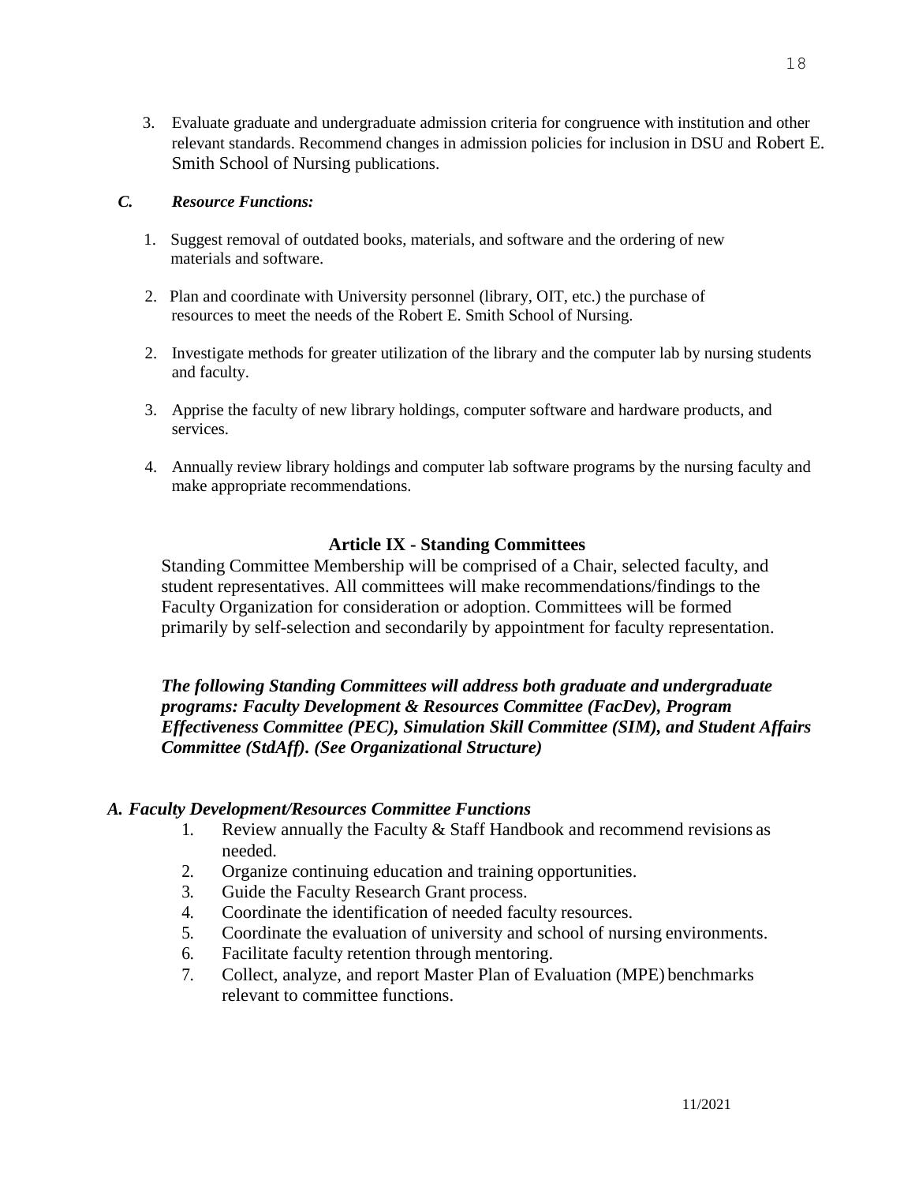3. Evaluate graduate and undergraduate admission criteria for congruence with institution and other relevant standards. Recommend changes in admission policies for inclusion in DSU and Robert E. Smith School of Nursing publications.

### *C. Resource Functions:*

1. Suggest removal of outdated books, materials, and software and the ordering of new materials and software.

2. Plan and coordinate with University personnel (library, OIT, etc.) the purchase of resources to meet the needs of the Robert E. Smith School of Nursing.

2. Investigate methods for greater utilization of the library and the computer lab by nursing students and faculty.

3. Apprise the faculty of new library holdings, computer software and hardware products, and services.

4. Annually review library holdings and computer lab software programs by the nursing faculty and make appropriate recommendations.

## Article IX - Standing Committees

Standing Committee Membership will be comprised of a Chair, selected faculty, and student representatives. All committees will make recommendations/findings to the Faculty Organization for consideration or adoption. Committees will be formed primarily by self-selection and secondarily by appointment for faculty representation.

***The following Standing Committees will address both graduate and undergraduate programs: Faculty Development & Resources Committee (FacDev), Program Effectiveness Committee (PEC), Simulation Skill Committee (SIM), and Student Affairs Committee (StdAff). (See Organizational Structure)***

### *A. Faculty Development/Resources Committee Functions*

1. Review annually the Faculty & Staff Handbook and recommend revisions as needed.
2. Organize continuing education and training opportunities.
3. Guide the Faculty Research Grant process.
4. Coordinate the identification of needed faculty resources.
5. Coordinate the evaluation of university and school of nursing environments.
6. Facilitate faculty retention through mentoring.
7. Collect, analyze, and report Master Plan of Evaluation (MPE) benchmarks relevant to committee functions.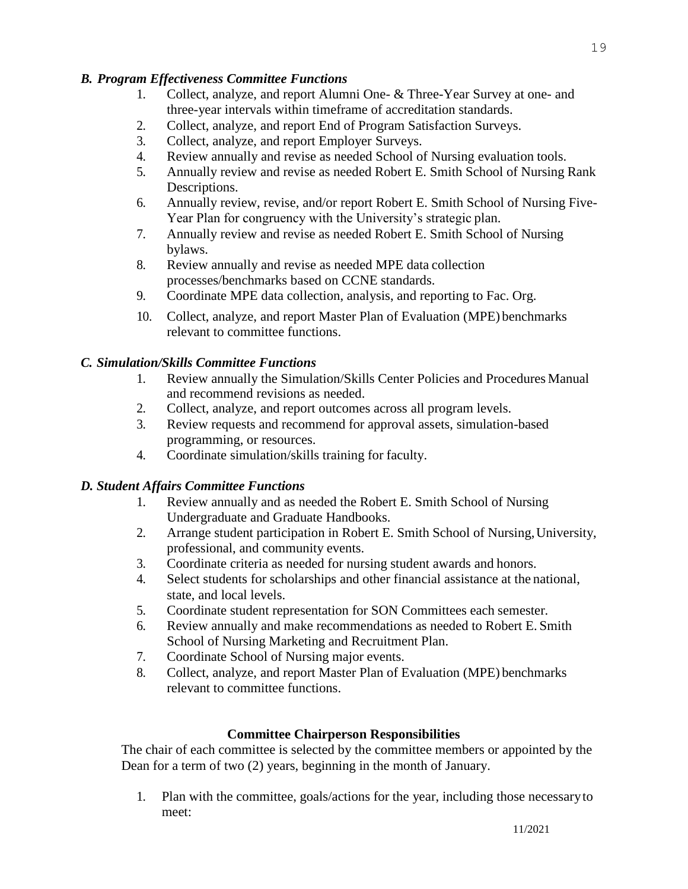### *B. Program Effectiveness Committee Functions*

1. Collect, analyze, and report Alumni One- & Three-Year Survey at one- and three-year intervals within timeframe of accreditation standards.
2. Collect, analyze, and report End of Program Satisfaction Surveys.
3. Collect, analyze, and report Employer Surveys.
4. Review annually and revise as needed School of Nursing evaluation tools.
5. Annually review and revise as needed Robert E. Smith School of Nursing Rank Descriptions.
6. Annually review, revise, and/or report Robert E. Smith School of Nursing Five-Year Plan for congruency with the University's strategic plan.
7. Annually review and revise as needed Robert E. Smith School of Nursing bylaws.
8. Review annually and revise as needed MPE data collection processes/benchmarks based on CCNE standards.
9. Coordinate MPE data collection, analysis, and reporting to Fac. Org.
10. Collect, analyze, and report Master Plan of Evaluation (MPE) benchmarks relevant to committee functions.

### *C. Simulation/Skills Committee Functions*

1. Review annually the Simulation/Skills Center Policies and Procedures Manual and recommend revisions as needed.
2. Collect, analyze, and report outcomes across all program levels.
3. Review requests and recommend for approval assets, simulation-based programming, or resources.
4. Coordinate simulation/skills training for faculty.

### *D. Student Affairs Committee Functions*

1. Review annually and as needed the Robert E. Smith School of Nursing Undergraduate and Graduate Handbooks.
2. Arrange student participation in Robert E. Smith School of Nursing, University, professional, and community events.
3. Coordinate criteria as needed for nursing student awards and honors.
4. Select students for scholarships and other financial assistance at the national, state, and local levels.
5. Coordinate student representation for SON Committees each semester.
6. Review annually and make recommendations as needed to Robert E. Smith School of Nursing Marketing and Recruitment Plan.
7. Coordinate School of Nursing major events.
8. Collect, analyze, and report Master Plan of Evaluation (MPE) benchmarks relevant to committee functions.

## **Committee Chairperson Responsibilities**

The chair of each committee is selected by the committee members or appointed by the Dean for a term of two (2) years, beginning in the month of January.

1. Plan with the committee, goals/actions for the year, including those necessary to meet: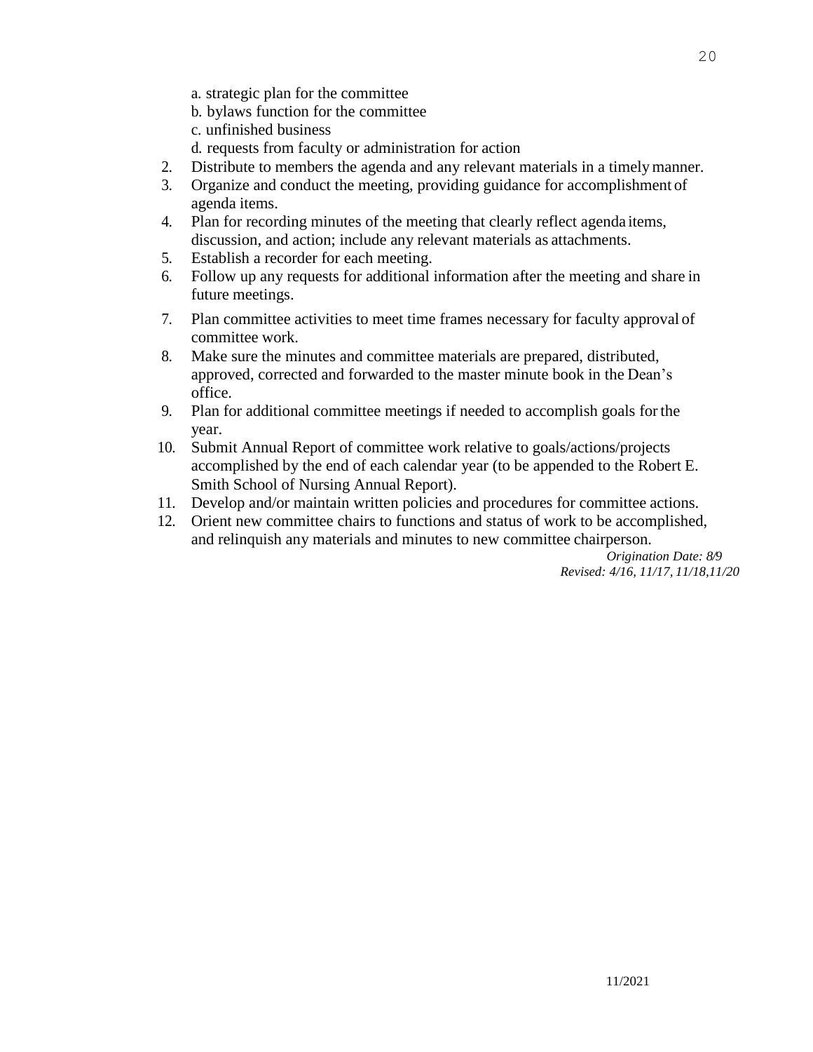a. strategic plan for the committee
   b. bylaws function for the committee
   c. unfinished business
   d. requests from faculty or administration for action
2. Distribute to members the agenda and any relevant materials in a timely manner.
3. Organize and conduct the meeting, providing guidance for accomplishment of agenda items.
4. Plan for recording minutes of the meeting that clearly reflect agenda items, discussion, and action; include any relevant materials as attachments.
5. Establish a recorder for each meeting.
6. Follow up any requests for additional information after the meeting and share in future meetings.
7. Plan committee activities to meet time frames necessary for faculty approval of committee work.
8. Make sure the minutes and committee materials are prepared, distributed, approved, corrected and forwarded to the master minute book in the Dean's office.
9. Plan for additional committee meetings if needed to accomplish goals for the year.
10. Submit Annual Report of committee work relative to goals/actions/projects accomplished by the end of each calendar year (to be appended to the Robert E. Smith School of Nursing Annual Report).
11. Develop and/or maintain written policies and procedures for committee actions.
12. Orient new committee chairs to functions and status of work to be accomplished, and relinquish any materials and minutes to new committee chairperson.

*Origination Date: 8/9*
*Revised: 4/16, 11/17, 11/18,11/20*

11/2021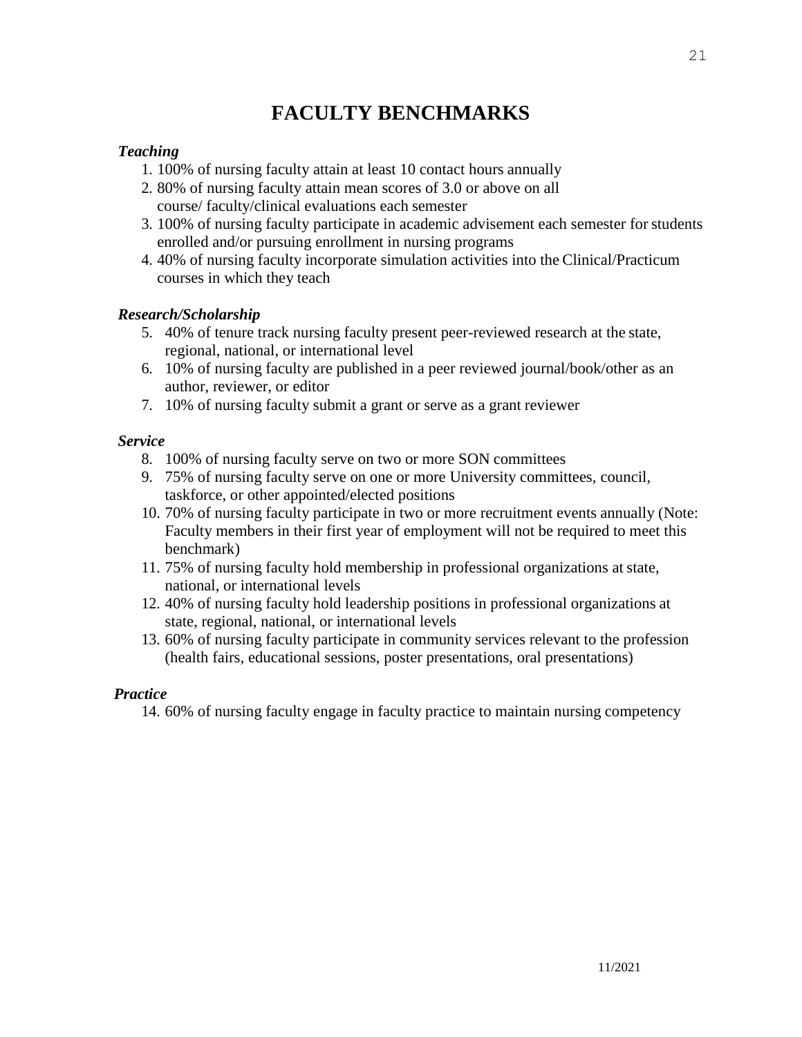# FACULTY BENCHMARKS

***Teaching***

1. 100% of nursing faculty attain at least 10 contact hours annually
2. 80% of nursing faculty attain mean scores of 3.0 or above on all course/ faculty/clinical evaluations each semester
3. 100% of nursing faculty participate in academic advisement each semester for students enrolled and/or pursuing enrollment in nursing programs
4. 40% of nursing faculty incorporate simulation activities into the Clinical/Practicum courses in which they teach

***Research/Scholarship***

5. 40% of tenure track nursing faculty present peer-reviewed research at the state, regional, national, or international level
6. 10% of nursing faculty are published in a peer reviewed journal/book/other as an author, reviewer, or editor
7. 10% of nursing faculty submit a grant or serve as a grant reviewer

***Service***

8. 100% of nursing faculty serve on two or more SON committees
9. 75% of nursing faculty serve on one or more University committees, council, taskforce, or other appointed/elected positions
10. 70% of nursing faculty participate in two or more recruitment events annually (Note: Faculty members in their first year of employment will not be required to meet this benchmark)
11. 75% of nursing faculty hold membership in professional organizations at state, national, or international levels
12. 40% of nursing faculty hold leadership positions in professional organizations at state, regional, national, or international levels
13. 60% of nursing faculty participate in community services relevant to the profession (health fairs, educational sessions, poster presentations, oral presentations)

***Practice***

14. 60% of nursing faculty engage in faculty practice to maintain nursing competency

11/2021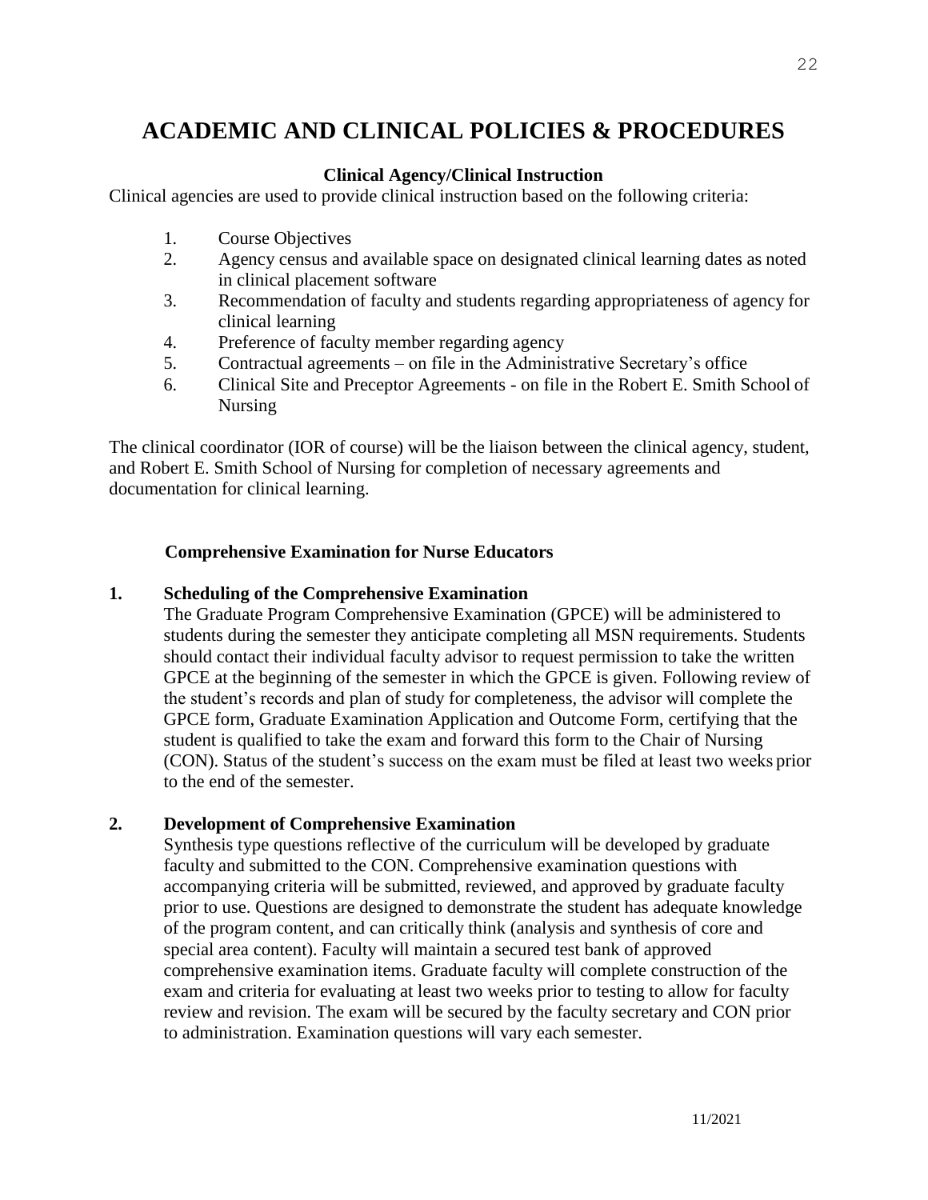# ACADEMIC AND CLINICAL POLICIES & PROCEDURES

### Clinical Agency/Clinical Instruction

Clinical agencies are used to provide clinical instruction based on the following criteria:

1. Course Objectives
2. Agency census and available space on designated clinical learning dates as noted in clinical placement software
3. Recommendation of faculty and students regarding appropriateness of agency for clinical learning
4. Preference of faculty member regarding agency
5. Contractual agreements – on file in the Administrative Secretary's office
6. Clinical Site and Preceptor Agreements - on file in the Robert E. Smith School of Nursing

The clinical coordinator (IOR of course) will be the liaison between the clinical agency, student, and Robert E. Smith School of Nursing for completion of necessary agreements and documentation for clinical learning.

### Comprehensive Examination for Nurse Educators

**1. Scheduling of the Comprehensive Examination**

The Graduate Program Comprehensive Examination (GPCE) will be administered to students during the semester they anticipate completing all MSN requirements. Students should contact their individual faculty advisor to request permission to take the written GPCE at the beginning of the semester in which the GPCE is given. Following review of the student's records and plan of study for completeness, the advisor will complete the GPCE form, Graduate Examination Application and Outcome Form, certifying that the student is qualified to take the exam and forward this form to the Chair of Nursing (CON). Status of the student's success on the exam must be filed at least two weeks prior to the end of the semester.

**2. Development of Comprehensive Examination**

Synthesis type questions reflective of the curriculum will be developed by graduate faculty and submitted to the CON. Comprehensive examination questions with accompanying criteria will be submitted, reviewed, and approved by graduate faculty prior to use. Questions are designed to demonstrate the student has adequate knowledge of the program content, and can critically think (analysis and synthesis of core and special area content). Faculty will maintain a secured test bank of approved comprehensive examination items. Graduate faculty will complete construction of the exam and criteria for evaluating at least two weeks prior to testing to allow for faculty review and revision. The exam will be secured by the faculty secretary and CON prior to administration. Examination questions will vary each semester.

11/2021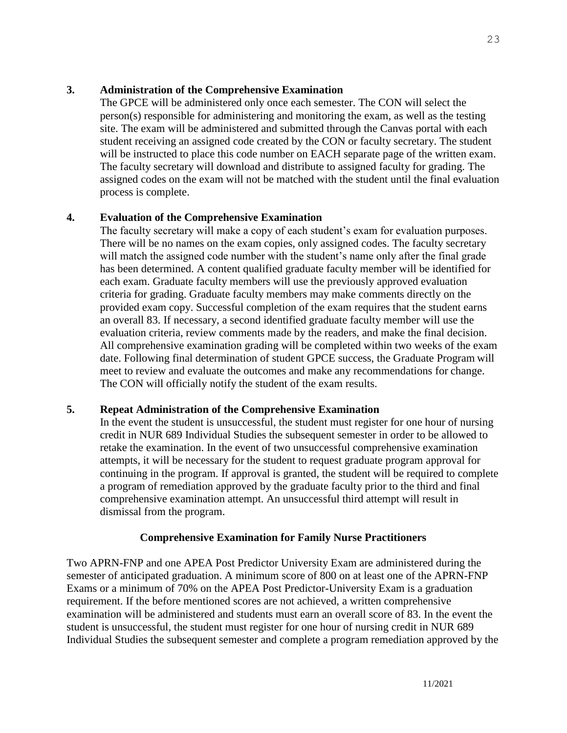### 3. Administration of the Comprehensive Examination

The GPCE will be administered only once each semester. The CON will select the person(s) responsible for administering and monitoring the exam, as well as the testing site. The exam will be administered and submitted through the Canvas portal with each student receiving an assigned code created by the CON or faculty secretary. The student will be instructed to place this code number on EACH separate page of the written exam. The faculty secretary will download and distribute to assigned faculty for grading. The assigned codes on the exam will not be matched with the student until the final evaluation process is complete.

### 4. Evaluation of the Comprehensive Examination

The faculty secretary will make a copy of each student's exam for evaluation purposes. There will be no names on the exam copies, only assigned codes. The faculty secretary will match the assigned code number with the student's name only after the final grade has been determined. A content qualified graduate faculty member will be identified for each exam. Graduate faculty members will use the previously approved evaluation criteria for grading. Graduate faculty members may make comments directly on the provided exam copy. Successful completion of the exam requires that the student earns an overall 83. If necessary, a second identified graduate faculty member will use the evaluation criteria, review comments made by the readers, and make the final decision. All comprehensive examination grading will be completed within two weeks of the exam date. Following final determination of student GPCE success, the Graduate Program will meet to review and evaluate the outcomes and make any recommendations for change. The CON will officially notify the student of the exam results.

### 5. Repeat Administration of the Comprehensive Examination

In the event the student is unsuccessful, the student must register for one hour of nursing credit in NUR 689 Individual Studies the subsequent semester in order to be allowed to retake the examination. In the event of two unsuccessful comprehensive examination attempts, it will be necessary for the student to request graduate program approval for continuing in the program. If approval is granted, the student will be required to complete a program of remediation approved by the graduate faculty prior to the third and final comprehensive examination attempt. An unsuccessful third attempt will result in dismissal from the program.

## Comprehensive Examination for Family Nurse Practitioners

Two APRN-FNP and one APEA Post Predictor University Exam are administered during the semester of anticipated graduation. A minimum score of 800 on at least one of the APRN-FNP Exams or a minimum of 70% on the APEA Post Predictor-University Exam is a graduation requirement. If the before mentioned scores are not achieved, a written comprehensive examination will be administered and students must earn an overall score of 83. In the event the student is unsuccessful, the student must register for one hour of nursing credit in NUR 689 Individual Studies the subsequent semester and complete a program remediation approved by the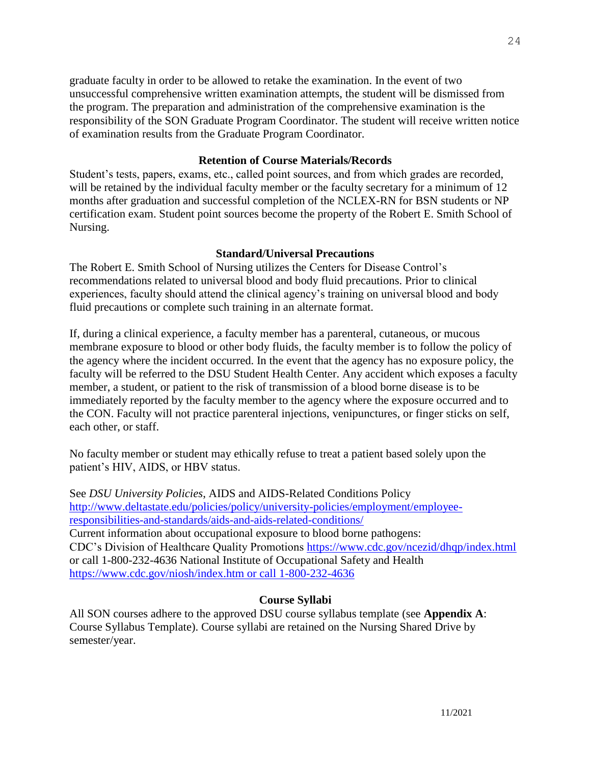graduate faculty in order to be allowed to retake the examination. In the event of two unsuccessful comprehensive written examination attempts, the student will be dismissed from the program. The preparation and administration of the comprehensive examination is the responsibility of the SON Graduate Program Coordinator. The student will receive written notice of examination results from the Graduate Program Coordinator.

### Retention of Course Materials/Records

Student's tests, papers, exams, etc., called point sources, and from which grades are recorded, will be retained by the individual faculty member or the faculty secretary for a minimum of 12 months after graduation and successful completion of the NCLEX-RN for BSN students or NP certification exam. Student point sources become the property of the Robert E. Smith School of Nursing.

### Standard/Universal Precautions

The Robert E. Smith School of Nursing utilizes the Centers for Disease Control's recommendations related to universal blood and body fluid precautions. Prior to clinical experiences, faculty should attend the clinical agency's training on universal blood and body fluid precautions or complete such training in an alternate format.

If, during a clinical experience, a faculty member has a parenteral, cutaneous, or mucous membrane exposure to blood or other body fluids, the faculty member is to follow the policy of the agency where the incident occurred. In the event that the agency has no exposure policy, the faculty will be referred to the DSU Student Health Center. Any accident which exposes a faculty member, a student, or patient to the risk of transmission of a blood borne disease is to be immediately reported by the faculty member to the agency where the exposure occurred and to the CON. Faculty will not practice parenteral injections, venipunctures, or finger sticks on self, each other, or staff.

No faculty member or student may ethically refuse to treat a patient based solely upon the patient's HIV, AIDS, or HBV status.

See *DSU University Policies*, AIDS and AIDS-Related Conditions Policy
http://www.deltastate.edu/policies/policy/university-policies/employment/employee-responsibilities-and-standards/aids-and-aids-related-conditions/
Current information about occupational exposure to blood borne pathogens:
CDC's Division of Healthcare Quality Promotions https://www.cdc.gov/ncezid/dhqp/index.html or call 1-800-232-4636 National Institute of Occupational Safety and Health https://www.cdc.gov/niosh/index.htm or call 1-800-232-4636

### Course Syllabi

All SON courses adhere to the approved DSU course syllabus template (see **Appendix A**: Course Syllabus Template). Course syllabi are retained on the Nursing Shared Drive by semester/year.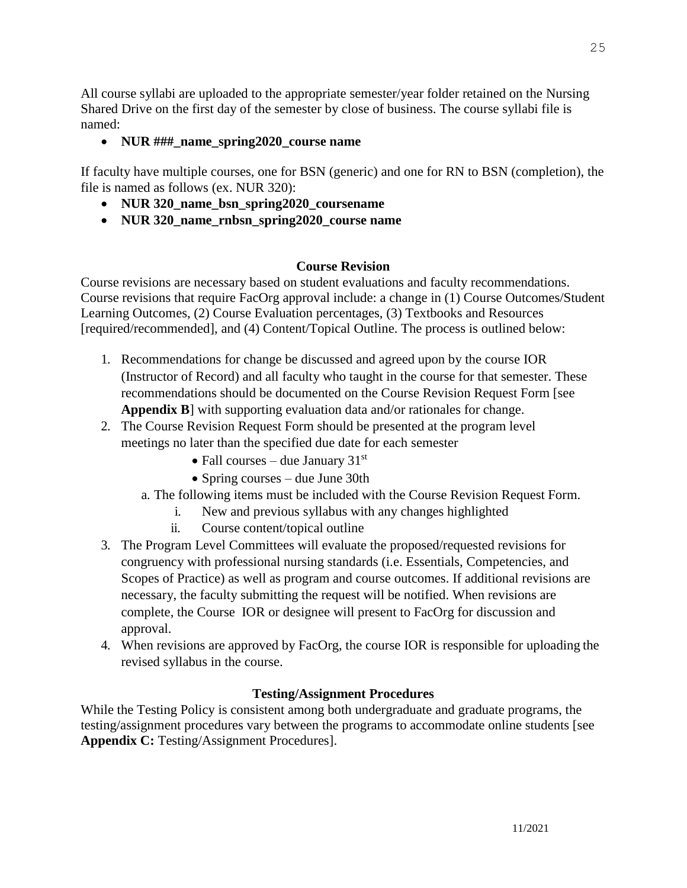All course syllabi are uploaded to the appropriate semester/year folder retained on the Nursing Shared Drive on the first day of the semester by close of business. The course syllabi file is named:

- **NUR ###_name_spring2020_course name**

If faculty have multiple courses, one for BSN (generic) and one for RN to BSN (completion), the file is named as follows (ex. NUR 320):

- **NUR 320_name_bsn_spring2020_coursename**
- **NUR 320_name_rnbsn_spring2020_course name**

### Course Revision

Course revisions are necessary based on student evaluations and faculty recommendations. Course revisions that require FacOrg approval include: a change in (1) Course Outcomes/Student Learning Outcomes, (2) Course Evaluation percentages, (3) Textbooks and Resources [required/recommended], and (4) Content/Topical Outline. The process is outlined below:

1. Recommendations for change be discussed and agreed upon by the course IOR (Instructor of Record) and all faculty who taught in the course for that semester. These recommendations should be documented on the Course Revision Request Form [see **Appendix B**] with supporting evaluation data and/or rationales for change.
2. The Course Revision Request Form should be presented at the program level meetings no later than the specified due date for each semester
   - Fall courses – due January 31st
   - Spring courses – due June 30th

   a. The following items must be included with the Course Revision Request Form.
      i. New and previous syllabus with any changes highlighted
      ii. Course content/topical outline
3. The Program Level Committees will evaluate the proposed/requested revisions for congruency with professional nursing standards (i.e. Essentials, Competencies, and Scopes of Practice) as well as program and course outcomes. If additional revisions are necessary, the faculty submitting the request will be notified. When revisions are complete, the Course IOR or designee will present to FacOrg for discussion and approval.
4. When revisions are approved by FacOrg, the course IOR is responsible for uploading the revised syllabus in the course.

### Testing/Assignment Procedures

While the Testing Policy is consistent among both undergraduate and graduate programs, the testing/assignment procedures vary between the programs to accommodate online students [see **Appendix C:** Testing/Assignment Procedures].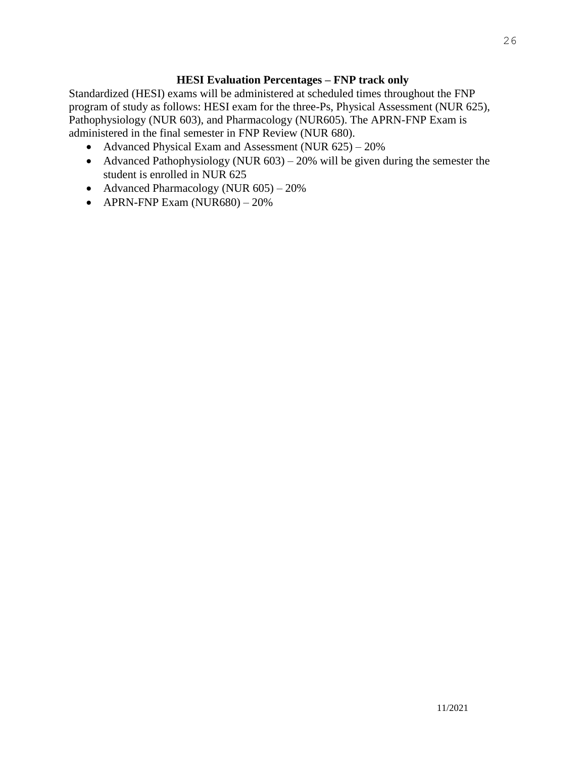### HESI Evaluation Percentages – FNP track only

Standardized (HESI) exams will be administered at scheduled times throughout the FNP program of study as follows: HESI exam for the three-Ps, Physical Assessment (NUR 625), Pathophysiology (NUR 603), and Pharmacology (NUR605). The APRN-FNP Exam is administered in the final semester in FNP Review (NUR 680).

- Advanced Physical Exam and Assessment (NUR 625) – 20%
- Advanced Pathophysiology (NUR 603) – 20% will be given during the semester the student is enrolled in NUR 625
- Advanced Pharmacology (NUR 605) – 20%
- APRN-FNP Exam (NUR680) – 20%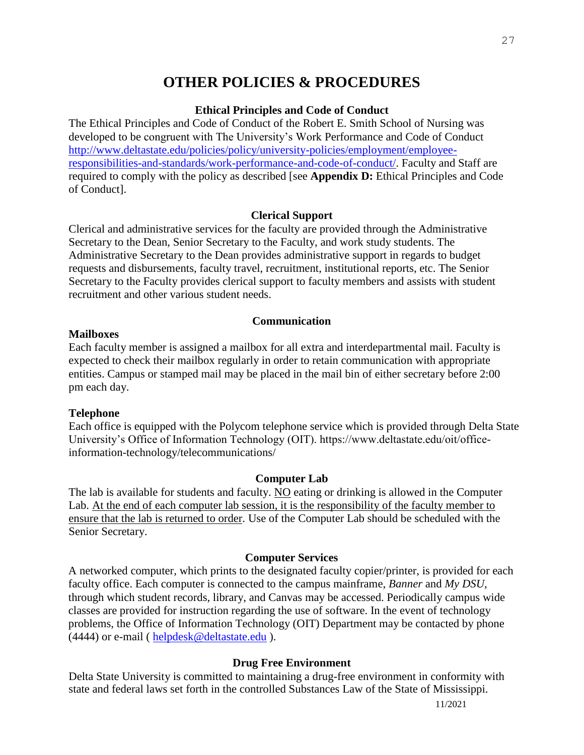# OTHER POLICIES & PROCEDURES

## Ethical Principles and Code of Conduct

The Ethical Principles and Code of Conduct of the Robert E. Smith School of Nursing was developed to be congruent with The University's Work Performance and Code of Conduct http://www.deltastate.edu/policies/policy/university-policies/employment/employee-responsibilities-and-standards/work-performance-and-code-of-conduct/. Faculty and Staff are required to comply with the policy as described [see **Appendix D:** Ethical Principles and Code of Conduct].

## Clerical Support

Clerical and administrative services for the faculty are provided through the Administrative Secretary to the Dean, Senior Secretary to the Faculty, and work study students. The Administrative Secretary to the Dean provides administrative support in regards to budget requests and disbursements, faculty travel, recruitment, institutional reports, etc. The Senior Secretary to the Faculty provides clerical support to faculty members and assists with student recruitment and other various student needs.

## Communication

### Mailboxes

Each faculty member is assigned a mailbox for all extra and interdepartmental mail. Faculty is expected to check their mailbox regularly in order to retain communication with appropriate entities. Campus or stamped mail may be placed in the mail bin of either secretary before 2:00 pm each day.

### Telephone

Each office is equipped with the Polycom telephone service which is provided through Delta State University's Office of Information Technology (OIT). https://www.deltastate.edu/oit/office-information-technology/telecommunications/

## Computer Lab

The lab is available for students and faculty. NO eating or drinking is allowed in the Computer Lab. At the end of each computer lab session, it is the responsibility of the faculty member to ensure that the lab is returned to order. Use of the Computer Lab should be scheduled with the Senior Secretary.

## Computer Services

A networked computer, which prints to the designated faculty copier/printer, is provided for each faculty office. Each computer is connected to the campus mainframe, *Banner* and *My DSU*, through which student records, library, and Canvas may be accessed. Periodically campus wide classes are provided for instruction regarding the use of software. In the event of technology problems, the Office of Information Technology (OIT) Department may be contacted by phone (4444) or e-mail ( helpdesk@deltastate.edu ).

## Drug Free Environment

Delta State University is committed to maintaining a drug-free environment in conformity with state and federal laws set forth in the controlled Substances Law of the State of Mississippi.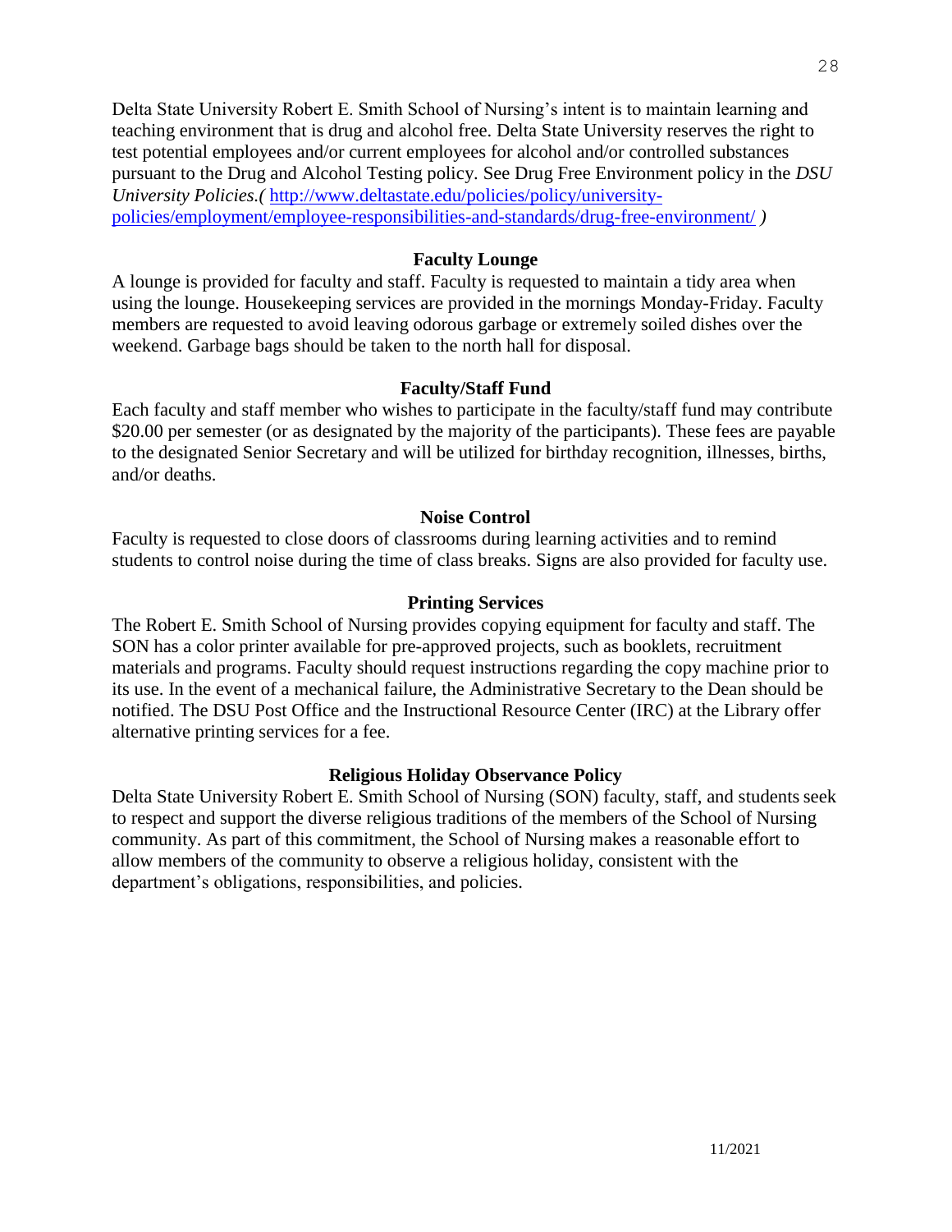Delta State University Robert E. Smith School of Nursing's intent is to maintain learning and teaching environment that is drug and alcohol free. Delta State University reserves the right to test potential employees and/or current employees for alcohol and/or controlled substances pursuant to the Drug and Alcohol Testing policy. See Drug Free Environment policy in the *DSU University Policies.(* http://www.deltastate.edu/policies/policy/university-policies/employment/employee-responsibilities-and-standards/drug-free-environment/ *)*

### Faculty Lounge

A lounge is provided for faculty and staff. Faculty is requested to maintain a tidy area when using the lounge. Housekeeping services are provided in the mornings Monday-Friday. Faculty members are requested to avoid leaving odorous garbage or extremely soiled dishes over the weekend. Garbage bags should be taken to the north hall for disposal.

### Faculty/Staff Fund

Each faculty and staff member who wishes to participate in the faculty/staff fund may contribute $20.00 per semester (or as designated by the majority of the participants). These fees are payable to the designated Senior Secretary and will be utilized for birthday recognition, illnesses, births, and/or deaths.

### Noise Control

Faculty is requested to close doors of classrooms during learning activities and to remind students to control noise during the time of class breaks. Signs are also provided for faculty use.

### Printing Services

The Robert E. Smith School of Nursing provides copying equipment for faculty and staff. The SON has a color printer available for pre-approved projects, such as booklets, recruitment materials and programs. Faculty should request instructions regarding the copy machine prior to its use. In the event of a mechanical failure, the Administrative Secretary to the Dean should be notified. The DSU Post Office and the Instructional Resource Center (IRC) at the Library offer alternative printing services for a fee.

### Religious Holiday Observance Policy

Delta State University Robert E. Smith School of Nursing (SON) faculty, staff, and students seek to respect and support the diverse religious traditions of the members of the School of Nursing community. As part of this commitment, the School of Nursing makes a reasonable effort to allow members of the community to observe a religious holiday, consistent with the department's obligations, responsibilities, and policies.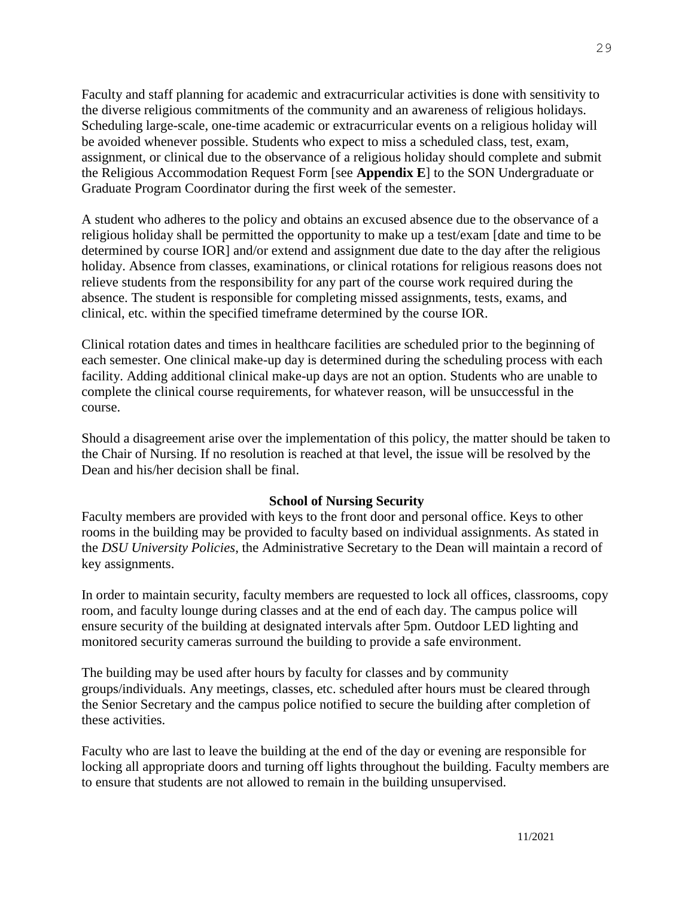Faculty and staff planning for academic and extracurricular activities is done with sensitivity to the diverse religious commitments of the community and an awareness of religious holidays. Scheduling large-scale, one-time academic or extracurricular events on a religious holiday will be avoided whenever possible. Students who expect to miss a scheduled class, test, exam, assignment, or clinical due to the observance of a religious holiday should complete and submit the Religious Accommodation Request Form [see **Appendix E**] to the SON Undergraduate or Graduate Program Coordinator during the first week of the semester.

A student who adheres to the policy and obtains an excused absence due to the observance of a religious holiday shall be permitted the opportunity to make up a test/exam [date and time to be determined by course IOR] and/or extend and assignment due date to the day after the religious holiday. Absence from classes, examinations, or clinical rotations for religious reasons does not relieve students from the responsibility for any part of the course work required during the absence. The student is responsible for completing missed assignments, tests, exams, and clinical, etc. within the specified timeframe determined by the course IOR.

Clinical rotation dates and times in healthcare facilities are scheduled prior to the beginning of each semester. One clinical make-up day is determined during the scheduling process with each facility. Adding additional clinical make-up days are not an option. Students who are unable to complete the clinical course requirements, for whatever reason, will be unsuccessful in the course.

Should a disagreement arise over the implementation of this policy, the matter should be taken to the Chair of Nursing. If no resolution is reached at that level, the issue will be resolved by the Dean and his/her decision shall be final.

## School of Nursing Security

Faculty members are provided with keys to the front door and personal office. Keys to other rooms in the building may be provided to faculty based on individual assignments. As stated in the *DSU University Policies*, the Administrative Secretary to the Dean will maintain a record of key assignments.

In order to maintain security, faculty members are requested to lock all offices, classrooms, copy room, and faculty lounge during classes and at the end of each day. The campus police will ensure security of the building at designated intervals after 5pm. Outdoor LED lighting and monitored security cameras surround the building to provide a safe environment.

The building may be used after hours by faculty for classes and by community groups/individuals. Any meetings, classes, etc. scheduled after hours must be cleared through the Senior Secretary and the campus police notified to secure the building after completion of these activities.

Faculty who are last to leave the building at the end of the day or evening are responsible for locking all appropriate doors and turning off lights throughout the building. Faculty members are to ensure that students are not allowed to remain in the building unsupervised.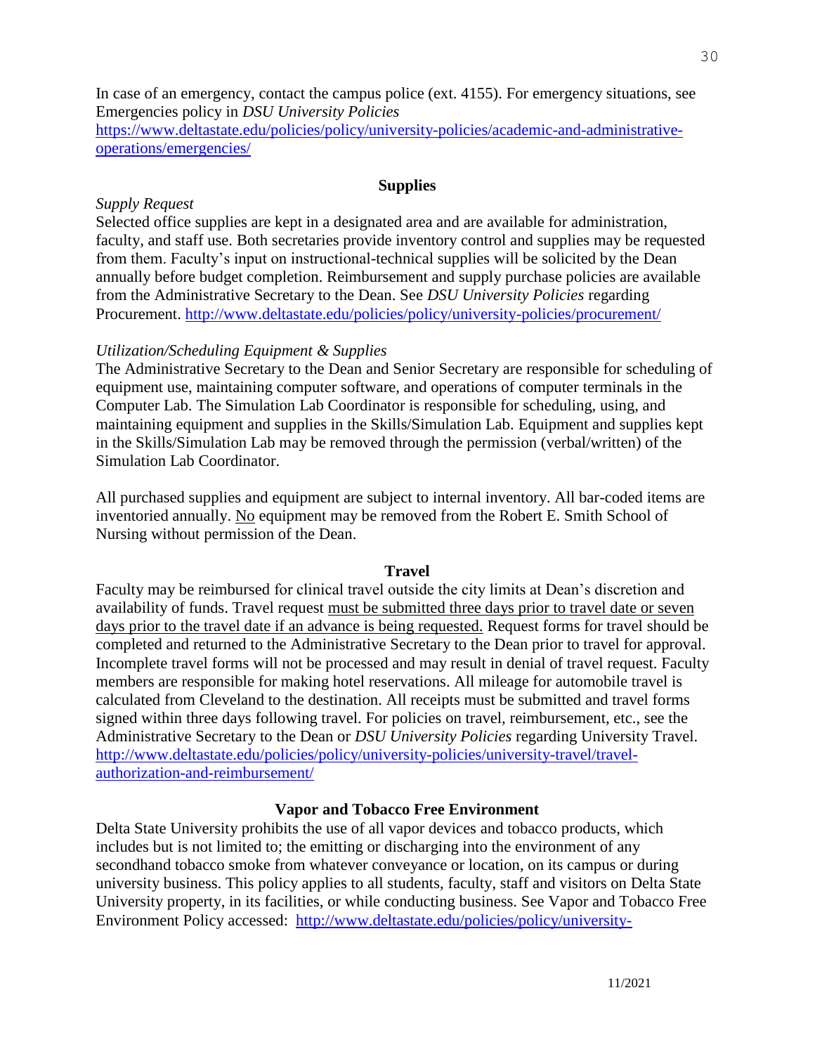In case of an emergency, contact the campus police (ext. 4155). For emergency situations, see Emergencies policy in *DSU University Policies* https://www.deltastate.edu/policies/policy/university-policies/academic-and-administrative-operations/emergencies/

## Supplies

*Supply Request*
Selected office supplies are kept in a designated area and are available for administration, faculty, and staff use. Both secretaries provide inventory control and supplies may be requested from them. Faculty's input on instructional-technical supplies will be solicited by the Dean annually before budget completion. Reimbursement and supply purchase policies are available from the Administrative Secretary to the Dean. See *DSU University Policies* regarding Procurement. http://www.deltastate.edu/policies/policy/university-policies/procurement/

*Utilization/Scheduling Equipment & Supplies*
The Administrative Secretary to the Dean and Senior Secretary are responsible for scheduling of equipment use, maintaining computer software, and operations of computer terminals in the Computer Lab. The Simulation Lab Coordinator is responsible for scheduling, using, and maintaining equipment and supplies in the Skills/Simulation Lab. Equipment and supplies kept in the Skills/Simulation Lab may be removed through the permission (verbal/written) of the Simulation Lab Coordinator.

All purchased supplies and equipment are subject to internal inventory. All bar-coded items are inventoried annually. No equipment may be removed from the Robert E. Smith School of Nursing without permission of the Dean.

## Travel

Faculty may be reimbursed for clinical travel outside the city limits at Dean's discretion and availability of funds. Travel request must be submitted three days prior to travel date or seven days prior to the travel date if an advance is being requested. Request forms for travel should be completed and returned to the Administrative Secretary to the Dean prior to travel for approval. Incomplete travel forms will not be processed and may result in denial of travel request. Faculty members are responsible for making hotel reservations. All mileage for automobile travel is calculated from Cleveland to the destination. All receipts must be submitted and travel forms signed within three days following travel. For policies on travel, reimbursement, etc., see the Administrative Secretary to the Dean or *DSU University Policies* regarding University Travel. http://www.deltastate.edu/policies/policy/university-policies/university-travel/travel-authorization-and-reimbursement/

## Vapor and Tobacco Free Environment

Delta State University prohibits the use of all vapor devices and tobacco products, which includes but is not limited to; the emitting or discharging into the environment of any secondhand tobacco smoke from whatever conveyance or location, on its campus or during university business. This policy applies to all students, faculty, staff and visitors on Delta State University property, in its facilities, or while conducting business. See Vapor and Tobacco Free Environment Policy accessed: http://www.deltastate.edu/policies/policy/university-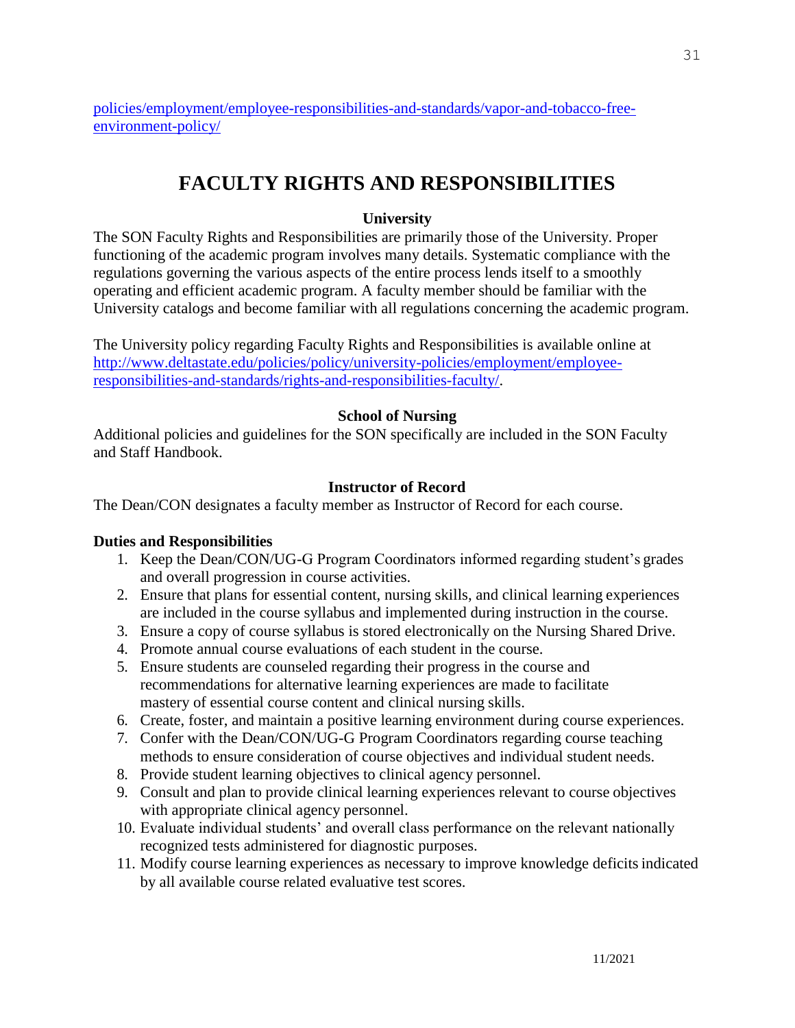policies/employment/employee-responsibilities-and-standards/vapor-and-tobacco-free-environment-policy/

# FACULTY RIGHTS AND RESPONSIBILITIES

### University

The SON Faculty Rights and Responsibilities are primarily those of the University. Proper functioning of the academic program involves many details. Systematic compliance with the regulations governing the various aspects of the entire process lends itself to a smoothly operating and efficient academic program. A faculty member should be familiar with the University catalogs and become familiar with all regulations concerning the academic program.

The University policy regarding Faculty Rights and Responsibilities is available online at http://www.deltastate.edu/policies/policy/university-policies/employment/employee-responsibilities-and-standards/rights-and-responsibilities-faculty/.

### School of Nursing

Additional policies and guidelines for the SON specifically are included in the SON Faculty and Staff Handbook.

### Instructor of Record

The Dean/CON designates a faculty member as Instructor of Record for each course.

**Duties and Responsibilities**

1. Keep the Dean/CON/UG-G Program Coordinators informed regarding student's grades and overall progression in course activities.
2. Ensure that plans for essential content, nursing skills, and clinical learning experiences are included in the course syllabus and implemented during instruction in the course.
3. Ensure a copy of course syllabus is stored electronically on the Nursing Shared Drive.
4. Promote annual course evaluations of each student in the course.
5. Ensure students are counseled regarding their progress in the course and recommendations for alternative learning experiences are made to facilitate mastery of essential course content and clinical nursing skills.
6. Create, foster, and maintain a positive learning environment during course experiences.
7. Confer with the Dean/CON/UG-G Program Coordinators regarding course teaching methods to ensure consideration of course objectives and individual student needs.
8. Provide student learning objectives to clinical agency personnel.
9. Consult and plan to provide clinical learning experiences relevant to course objectives with appropriate clinical agency personnel.
10. Evaluate individual students' and overall class performance on the relevant nationally recognized tests administered for diagnostic purposes.
11. Modify course learning experiences as necessary to improve knowledge deficits indicated by all available course related evaluative test scores.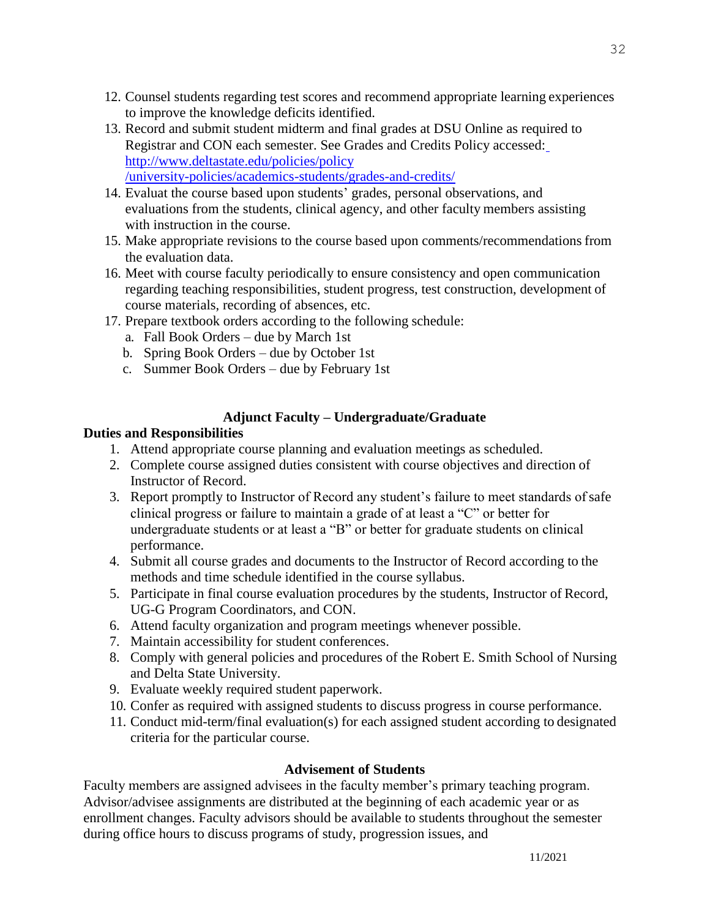12. Counsel students regarding test scores and recommend appropriate learning experiences to improve the knowledge deficits identified.
13. Record and submit student midterm and final grades at DSU Online as required to Registrar and CON each semester. See Grades and Credits Policy accessed: [http://www.deltastate.edu/policies/policy/university-policies/academics-students/grades-and-credits/](http://www.deltastate.edu/policies/policy/university-policies/academics-students/grades-and-credits/)
14. Evaluat the course based upon students' grades, personal observations, and evaluations from the students, clinical agency, and other faculty members assisting with instruction in the course.
15. Make appropriate revisions to the course based upon comments/recommendations from the evaluation data.
16. Meet with course faculty periodically to ensure consistency and open communication regarding teaching responsibilities, student progress, test construction, development of course materials, recording of absences, etc.
17. Prepare textbook orders according to the following schedule:
    a. Fall Book Orders – due by March 1st
    b. Spring Book Orders – due by October 1st
    c. Summer Book Orders – due by February 1st

## Adjunct Faculty – Undergraduate/Graduate

**Duties and Responsibilities**

1. Attend appropriate course planning and evaluation meetings as scheduled.
2. Complete course assigned duties consistent with course objectives and direction of Instructor of Record.
3. Report promptly to Instructor of Record any student's failure to meet standards of safe clinical progress or failure to maintain a grade of at least a "C" or better for undergraduate students or at least a "B" or better for graduate students on clinical performance.
4. Submit all course grades and documents to the Instructor of Record according to the methods and time schedule identified in the course syllabus.
5. Participate in final course evaluation procedures by the students, Instructor of Record, UG-G Program Coordinators, and CON.
6. Attend faculty organization and program meetings whenever possible.
7. Maintain accessibility for student conferences.
8. Comply with general policies and procedures of the Robert E. Smith School of Nursing and Delta State University.
9. Evaluate weekly required student paperwork.
10. Confer as required with assigned students to discuss progress in course performance.
11. Conduct mid-term/final evaluation(s) for each assigned student according to designated criteria for the particular course.

## Advisement of Students

Faculty members are assigned advisees in the faculty member's primary teaching program. Advisor/advisee assignments are distributed at the beginning of each academic year or as enrollment changes. Faculty advisors should be available to students throughout the semester during office hours to discuss programs of study, progression issues, and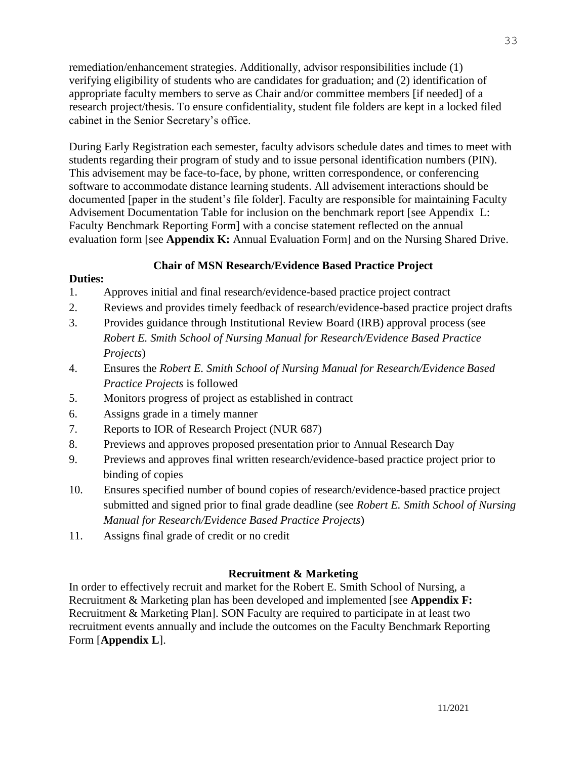remediation/enhancement strategies. Additionally, advisor responsibilities include (1) verifying eligibility of students who are candidates for graduation; and (2) identification of appropriate faculty members to serve as Chair and/or committee members [if needed] of a research project/thesis. To ensure confidentiality, student file folders are kept in a locked filed cabinet in the Senior Secretary's office.

During Early Registration each semester, faculty advisors schedule dates and times to meet with students regarding their program of study and to issue personal identification numbers (PIN). This advisement may be face-to-face, by phone, written correspondence, or conferencing software to accommodate distance learning students. All advisement interactions should be documented [paper in the student's file folder]. Faculty are responsible for maintaining Faculty Advisement Documentation Table for inclusion on the benchmark report [see Appendix L: Faculty Benchmark Reporting Form] with a concise statement reflected on the annual evaluation form [see **Appendix K:** Annual Evaluation Form] and on the Nursing Shared Drive.

## Chair of MSN Research/Evidence Based Practice Project

**Duties:**

1. Approves initial and final research/evidence-based practice project contract
2. Reviews and provides timely feedback of research/evidence-based practice project drafts
3. Provides guidance through Institutional Review Board (IRB) approval process (see *Robert E. Smith School of Nursing Manual for Research/Evidence Based Practice Projects*)
4. Ensures the *Robert E. Smith School of Nursing Manual for Research/Evidence Based Practice Projects* is followed
5. Monitors progress of project as established in contract
6. Assigns grade in a timely manner
7. Reports to IOR of Research Project (NUR 687)
8. Previews and approves proposed presentation prior to Annual Research Day
9. Previews and approves final written research/evidence-based practice project prior to binding of copies
10. Ensures specified number of bound copies of research/evidence-based practice project submitted and signed prior to final grade deadline (see *Robert E. Smith School of Nursing Manual for Research/Evidence Based Practice Projects*)
11. Assigns final grade of credit or no credit

## Recruitment & Marketing

In order to effectively recruit and market for the Robert E. Smith School of Nursing, a Recruitment & Marketing plan has been developed and implemented [see **Appendix F:** Recruitment & Marketing Plan]. SON Faculty are required to participate in at least two recruitment events annually and include the outcomes on the Faculty Benchmark Reporting Form [**Appendix L**].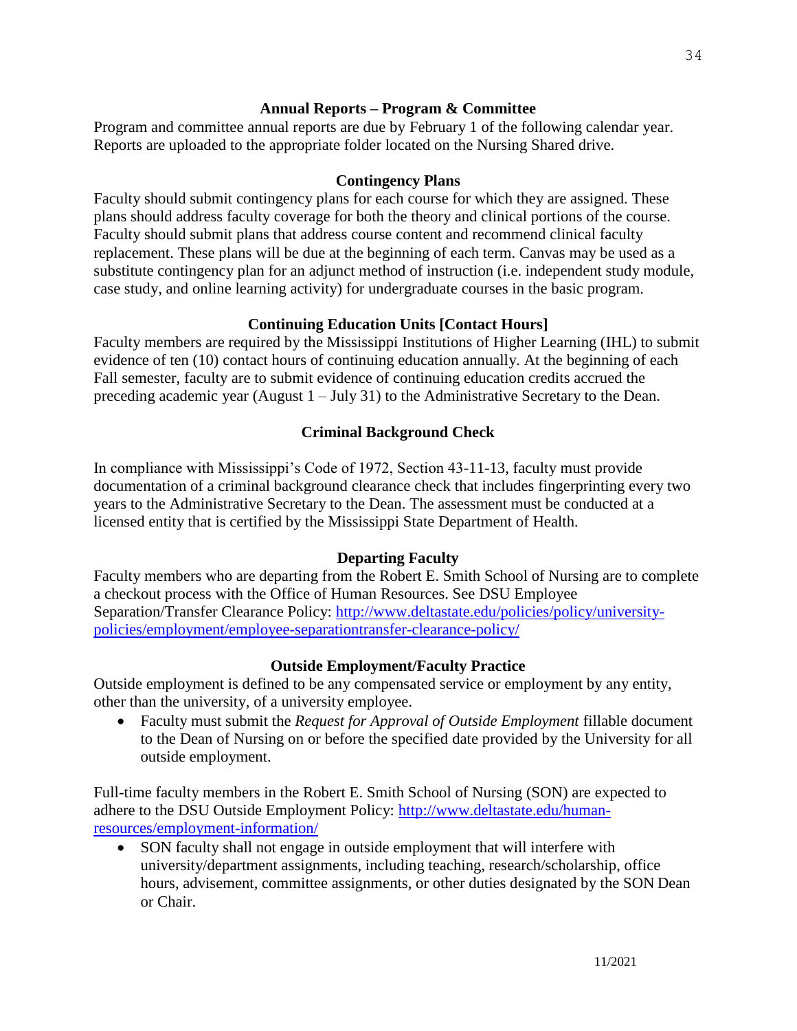### Annual Reports – Program & Committee

Program and committee annual reports are due by February 1 of the following calendar year. Reports are uploaded to the appropriate folder located on the Nursing Shared drive.

### Contingency Plans

Faculty should submit contingency plans for each course for which they are assigned. These plans should address faculty coverage for both the theory and clinical portions of the course. Faculty should submit plans that address course content and recommend clinical faculty replacement. These plans will be due at the beginning of each term. Canvas may be used as a substitute contingency plan for an adjunct method of instruction (i.e. independent study module, case study, and online learning activity) for undergraduate courses in the basic program.

### Continuing Education Units [Contact Hours]

Faculty members are required by the Mississippi Institutions of Higher Learning (IHL) to submit evidence of ten (10) contact hours of continuing education annually. At the beginning of each Fall semester, faculty are to submit evidence of continuing education credits accrued the preceding academic year (August 1 – July 31) to the Administrative Secretary to the Dean.

### Criminal Background Check

In compliance with Mississippi's Code of 1972, Section 43-11-13, faculty must provide documentation of a criminal background clearance check that includes fingerprinting every two years to the Administrative Secretary to the Dean. The assessment must be conducted at a licensed entity that is certified by the Mississippi State Department of Health.

### Departing Faculty

Faculty members who are departing from the Robert E. Smith School of Nursing are to complete a checkout process with the Office of Human Resources. See DSU Employee Separation/Transfer Clearance Policy: [http://www.deltastate.edu/policies/policy/university-policies/employment/employee-separationtransfer-clearance-policy/](http://www.deltastate.edu/policies/policy/university-policies/employment/employee-separationtransfer-clearance-policy/)

### Outside Employment/Faculty Practice

Outside employment is defined to be any compensated service or employment by any entity, other than the university, of a university employee.

- Faculty must submit the *Request for Approval of Outside Employment* fillable document to the Dean of Nursing on or before the specified date provided by the University for all outside employment.

Full-time faculty members in the Robert E. Smith School of Nursing (SON) are expected to adhere to the DSU Outside Employment Policy: [http://www.deltastate.edu/human-resources/employment-information/](http://www.deltastate.edu/human-resources/employment-information/)

- SON faculty shall not engage in outside employment that will interfere with university/department assignments, including teaching, research/scholarship, office hours, advisement, committee assignments, or other duties designated by the SON Dean or Chair.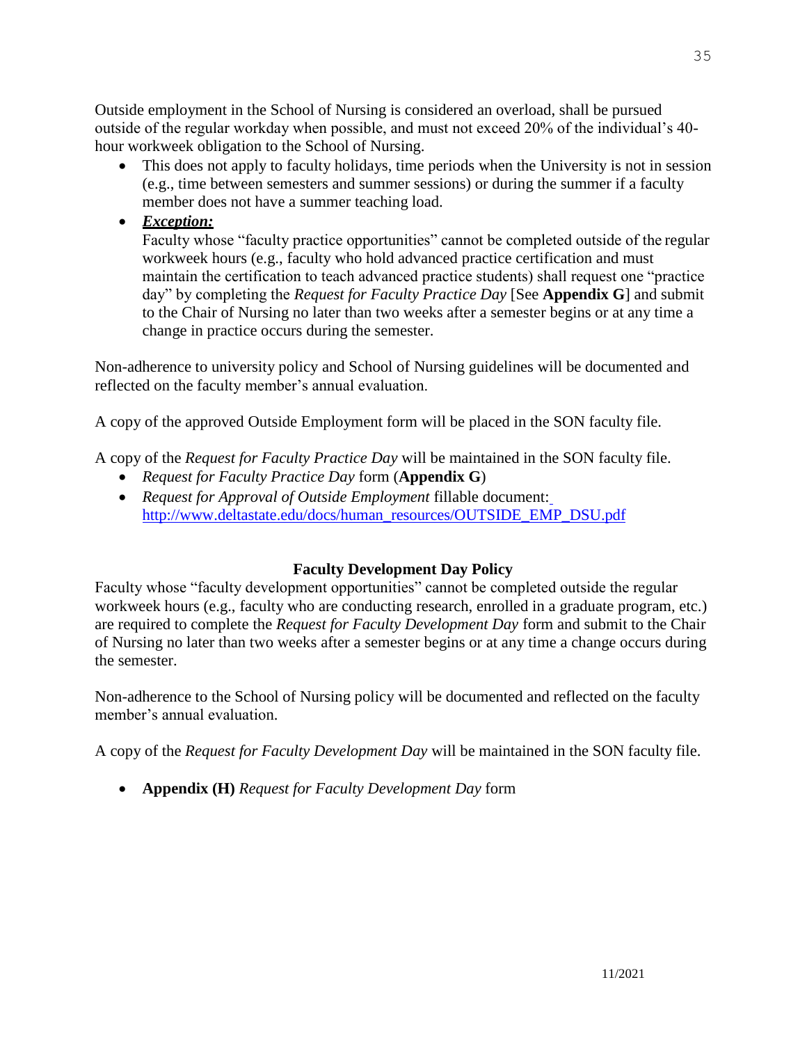Outside employment in the School of Nursing is considered an overload, shall be pursued outside of the regular workday when possible, and must not exceed 20% of the individual's 40-hour workweek obligation to the School of Nursing.

- This does not apply to faculty holidays, time periods when the University is not in session (e.g., time between semesters and summer sessions) or during the summer if a faculty member does not have a summer teaching load.
- ***Exception:***
  Faculty whose "faculty practice opportunities" cannot be completed outside of the regular workweek hours (e.g., faculty who hold advanced practice certification and must maintain the certification to teach advanced practice students) shall request one "practice day" by completing the *Request for Faculty Practice Day* [See **Appendix G**] and submit to the Chair of Nursing no later than two weeks after a semester begins or at any time a change in practice occurs during the semester.

Non-adherence to university policy and School of Nursing guidelines will be documented and reflected on the faculty member's annual evaluation.

A copy of the approved Outside Employment form will be placed in the SON faculty file.

A copy of the *Request for Faculty Practice Day* will be maintained in the SON faculty file.

- *Request for Faculty Practice Day* form (**Appendix G**)
- *Request for Approval of Outside Employment* fillable document: http://www.deltastate.edu/docs/human_resources/OUTSIDE_EMP_DSU.pdf

### Faculty Development Day Policy

Faculty whose "faculty development opportunities" cannot be completed outside the regular workweek hours (e.g., faculty who are conducting research, enrolled in a graduate program, etc.) are required to complete the *Request for Faculty Development Day* form and submit to the Chair of Nursing no later than two weeks after a semester begins or at any time a change occurs during the semester.

Non-adherence to the School of Nursing policy will be documented and reflected on the faculty member's annual evaluation.

A copy of the *Request for Faculty Development Day* will be maintained in the SON faculty file.

- **Appendix (H)** *Request for Faculty Development Day* form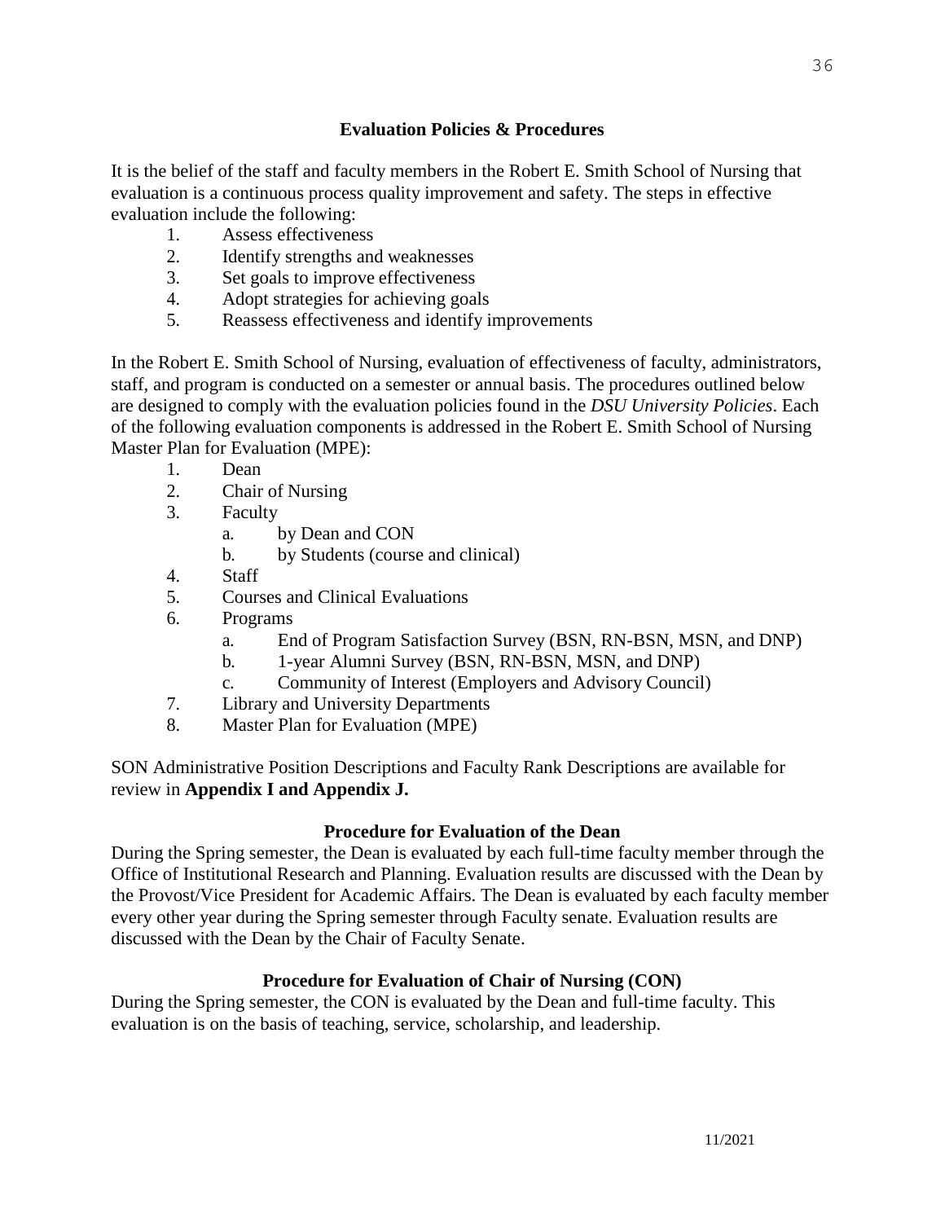## Evaluation Policies & Procedures

It is the belief of the staff and faculty members in the Robert E. Smith School of Nursing that evaluation is a continuous process quality improvement and safety. The steps in effective evaluation include the following:

1. Assess effectiveness
2. Identify strengths and weaknesses
3. Set goals to improve effectiveness
4. Adopt strategies for achieving goals
5. Reassess effectiveness and identify improvements

In the Robert E. Smith School of Nursing, evaluation of effectiveness of faculty, administrators, staff, and program is conducted on a semester or annual basis. The procedures outlined below are designed to comply with the evaluation policies found in the *DSU University Policies*. Each of the following evaluation components is addressed in the Robert E. Smith School of Nursing Master Plan for Evaluation (MPE):

1. Dean
2. Chair of Nursing
3. Faculty
   a. by Dean and CON
   b. by Students (course and clinical)
4. Staff
5. Courses and Clinical Evaluations
6. Programs
   a. End of Program Satisfaction Survey (BSN, RN-BSN, MSN, and DNP)
   b. 1-year Alumni Survey (BSN, RN-BSN, MSN, and DNP)
   c. Community of Interest (Employers and Advisory Council)
7. Library and University Departments
8. Master Plan for Evaluation (MPE)

SON Administrative Position Descriptions and Faculty Rank Descriptions are available for review in **Appendix I and Appendix J.**

### Procedure for Evaluation of the Dean

During the Spring semester, the Dean is evaluated by each full-time faculty member through the Office of Institutional Research and Planning. Evaluation results are discussed with the Dean by the Provost/Vice President for Academic Affairs. The Dean is evaluated by each faculty member every other year during the Spring semester through Faculty senate. Evaluation results are discussed with the Dean by the Chair of Faculty Senate.

### Procedure for Evaluation of Chair of Nursing (CON)

During the Spring semester, the CON is evaluated by the Dean and full-time faculty. This evaluation is on the basis of teaching, service, scholarship, and leadership.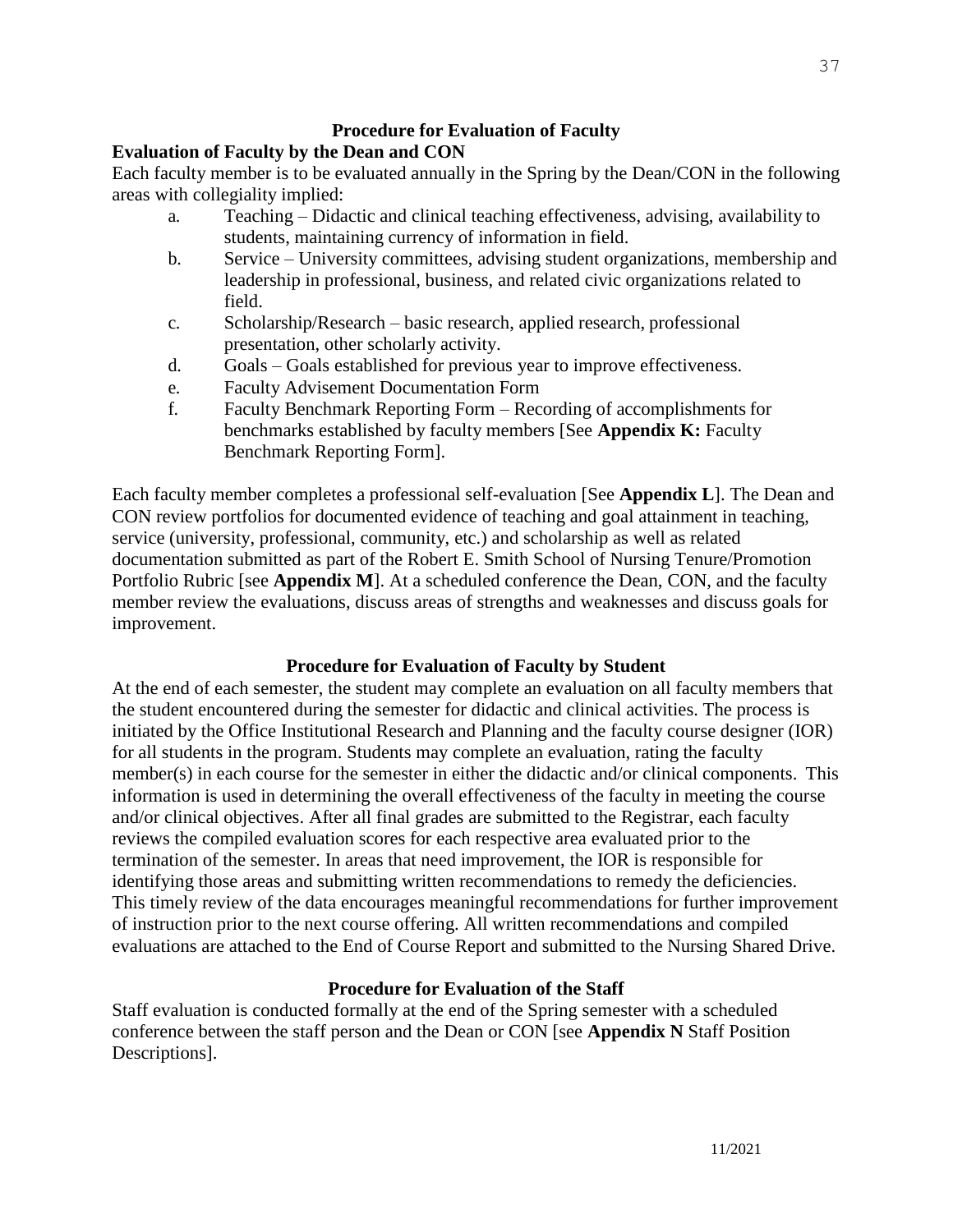## Procedure for Evaluation of Faculty

### Evaluation of Faculty by the Dean and CON

Each faculty member is to be evaluated annually in the Spring by the Dean/CON in the following areas with collegiality implied:

a. Teaching – Didactic and clinical teaching effectiveness, advising, availability to students, maintaining currency of information in field.
b. Service – University committees, advising student organizations, membership and leadership in professional, business, and related civic organizations related to field.
c. Scholarship/Research – basic research, applied research, professional presentation, other scholarly activity.
d. Goals – Goals established for previous year to improve effectiveness.
e. Faculty Advisement Documentation Form
f. Faculty Benchmark Reporting Form – Recording of accomplishments for benchmarks established by faculty members [See **Appendix K:** Faculty Benchmark Reporting Form].

Each faculty member completes a professional self-evaluation [See **Appendix L**]. The Dean and CON review portfolios for documented evidence of teaching and goal attainment in teaching, service (university, professional, community, etc.) and scholarship as well as related documentation submitted as part of the Robert E. Smith School of Nursing Tenure/Promotion Portfolio Rubric [see **Appendix M**]. At a scheduled conference the Dean, CON, and the faculty member review the evaluations, discuss areas of strengths and weaknesses and discuss goals for improvement.

## Procedure for Evaluation of Faculty by Student

At the end of each semester, the student may complete an evaluation on all faculty members that the student encountered during the semester for didactic and clinical activities. The process is initiated by the Office Institutional Research and Planning and the faculty course designer (IOR) for all students in the program. Students may complete an evaluation, rating the faculty member(s) in each course for the semester in either the didactic and/or clinical components. This information is used in determining the overall effectiveness of the faculty in meeting the course and/or clinical objectives. After all final grades are submitted to the Registrar, each faculty reviews the compiled evaluation scores for each respective area evaluated prior to the termination of the semester. In areas that need improvement, the IOR is responsible for identifying those areas and submitting written recommendations to remedy the deficiencies. This timely review of the data encourages meaningful recommendations for further improvement of instruction prior to the next course offering. All written recommendations and compiled evaluations are attached to the End of Course Report and submitted to the Nursing Shared Drive.

## Procedure for Evaluation of the Staff

Staff evaluation is conducted formally at the end of the Spring semester with a scheduled conference between the staff person and the Dean or CON [see **Appendix N** Staff Position Descriptions].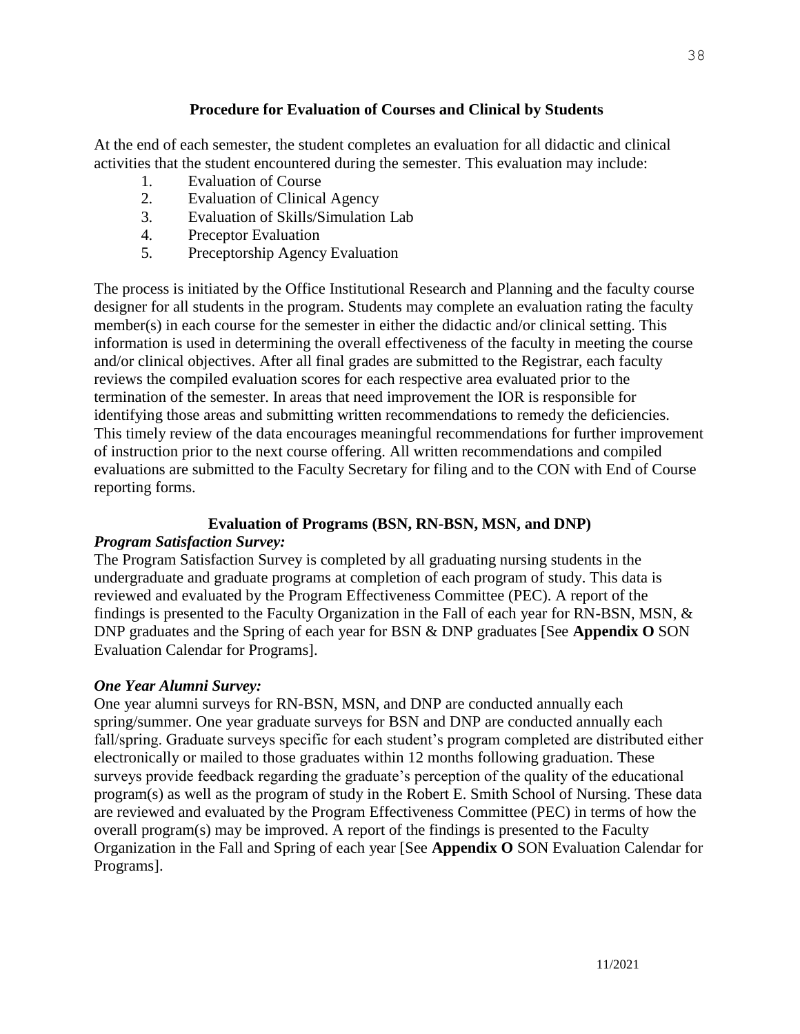## Procedure for Evaluation of Courses and Clinical by Students

At the end of each semester, the student completes an evaluation for all didactic and clinical activities that the student encountered during the semester. This evaluation may include:

1. Evaluation of Course
2. Evaluation of Clinical Agency
3. Evaluation of Skills/Simulation Lab
4. Preceptor Evaluation
5. Preceptorship Agency Evaluation

The process is initiated by the Office Institutional Research and Planning and the faculty course designer for all students in the program. Students may complete an evaluation rating the faculty member(s) in each course for the semester in either the didactic and/or clinical setting. This information is used in determining the overall effectiveness of the faculty in meeting the course and/or clinical objectives. After all final grades are submitted to the Registrar, each faculty reviews the compiled evaluation scores for each respective area evaluated prior to the termination of the semester. In areas that need improvement the IOR is responsible for identifying those areas and submitting written recommendations to remedy the deficiencies. This timely review of the data encourages meaningful recommendations for further improvement of instruction prior to the next course offering. All written recommendations and compiled evaluations are submitted to the Faculty Secretary for filing and to the CON with End of Course reporting forms.

## Evaluation of Programs (BSN, RN-BSN, MSN, and DNP)

***Program Satisfaction Survey:***

The Program Satisfaction Survey is completed by all graduating nursing students in the undergraduate and graduate programs at completion of each program of study. This data is reviewed and evaluated by the Program Effectiveness Committee (PEC). A report of the findings is presented to the Faculty Organization in the Fall of each year for RN-BSN, MSN, & DNP graduates and the Spring of each year for BSN & DNP graduates [See **Appendix O** SON Evaluation Calendar for Programs].

***One Year Alumni Survey:***

One year alumni surveys for RN-BSN, MSN, and DNP are conducted annually each spring/summer. One year graduate surveys for BSN and DNP are conducted annually each fall/spring. Graduate surveys specific for each student's program completed are distributed either electronically or mailed to those graduates within 12 months following graduation. These surveys provide feedback regarding the graduate's perception of the quality of the educational program(s) as well as the program of study in the Robert E. Smith School of Nursing. These data are reviewed and evaluated by the Program Effectiveness Committee (PEC) in terms of how the overall program(s) may be improved. A report of the findings is presented to the Faculty Organization in the Fall and Spring of each year [See **Appendix O** SON Evaluation Calendar for Programs].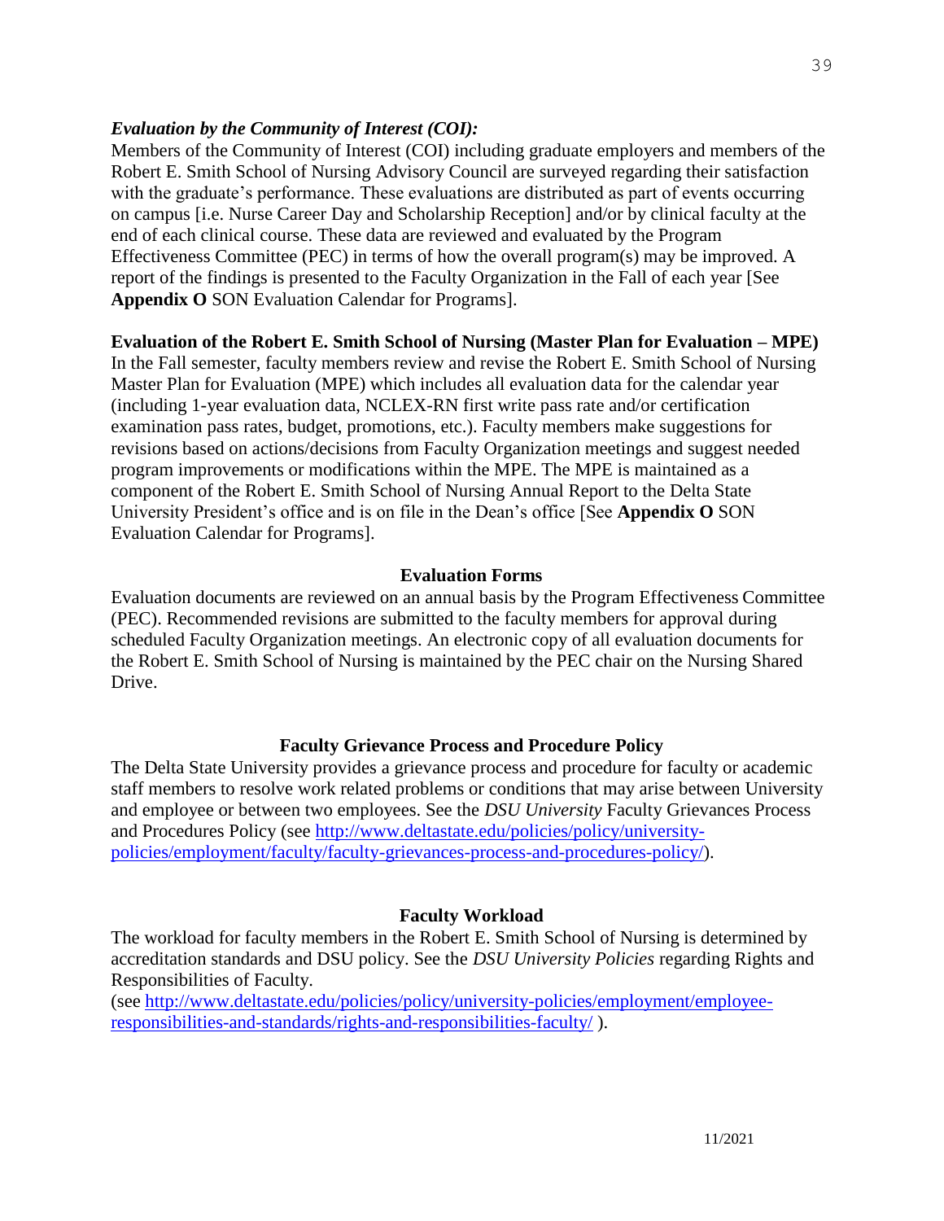***Evaluation by the Community of Interest (COI):***
Members of the Community of Interest (COI) including graduate employers and members of the Robert E. Smith School of Nursing Advisory Council are surveyed regarding their satisfaction with the graduate's performance. These evaluations are distributed as part of events occurring on campus [i.e. Nurse Career Day and Scholarship Reception] and/or by clinical faculty at the end of each clinical course. These data are reviewed and evaluated by the Program Effectiveness Committee (PEC) in terms of how the overall program(s) may be improved. A report of the findings is presented to the Faculty Organization in the Fall of each year [See **Appendix O** SON Evaluation Calendar for Programs].

**Evaluation of the Robert E. Smith School of Nursing (Master Plan for Evaluation – MPE)**
In the Fall semester, faculty members review and revise the Robert E. Smith School of Nursing Master Plan for Evaluation (MPE) which includes all evaluation data for the calendar year (including 1-year evaluation data, NCLEX-RN first write pass rate and/or certification examination pass rates, budget, promotions, etc.). Faculty members make suggestions for revisions based on actions/decisions from Faculty Organization meetings and suggest needed program improvements or modifications within the MPE. The MPE is maintained as a component of the Robert E. Smith School of Nursing Annual Report to the Delta State University President's office and is on file in the Dean's office [See **Appendix O** SON Evaluation Calendar for Programs].

## Evaluation Forms

Evaluation documents are reviewed on an annual basis by the Program Effectiveness Committee (PEC). Recommended revisions are submitted to the faculty members for approval during scheduled Faculty Organization meetings. An electronic copy of all evaluation documents for the Robert E. Smith School of Nursing is maintained by the PEC chair on the Nursing Shared Drive.

## Faculty Grievance Process and Procedure Policy

The Delta State University provides a grievance process and procedure for faculty or academic staff members to resolve work related problems or conditions that may arise between University and employee or between two employees. See the *DSU University* Faculty Grievances Process and Procedures Policy (see http://www.deltastate.edu/policies/policy/university-policies/employment/faculty/faculty-grievances-process-and-procedures-policy/).

## Faculty Workload

The workload for faculty members in the Robert E. Smith School of Nursing is determined by accreditation standards and DSU policy. See the *DSU University Policies* regarding Rights and Responsibilities of Faculty.
(see http://www.deltastate.edu/policies/policy/university-policies/employment/employee-responsibilities-and-standards/rights-and-responsibilities-faculty/ ).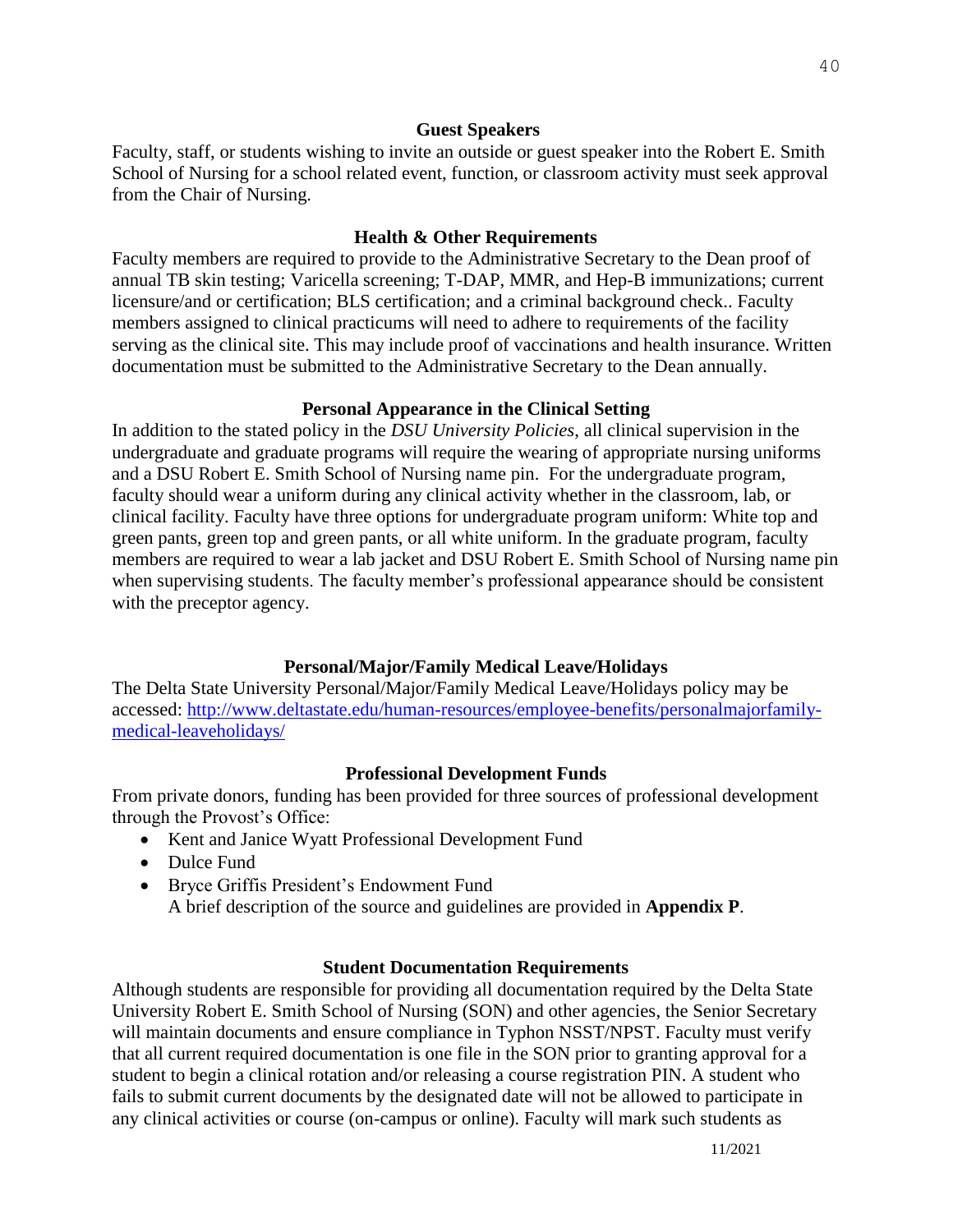### Guest Speakers

Faculty, staff, or students wishing to invite an outside or guest speaker into the Robert E. Smith School of Nursing for a school related event, function, or classroom activity must seek approval from the Chair of Nursing.

### Health & Other Requirements

Faculty members are required to provide to the Administrative Secretary to the Dean proof of annual TB skin testing; Varicella screening; T-DAP, MMR, and Hep-B immunizations; current licensure/and or certification; BLS certification; and a criminal background check.. Faculty members assigned to clinical practicums will need to adhere to requirements of the facility serving as the clinical site. This may include proof of vaccinations and health insurance. Written documentation must be submitted to the Administrative Secretary to the Dean annually.

### Personal Appearance in the Clinical Setting

In addition to the stated policy in the *DSU University Policies*, all clinical supervision in the undergraduate and graduate programs will require the wearing of appropriate nursing uniforms and a DSU Robert E. Smith School of Nursing name pin. For the undergraduate program, faculty should wear a uniform during any clinical activity whether in the classroom, lab, or clinical facility. Faculty have three options for undergraduate program uniform: White top and green pants, green top and green pants, or all white uniform. In the graduate program, faculty members are required to wear a lab jacket and DSU Robert E. Smith School of Nursing name pin when supervising students. The faculty member's professional appearance should be consistent with the preceptor agency.

### Personal/Major/Family Medical Leave/Holidays

The Delta State University Personal/Major/Family Medical Leave/Holidays policy may be accessed: [http://www.deltastate.edu/human-resources/employee-benefits/personalmajorfamily-medical-leaveholidays/](http://www.deltastate.edu/human-resources/employee-benefits/personalmajorfamily-medical-leaveholidays/)

### Professional Development Funds

From private donors, funding has been provided for three sources of professional development through the Provost's Office:

- Kent and Janice Wyatt Professional Development Fund
- Dulce Fund
- Bryce Griffis President's Endowment Fund
  A brief description of the source and guidelines are provided in **Appendix P**.

### Student Documentation Requirements

Although students are responsible for providing all documentation required by the Delta State University Robert E. Smith School of Nursing (SON) and other agencies, the Senior Secretary will maintain documents and ensure compliance in Typhon NSST/NPST. Faculty must verify that all current required documentation is one file in the SON prior to granting approval for a student to begin a clinical rotation and/or releasing a course registration PIN. A student who fails to submit current documents by the designated date will not be allowed to participate in any clinical activities or course (on-campus or online). Faculty will mark such students as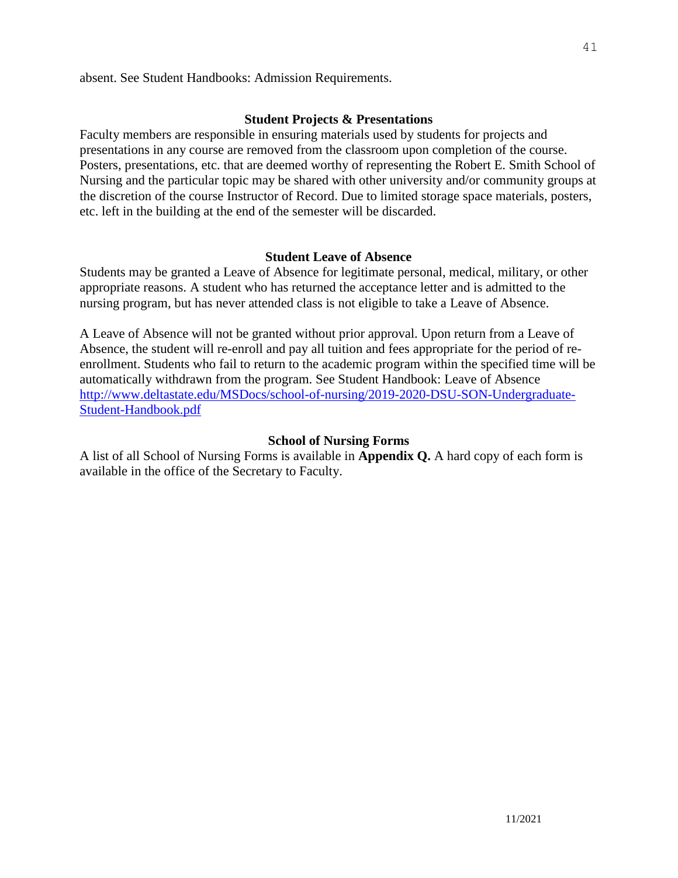absent. See Student Handbooks: Admission Requirements.

### Student Projects & Presentations

Faculty members are responsible in ensuring materials used by students for projects and presentations in any course are removed from the classroom upon completion of the course. Posters, presentations, etc. that are deemed worthy of representing the Robert E. Smith School of Nursing and the particular topic may be shared with other university and/or community groups at the discretion of the course Instructor of Record. Due to limited storage space materials, posters, etc. left in the building at the end of the semester will be discarded.

### Student Leave of Absence

Students may be granted a Leave of Absence for legitimate personal, medical, military, or other appropriate reasons. A student who has returned the acceptance letter and is admitted to the nursing program, but has never attended class is not eligible to take a Leave of Absence.

A Leave of Absence will not be granted without prior approval. Upon return from a Leave of Absence, the student will re-enroll and pay all tuition and fees appropriate for the period of re-enrollment. Students who fail to return to the academic program within the specified time will be automatically withdrawn from the program. See Student Handbook: Leave of Absence [http://www.deltastate.edu/MSDocs/school-of-nursing/2019-2020-DSU-SON-Undergraduate-Student-Handbook.pdf](http://www.deltastate.edu/MSDocs/school-of-nursing/2019-2020-DSU-SON-Undergraduate-Student-Handbook.pdf)

### School of Nursing Forms

A list of all School of Nursing Forms is available in **Appendix Q.** A hard copy of each form is available in the office of the Secretary to Faculty.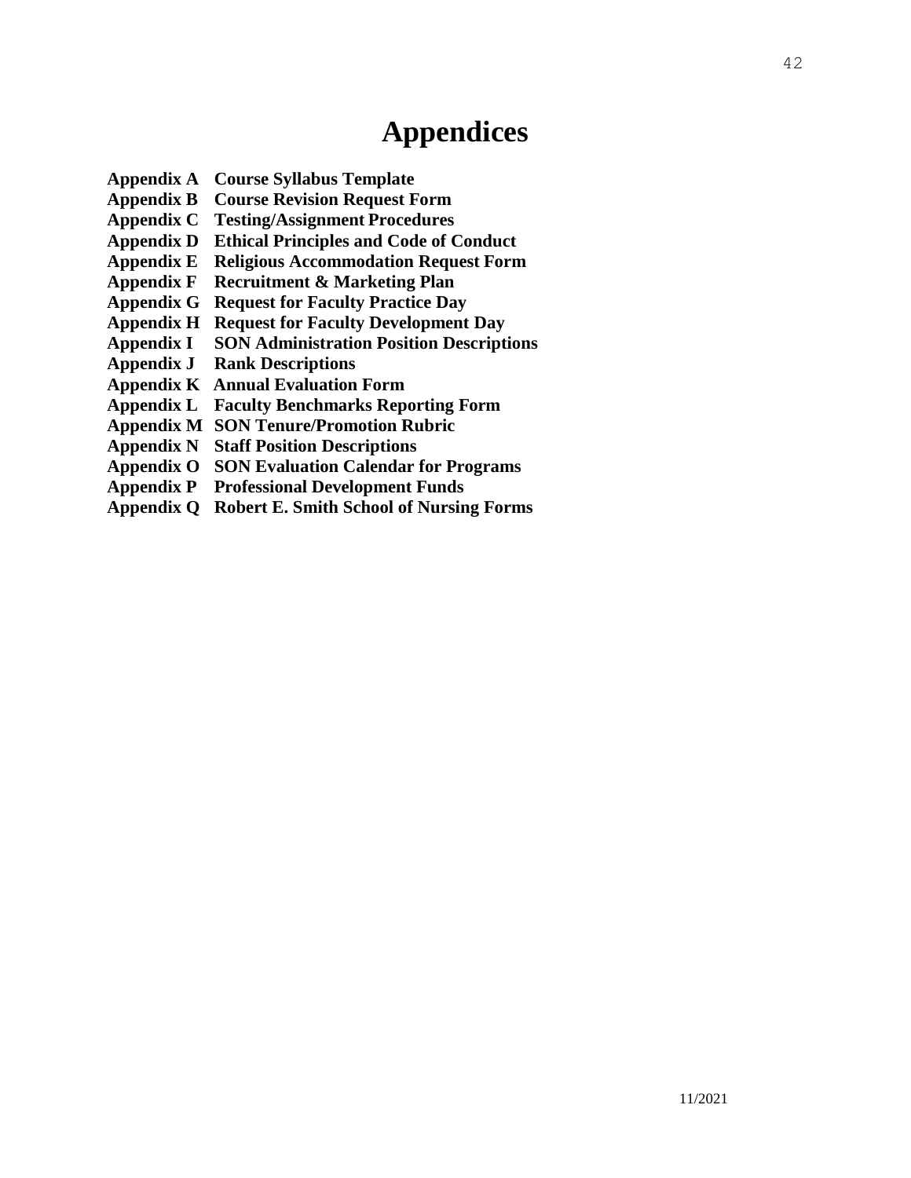# Appendices

**Appendix A** **Course Syllabus Template**
**Appendix B** **Course Revision Request Form**
**Appendix C** **Testing/Assignment Procedures**
**Appendix D** **Ethical Principles and Code of Conduct**
**Appendix E** **Religious Accommodation Request Form**
**Appendix F** **Recruitment & Marketing Plan**
**Appendix G** **Request for Faculty Practice Day**
**Appendix H** **Request for Faculty Development Day**
**Appendix I** **SON Administration Position Descriptions**
**Appendix J** **Rank Descriptions**
**Appendix K** **Annual Evaluation Form**
**Appendix L** **Faculty Benchmarks Reporting Form**
**Appendix M** **SON Tenure/Promotion Rubric**
**Appendix N** **Staff Position Descriptions**
**Appendix O** **SON Evaluation Calendar for Programs**
**Appendix P** **Professional Development Funds**
**Appendix Q** **Robert E. Smith School of Nursing Forms**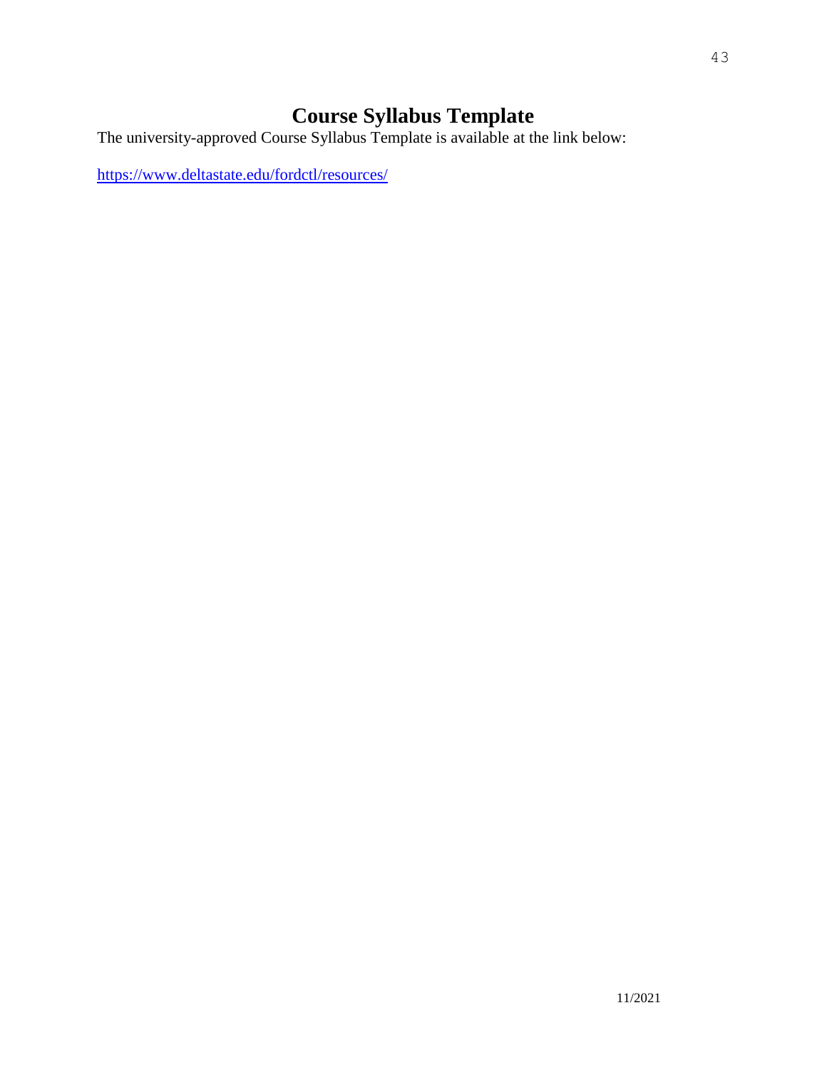# Course Syllabus Template

The university-approved Course Syllabus Template is available at the link below:

https://www.deltastate.edu/fordctl/resources/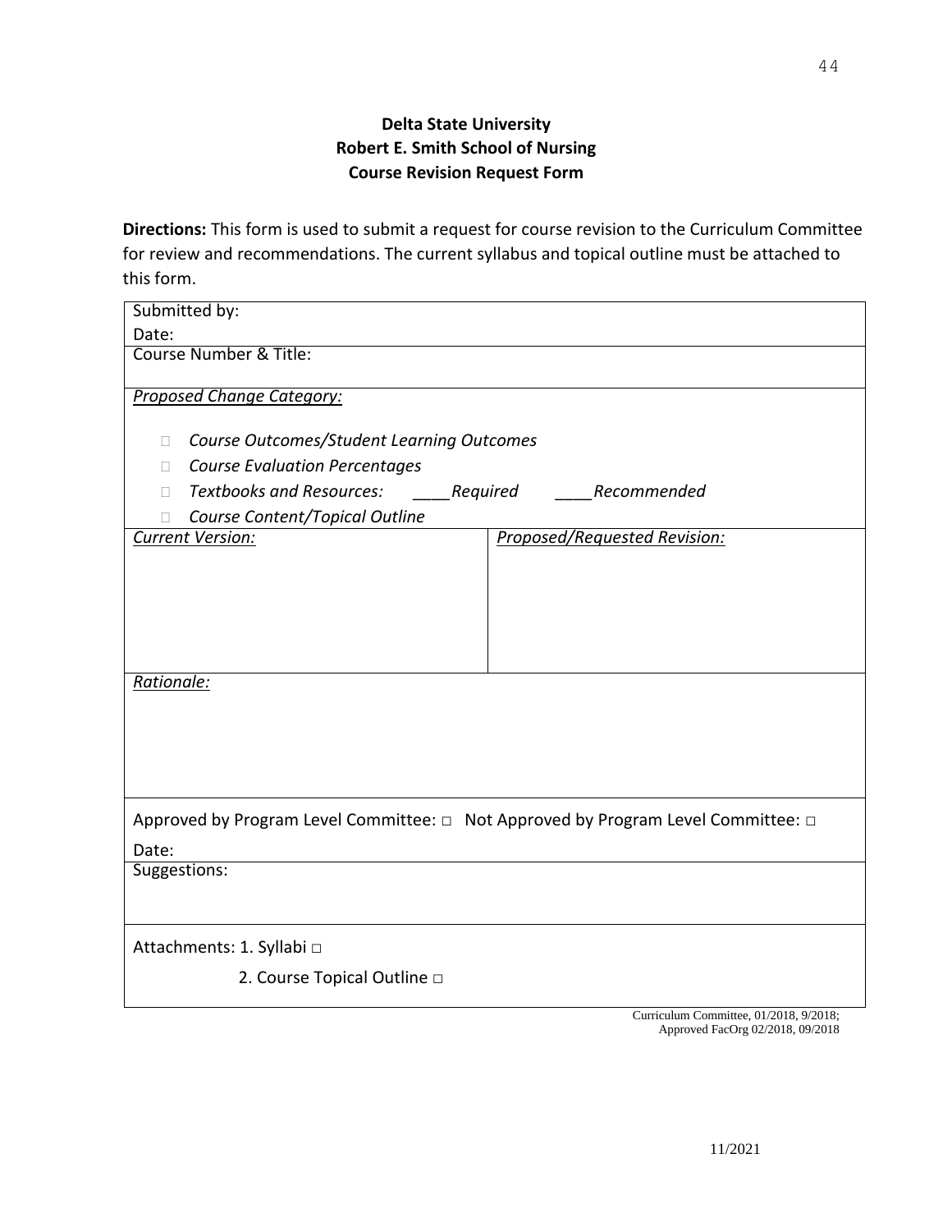**Delta State University**
**Robert E. Smith School of Nursing**
**Course Revision Request Form**

**Directions:** This form is used to submit a request for course revision to the Curriculum Committee for review and recommendations. The current syllabus and topical outline must be attached to this form.

| Submitted by:<br>Date: | |
|---|---|
| Course Number & Title: | |
| *Proposed Change Category:*<br><br>□ *Course Outcomes/Student Learning Outcomes*<br>□ *Course Evaluation Percentages*<br>□ *Textbooks and Resources:* ____*Required* ____*Recommended*<br>□ *Course Content/Topical Outline* | |
| *Current Version:* | *Proposed/Requested Revision:* |
| *Rationale:* | |
| Approved by Program Level Committee: □ Not Approved by Program Level Committee: □<br><br>Date: | |
| Suggestions: | |
| Attachments: 1. Syllabi □<br>2. Course Topical Outline □ | |

Curriculum Committee, 01/2018, 9/2018;
Approved FacOrg 02/2018, 09/2018

11/2021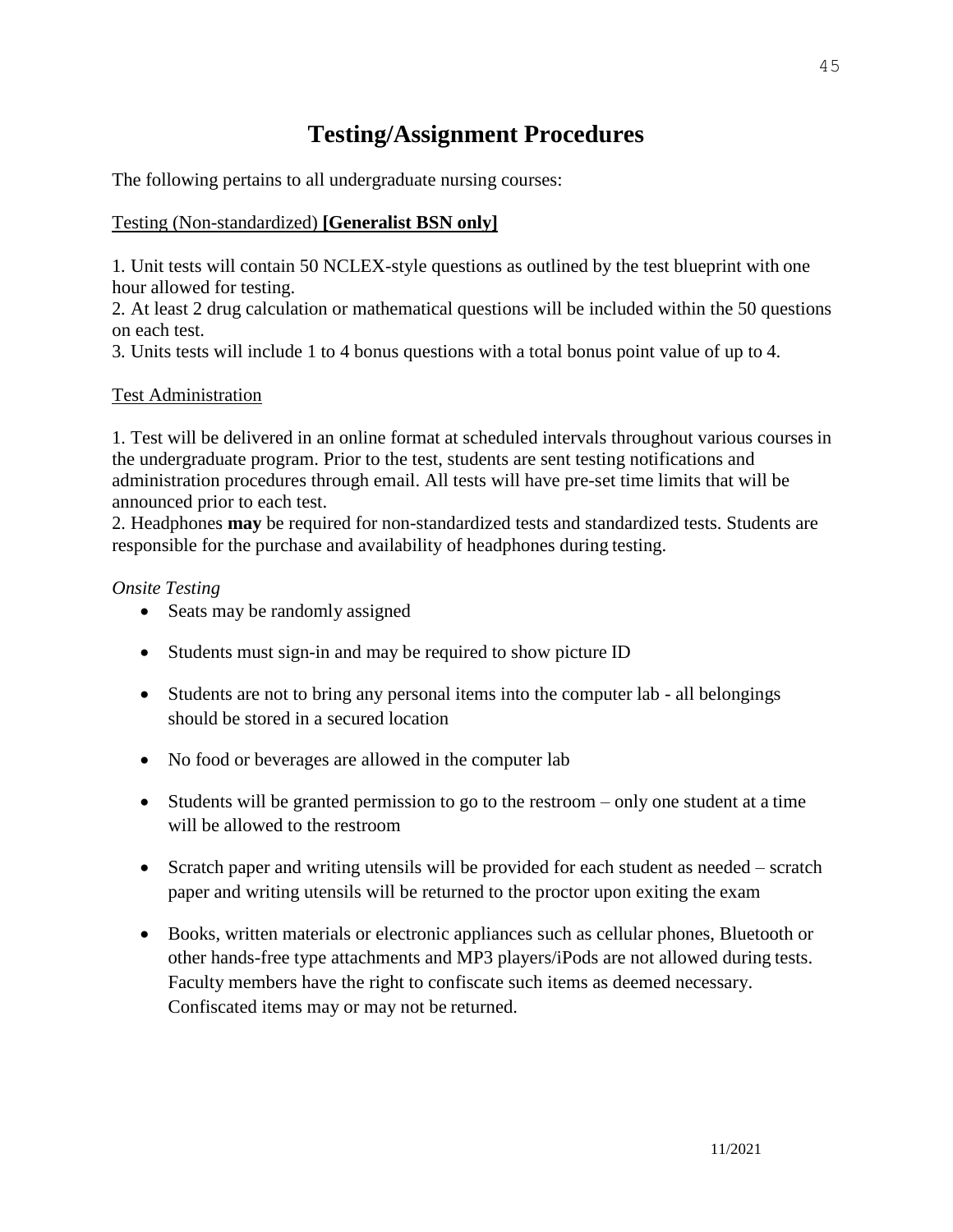# Testing/Assignment Procedures

The following pertains to all undergraduate nursing courses:

Testing (Non-standardized) **[Generalist BSN only]**

1. Unit tests will contain 50 NCLEX-style questions as outlined by the test blueprint with one hour allowed for testing.
2. At least 2 drug calculation or mathematical questions will be included within the 50 questions on each test.
3. Units tests will include 1 to 4 bonus questions with a total bonus point value of up to 4.

Test Administration

1. Test will be delivered in an online format at scheduled intervals throughout various courses in the undergraduate program. Prior to the test, students are sent testing notifications and administration procedures through email. All tests will have pre-set time limits that will be announced prior to each test.
2. Headphones **may** be required for non-standardized tests and standardized tests. Students are responsible for the purchase and availability of headphones during testing.

*Onsite Testing*

- Seats may be randomly assigned
- Students must sign-in and may be required to show picture ID
- Students are not to bring any personal items into the computer lab - all belongings should be stored in a secured location
- No food or beverages are allowed in the computer lab
- Students will be granted permission to go to the restroom – only one student at a time will be allowed to the restroom
- Scratch paper and writing utensils will be provided for each student as needed – scratch paper and writing utensils will be returned to the proctor upon exiting the exam
- Books, written materials or electronic appliances such as cellular phones, Bluetooth or other hands-free type attachments and MP3 players/iPods are not allowed during tests. Faculty members have the right to confiscate such items as deemed necessary. Confiscated items may or may not be returned.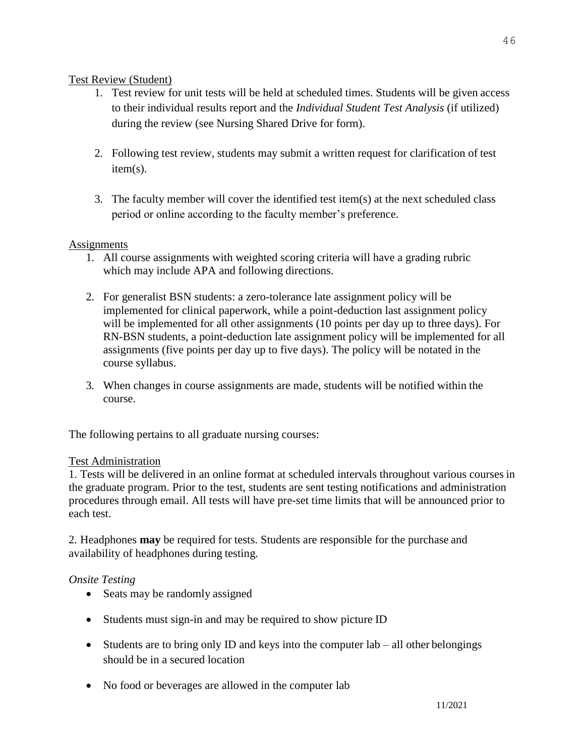Test Review (Student)

1. Test review for unit tests will be held at scheduled times. Students will be given access to their individual results report and the *Individual Student Test Analysis* (if utilized) during the review (see Nursing Shared Drive for form).

2. Following test review, students may submit a written request for clarification of test item(s).

3. The faculty member will cover the identified test item(s) at the next scheduled class period or online according to the faculty member's preference.

Assignments

1. All course assignments with weighted scoring criteria will have a grading rubric which may include APA and following directions.

2. For generalist BSN students: a zero-tolerance late assignment policy will be implemented for clinical paperwork, while a point-deduction last assignment policy will be implemented for all other assignments (10 points per day up to three days). For RN-BSN students, a point-deduction late assignment policy will be implemented for all assignments (five points per day up to five days). The policy will be notated in the course syllabus.

3. When changes in course assignments are made, students will be notified within the course.

The following pertains to all graduate nursing courses:

Test Administration

1. Tests will be delivered in an online format at scheduled intervals throughout various courses in the graduate program. Prior to the test, students are sent testing notifications and administration procedures through email. All tests will have pre-set time limits that will be announced prior to each test.

2. Headphones **may** be required for tests. Students are responsible for the purchase and availability of headphones during testing.

*Onsite Testing*

- Seats may be randomly assigned
- Students must sign-in and may be required to show picture ID
- Students are to bring only ID and keys into the computer lab – all other belongings should be in a secured location
- No food or beverages are allowed in the computer lab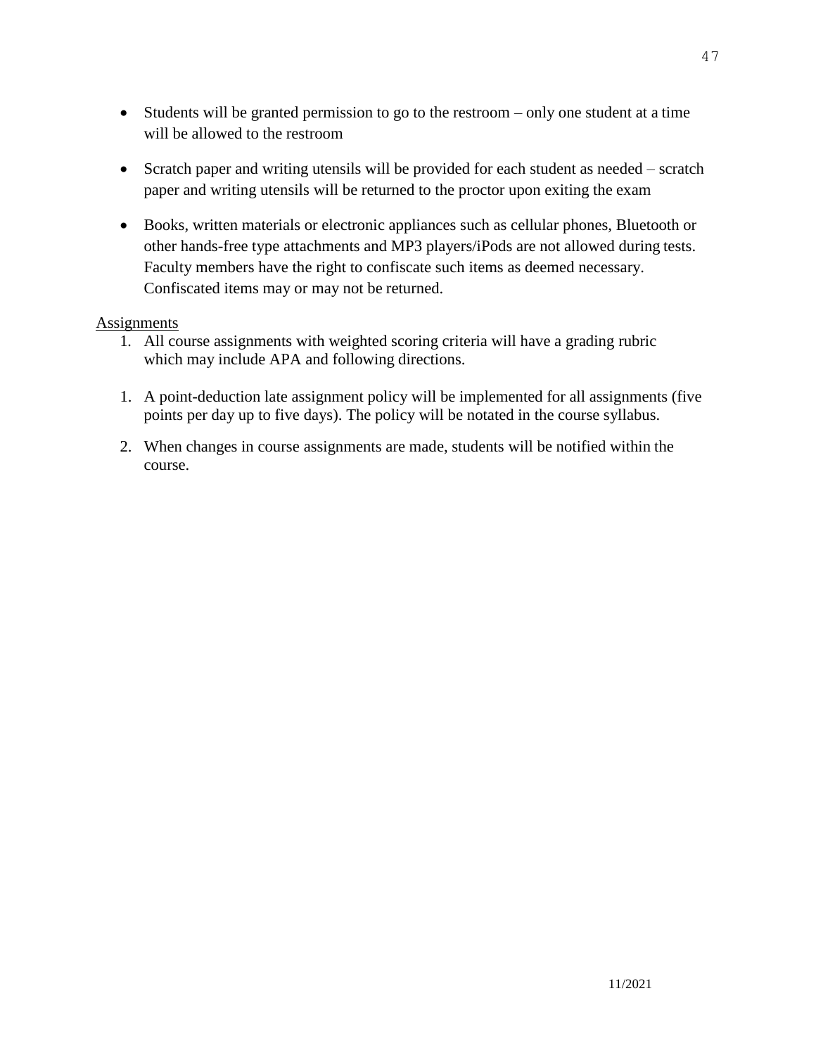- Students will be granted permission to go to the restroom – only one student at a time will be allowed to the restroom

- Scratch paper and writing utensils will be provided for each student as needed – scratch paper and writing utensils will be returned to the proctor upon exiting the exam

- Books, written materials or electronic appliances such as cellular phones, Bluetooth or other hands-free type attachments and MP3 players/iPods are not allowed during tests. Faculty members have the right to confiscate such items as deemed necessary. Confiscated items may or may not be returned.

<u>Assignments</u>

1. All course assignments with weighted scoring criteria will have a grading rubric which may include APA and following directions.

1. A point-deduction late assignment policy will be implemented for all assignments (five points per day up to five days). The policy will be notated in the course syllabus.

2. When changes in course assignments are made, students will be notified within the course.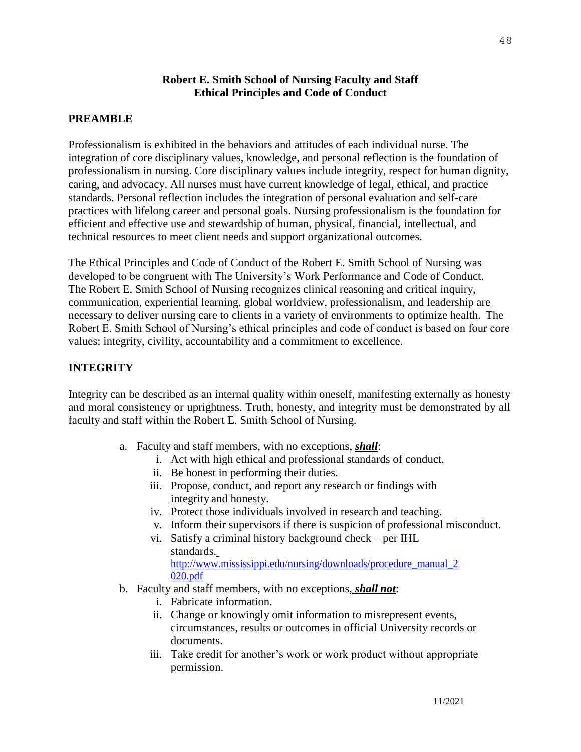**Robert E. Smith School of Nursing Faculty and Staff**
**Ethical Principles and Code of Conduct**

## PREAMBLE

Professionalism is exhibited in the behaviors and attitudes of each individual nurse. The integration of core disciplinary values, knowledge, and personal reflection is the foundation of professionalism in nursing. Core disciplinary values include integrity, respect for human dignity, caring, and advocacy. All nurses must have current knowledge of legal, ethical, and practice standards. Personal reflection includes the integration of personal evaluation and self-care practices with lifelong career and personal goals. Nursing professionalism is the foundation for efficient and effective use and stewardship of human, physical, financial, intellectual, and technical resources to meet client needs and support organizational outcomes.

The Ethical Principles and Code of Conduct of the Robert E. Smith School of Nursing was developed to be congruent with The University's Work Performance and Code of Conduct. The Robert E. Smith School of Nursing recognizes clinical reasoning and critical inquiry, communication, experiential learning, global worldview, professionalism, and leadership are necessary to deliver nursing care to clients in a variety of environments to optimize health. The Robert E. Smith School of Nursing's ethical principles and code of conduct is based on four core values: integrity, civility, accountability and a commitment to excellence.

## INTEGRITY

Integrity can be described as an internal quality within oneself, manifesting externally as honesty and moral consistency or uprightness. Truth, honesty, and integrity must be demonstrated by all faculty and staff within the Robert E. Smith School of Nursing.

a. Faculty and staff members, with no exceptions, ***shall***:
   i. Act with high ethical and professional standards of conduct.
   ii. Be honest in performing their duties.
   iii. Propose, conduct, and report any research or findings with integrity and honesty.
   iv. Protect those individuals involved in research and teaching.
   v. Inform their supervisors if there is suspicion of professional misconduct.
   vi. Satisfy a criminal history background check – per IHL standards. http://www.mississippi.edu/nursing/downloads/procedure_manual_2020.pdf
b. Faculty and staff members, with no exceptions, ***shall not***:
   i. Fabricate information.
   ii. Change or knowingly omit information to misrepresent events, circumstances, results or outcomes in official University records or documents.
   iii. Take credit for another's work or work product without appropriate permission.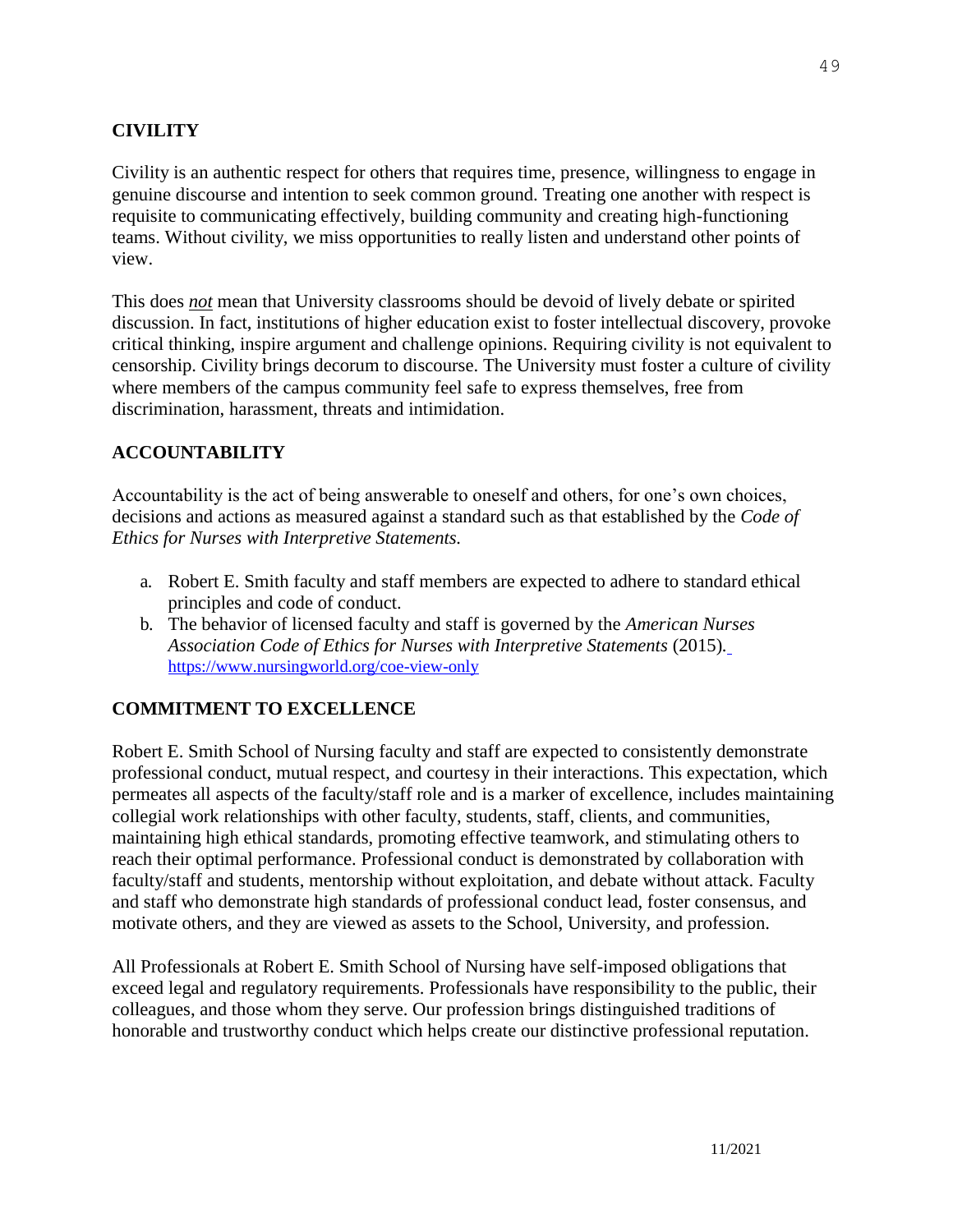## CIVILITY

Civility is an authentic respect for others that requires time, presence, willingness to engage in genuine discourse and intention to seek common ground. Treating one another with respect is requisite to communicating effectively, building community and creating high-functioning teams. Without civility, we miss opportunities to really listen and understand other points of view.

This does ***not*** mean that University classrooms should be devoid of lively debate or spirited discussion. In fact, institutions of higher education exist to foster intellectual discovery, provoke critical thinking, inspire argument and challenge opinions. Requiring civility is not equivalent to censorship. Civility brings decorum to discourse. The University must foster a culture of civility where members of the campus community feel safe to express themselves, free from discrimination, harassment, threats and intimidation.

## ACCOUNTABILITY

Accountability is the act of being answerable to oneself and others, for one's own choices, decisions and actions as measured against a standard such as that established by the *Code of Ethics for Nurses with Interpretive Statements.*

a. Robert E. Smith faculty and staff members are expected to adhere to standard ethical principles and code of conduct.
b. The behavior of licensed faculty and staff is governed by the *American Nurses Association Code of Ethics for Nurses with Interpretive Statements* (2015). https://www.nursingworld.org/coe-view-only

## COMMITMENT TO EXCELLENCE

Robert E. Smith School of Nursing faculty and staff are expected to consistently demonstrate professional conduct, mutual respect, and courtesy in their interactions. This expectation, which permeates all aspects of the faculty/staff role and is a marker of excellence, includes maintaining collegial work relationships with other faculty, students, staff, clients, and communities, maintaining high ethical standards, promoting effective teamwork, and stimulating others to reach their optimal performance. Professional conduct is demonstrated by collaboration with faculty/staff and students, mentorship without exploitation, and debate without attack. Faculty and staff who demonstrate high standards of professional conduct lead, foster consensus, and motivate others, and they are viewed as assets to the School, University, and profession.

All Professionals at Robert E. Smith School of Nursing have self-imposed obligations that exceed legal and regulatory requirements. Professionals have responsibility to the public, their colleagues, and those whom they serve. Our profession brings distinguished traditions of honorable and trustworthy conduct which helps create our distinctive professional reputation.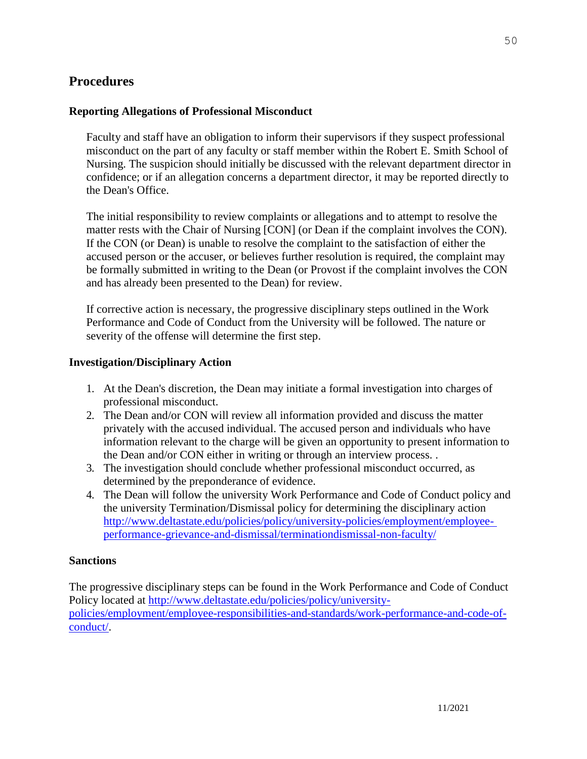## Procedures

### Reporting Allegations of Professional Misconduct

Faculty and staff have an obligation to inform their supervisors if they suspect professional misconduct on the part of any faculty or staff member within the Robert E. Smith School of Nursing. The suspicion should initially be discussed with the relevant department director in confidence; or if an allegation concerns a department director, it may be reported directly to the Dean's Office.

The initial responsibility to review complaints or allegations and to attempt to resolve the matter rests with the Chair of Nursing [CON] (or Dean if the complaint involves the CON). If the CON (or Dean) is unable to resolve the complaint to the satisfaction of either the accused person or the accuser, or believes further resolution is required, the complaint may be formally submitted in writing to the Dean (or Provost if the complaint involves the CON and has already been presented to the Dean) for review.

If corrective action is necessary, the progressive disciplinary steps outlined in the Work Performance and Code of Conduct from the University will be followed. The nature or severity of the offense will determine the first step.

### Investigation/Disciplinary Action

1. At the Dean's discretion, the Dean may initiate a formal investigation into charges of professional misconduct.
2. The Dean and/or CON will review all information provided and discuss the matter privately with the accused individual. The accused person and individuals who have information relevant to the charge will be given an opportunity to present information to the Dean and/or CON either in writing or through an interview process. .
3. The investigation should conclude whether professional misconduct occurred, as determined by the preponderance of evidence.
4. The Dean will follow the university Work Performance and Code of Conduct policy and the university Termination/Dismissal policy for determining the disciplinary action http://www.deltastate.edu/policies/policy/university-policies/employment/employee-performance-grievance-and-dismissal/terminationdismissal-non-faculty/

### Sanctions

The progressive disciplinary steps can be found in the Work Performance and Code of Conduct Policy located at http://www.deltastate.edu/policies/policy/university-policies/employment/employee-responsibilities-and-standards/work-performance-and-code-of-conduct/.

11/2021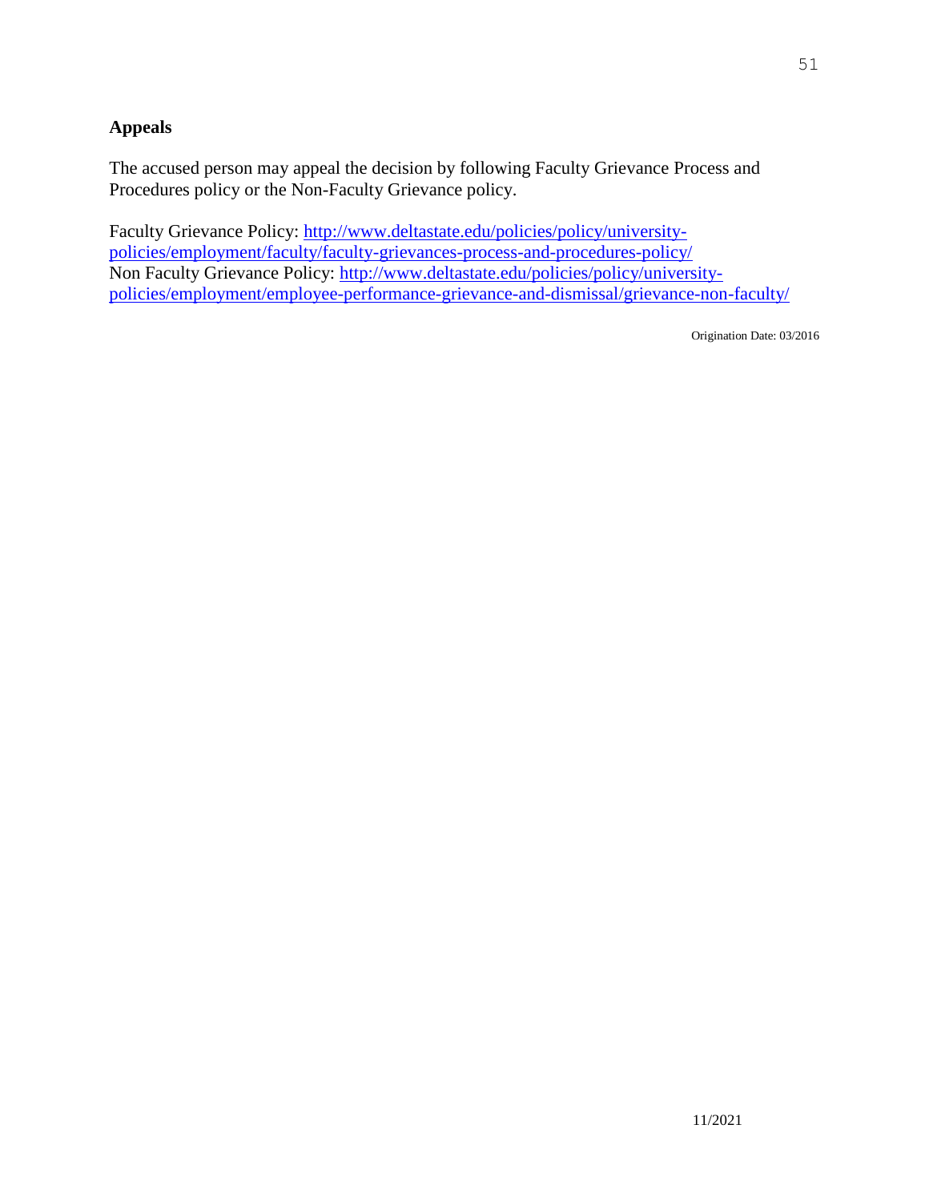## Appeals

The accused person may appeal the decision by following Faculty Grievance Process and Procedures policy or the Non-Faculty Grievance policy.

Faculty Grievance Policy: http://www.deltastate.edu/policies/policy/university-policies/employment/faculty/faculty-grievances-process-and-procedures-policy/
Non Faculty Grievance Policy: http://www.deltastate.edu/policies/policy/university-policies/employment/employee-performance-grievance-and-dismissal/grievance-non-faculty/

Origination Date: 03/2016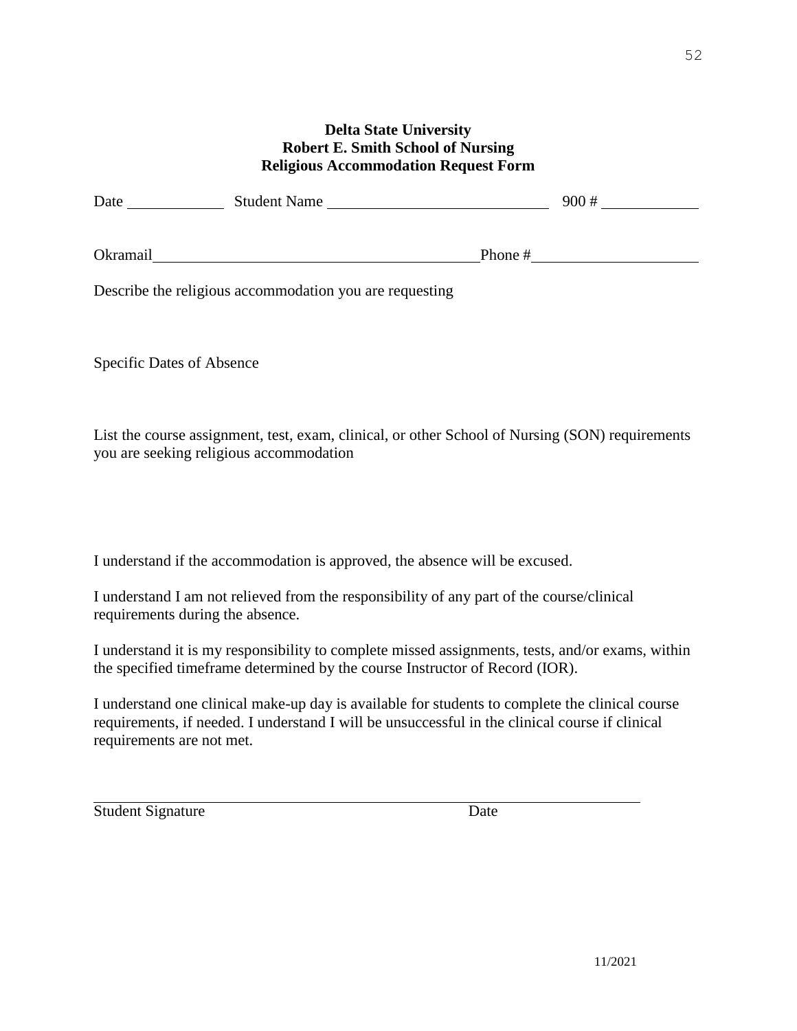**Delta State University**
**Robert E. Smith School of Nursing**
**Religious Accommodation Request Form**

Date ____________ Student Name ____________________________ 900 # ____________

Okramail __________________________________________ Phone # _____________________

Describe the religious accommodation you are requesting

Specific Dates of Absence

List the course assignment, test, exam, clinical, or other School of Nursing (SON) requirements you are seeking religious accommodation

I understand if the accommodation is approved, the absence will be excused.

I understand I am not relieved from the responsibility of any part of the course/clinical requirements during the absence.

I understand it is my responsibility to complete missed assignments, tests, and/or exams, within the specified timeframe determined by the course Instructor of Record (IOR).

I understand one clinical make-up day is available for students to complete the clinical course requirements, if needed. I understand I will be unsuccessful in the clinical course if clinical requirements are not met.

_________________________________________________________________________

Student Signature Date

11/2021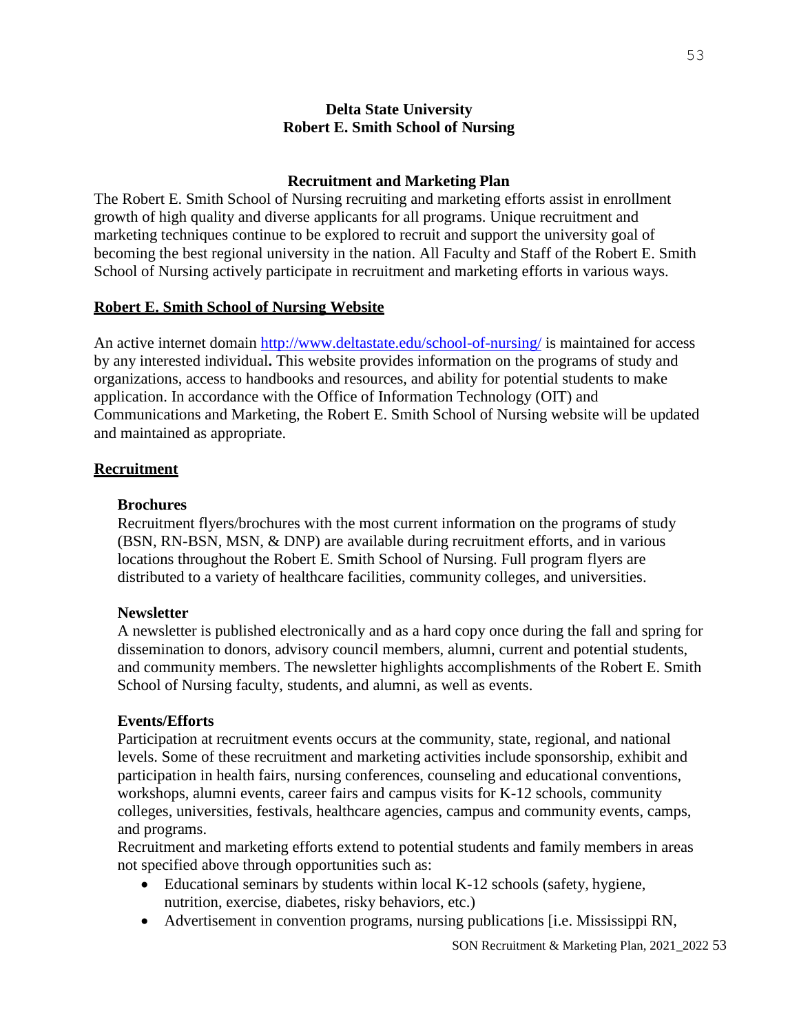**Delta State University**
**Robert E. Smith School of Nursing**

# Recruitment and Marketing Plan

The Robert E. Smith School of Nursing recruiting and marketing efforts assist in enrollment growth of high quality and diverse applicants for all programs. Unique recruitment and marketing techniques continue to be explored to recruit and support the university goal of becoming the best regional university in the nation. All Faculty and Staff of the Robert E. Smith School of Nursing actively participate in recruitment and marketing efforts in various ways.

## Robert E. Smith School of Nursing Website

An active internet domain [http://www.deltastate.edu/school-of-nursing/](http://www.deltastate.edu/school-of-nursing/) is maintained for access by any interested individual**.** This website provides information on the programs of study and organizations, access to handbooks and resources, and ability for potential students to make application. In accordance with the Office of Information Technology (OIT) and Communications and Marketing, the Robert E. Smith School of Nursing website will be updated and maintained as appropriate.

## Recruitment

### Brochures

Recruitment flyers/brochures with the most current information on the programs of study (BSN, RN-BSN, MSN, & DNP) are available during recruitment efforts, and in various locations throughout the Robert E. Smith School of Nursing. Full program flyers are distributed to a variety of healthcare facilities, community colleges, and universities.

### Newsletter

A newsletter is published electronically and as a hard copy once during the fall and spring for dissemination to donors, advisory council members, alumni, current and potential students, and community members. The newsletter highlights accomplishments of the Robert E. Smith School of Nursing faculty, students, and alumni, as well as events.

### Events/Efforts

Participation at recruitment events occurs at the community, state, regional, and national levels. Some of these recruitment and marketing activities include sponsorship, exhibit and participation in health fairs, nursing conferences, counseling and educational conventions, workshops, alumni events, career fairs and campus visits for K-12 schools, community colleges, universities, festivals, healthcare agencies, campus and community events, camps, and programs.

Recruitment and marketing efforts extend to potential students and family members in areas not specified above through opportunities such as:

- Educational seminars by students within local K-12 schools (safety, hygiene, nutrition, exercise, diabetes, risky behaviors, etc.)
- Advertisement in convention programs, nursing publications [i.e. Mississippi RN,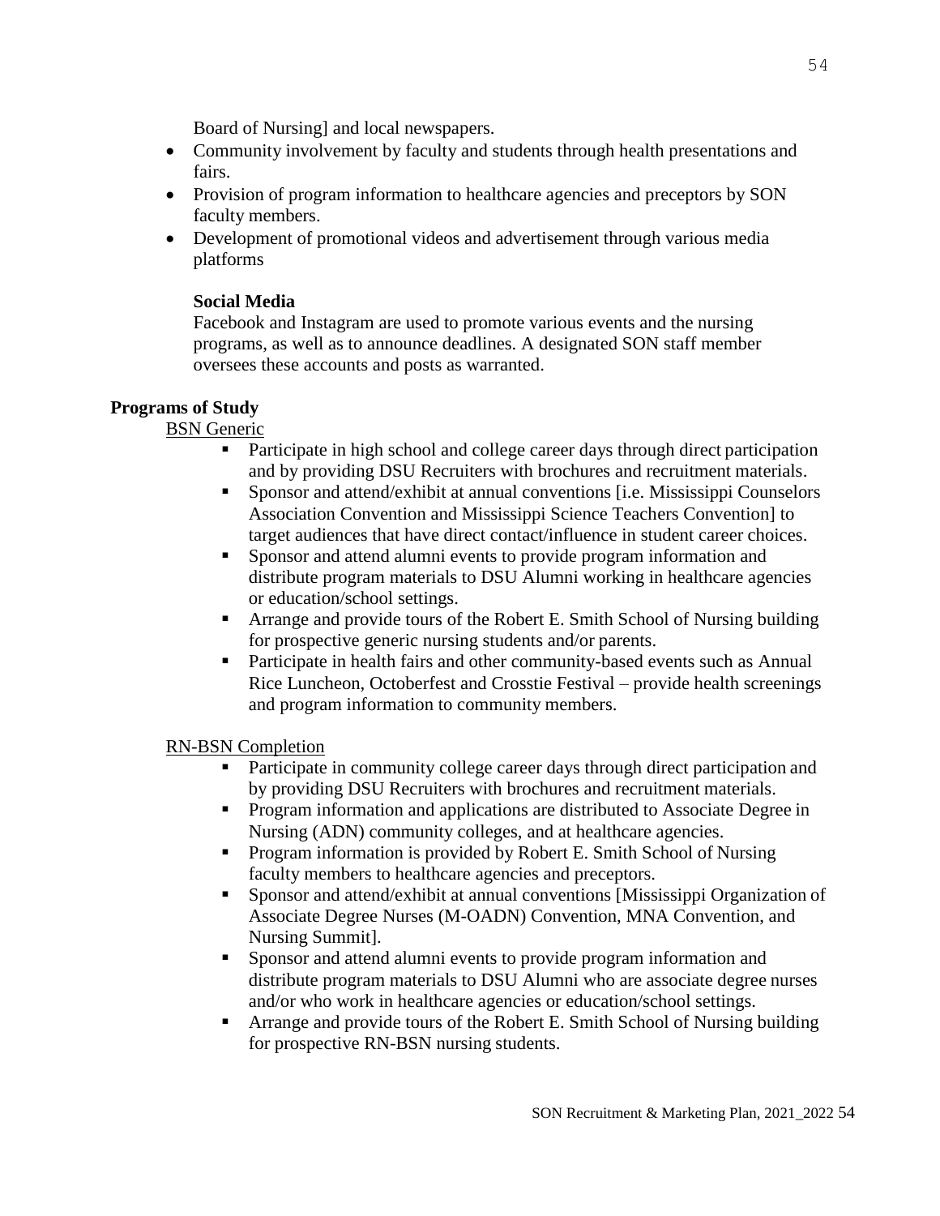Board of Nursing] and local newspapers.

- Community involvement by faculty and students through health presentations and fairs.
- Provision of program information to healthcare agencies and preceptors by SON faculty members.
- Development of promotional videos and advertisement through various media platforms

**Social Media**

Facebook and Instagram are used to promote various events and the nursing programs, as well as to announce deadlines. A designated SON staff member oversees these accounts and posts as warranted.

## Programs of Study

BSN Generic

- Participate in high school and college career days through direct participation and by providing DSU Recruiters with brochures and recruitment materials.
- Sponsor and attend/exhibit at annual conventions [i.e. Mississippi Counselors Association Convention and Mississippi Science Teachers Convention] to target audiences that have direct contact/influence in student career choices.
- Sponsor and attend alumni events to provide program information and distribute program materials to DSU Alumni working in healthcare agencies or education/school settings.
- Arrange and provide tours of the Robert E. Smith School of Nursing building for prospective generic nursing students and/or parents.
- Participate in health fairs and other community-based events such as Annual Rice Luncheon, Octoberfest and Crosstie Festival – provide health screenings and program information to community members.

RN-BSN Completion

- Participate in community college career days through direct participation and by providing DSU Recruiters with brochures and recruitment materials.
- Program information and applications are distributed to Associate Degree in Nursing (ADN) community colleges, and at healthcare agencies.
- Program information is provided by Robert E. Smith School of Nursing faculty members to healthcare agencies and preceptors.
- Sponsor and attend/exhibit at annual conventions [Mississippi Organization of Associate Degree Nurses (M-OADN) Convention, MNA Convention, and Nursing Summit].
- Sponsor and attend alumni events to provide program information and distribute program materials to DSU Alumni who are associate degree nurses and/or who work in healthcare agencies or education/school settings.
- Arrange and provide tours of the Robert E. Smith School of Nursing building for prospective RN-BSN nursing students.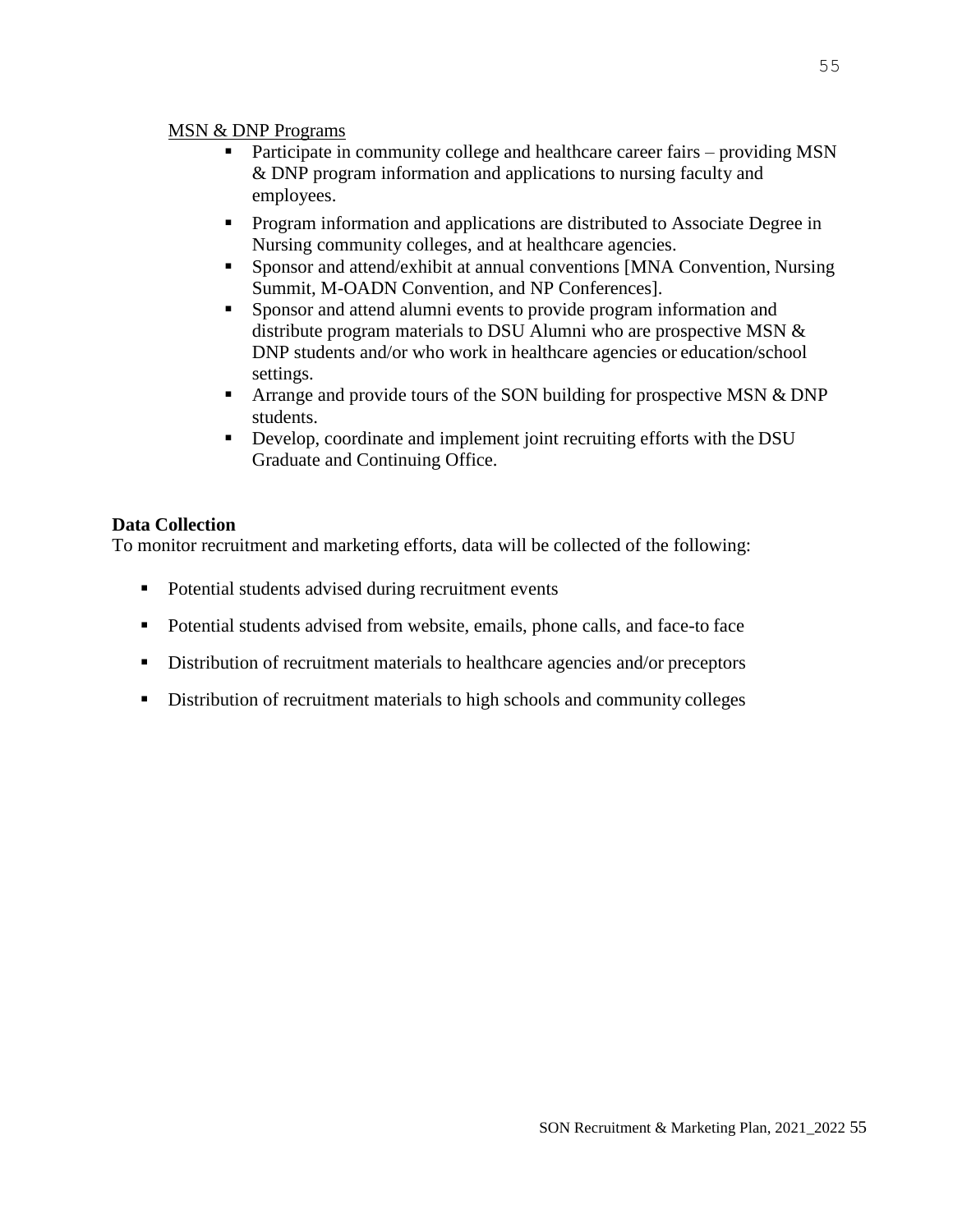MSN & DNP Programs

- Participate in community college and healthcare career fairs – providing MSN & DNP program information and applications to nursing faculty and employees.
- Program information and applications are distributed to Associate Degree in Nursing community colleges, and at healthcare agencies.
- Sponsor and attend/exhibit at annual conventions [MNA Convention, Nursing Summit, M-OADN Convention, and NP Conferences].
- Sponsor and attend alumni events to provide program information and distribute program materials to DSU Alumni who are prospective MSN & DNP students and/or who work in healthcare agencies or education/school settings.
- Arrange and provide tours of the SON building for prospective MSN & DNP students.
- Develop, coordinate and implement joint recruiting efforts with the DSU Graduate and Continuing Office.

**Data Collection**

To monitor recruitment and marketing efforts, data will be collected of the following:

- Potential students advised during recruitment events
- Potential students advised from website, emails, phone calls, and face-to face
- Distribution of recruitment materials to healthcare agencies and/or preceptors
- Distribution of recruitment materials to high schools and community colleges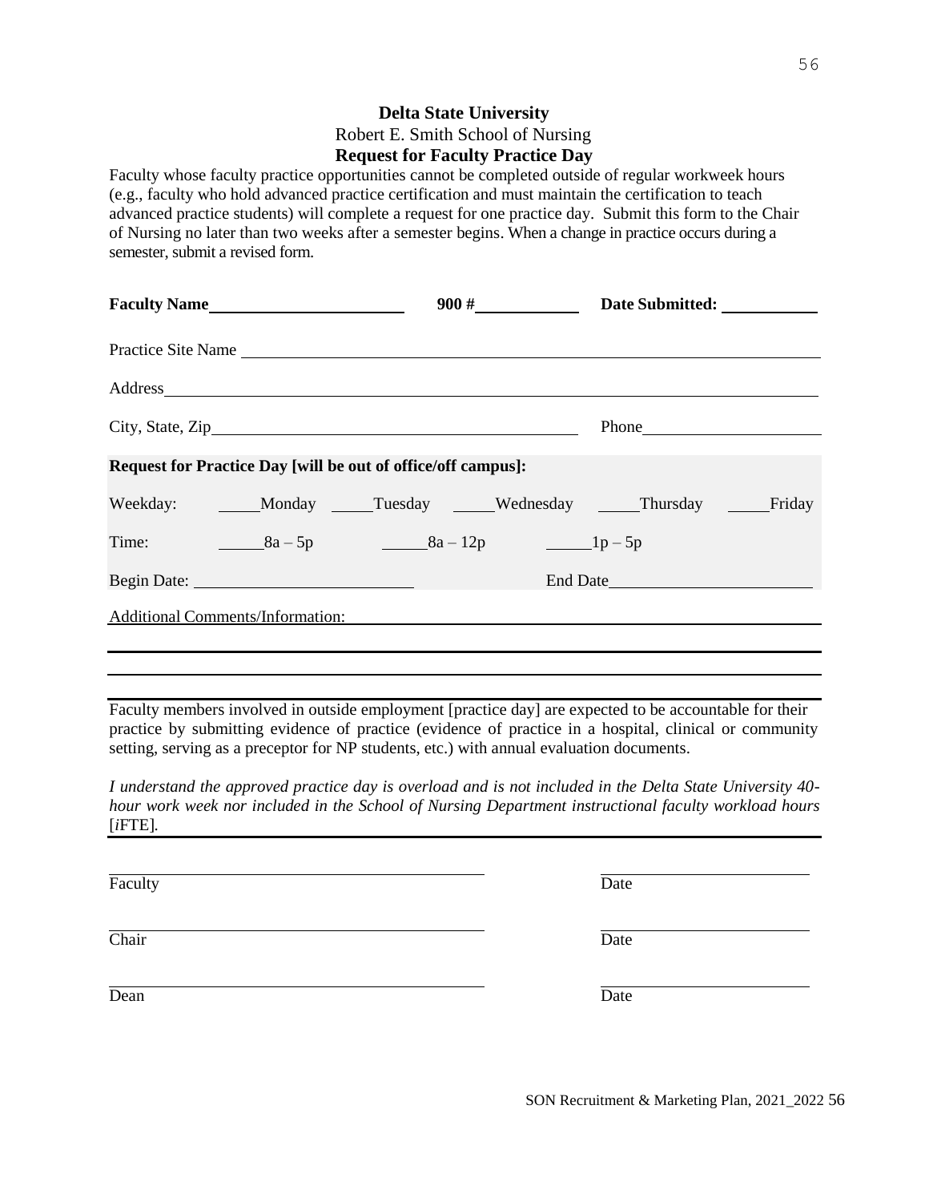**Delta State University**

Robert E. Smith School of Nursing

**Request for Faculty Practice Day**

Faculty whose faculty practice opportunities cannot be completed outside of regular workweek hours (e.g., faculty who hold advanced practice certification and must maintain the certification to teach advanced practice students) will complete a request for one practice day. Submit this form to the Chair of Nursing no later than two weeks after a semester begins. When a change in practice occurs during a semester, submit a revised form.

**Faculty Name**\_\_\_\_\_\_\_\_\_\_\_\_\_\_\_\_\_\_\_\_ **900 #**\_\_\_\_\_\_\_\_\_\_ **Date Submitted:** \_\_\_\_\_\_\_\_\_\_

Practice Site Name \_\_\_\_\_\_\_\_\_\_\_\_\_\_\_\_\_\_\_\_\_\_\_\_\_\_\_\_\_\_\_\_\_\_\_\_\_\_\_\_\_\_\_\_\_\_\_\_\_\_\_\_\_\_\_\_

Address\_\_\_\_\_\_\_\_\_\_\_\_\_\_\_\_\_\_\_\_\_\_\_\_\_\_\_\_\_\_\_\_\_\_\_\_\_\_\_\_\_\_\_\_\_\_\_\_\_\_\_\_\_\_\_\_\_\_\_\_\_\_\_

City, State, Zip\_\_\_\_\_\_\_\_\_\_\_\_\_\_\_\_\_\_\_\_\_\_\_\_\_\_\_\_\_\_\_\_\_\_\_\_ Phone\_\_\_\_\_\_\_\_\_\_\_\_\_\_\_\_

**Request for Practice Day [will be out of office/off campus]:**

Weekday: \_\_\_\_\_Monday \_\_\_\_\_Tuesday \_\_\_\_\_Wednesday \_\_\_\_\_Thursday \_\_\_\_\_Friday

Time: \_\_\_\_\_8a – 5p \_\_\_\_\_8a – 12p \_\_\_\_\_1p – 5p

Begin Date: \_\_\_\_\_\_\_\_\_\_\_\_\_\_\_\_\_\_\_\_ End Date\_\_\_\_\_\_\_\_\_\_\_\_\_\_\_\_\_\_\_\_

Additional Comments/Information: \_\_\_\_\_\_\_\_\_\_\_\_\_\_\_\_\_\_\_\_\_\_\_\_\_\_\_\_\_\_\_\_\_\_\_\_\_\_\_\_\_\_

\_\_\_\_\_\_\_\_\_\_\_\_\_\_\_\_\_\_\_\_\_\_\_\_\_\_\_\_\_\_\_\_\_\_\_\_\_\_\_\_\_\_\_\_\_\_\_\_\_\_\_\_\_\_\_\_\_\_\_\_\_\_\_\_\_\_\_\_\_\_\_

\_\_\_\_\_\_\_\_\_\_\_\_\_\_\_\_\_\_\_\_\_\_\_\_\_\_\_\_\_\_\_\_\_\_\_\_\_\_\_\_\_\_\_\_\_\_\_\_\_\_\_\_\_\_\_\_\_\_\_\_\_\_\_\_\_\_\_\_\_\_\_

Faculty members involved in outside employment [practice day] are expected to be accountable for their practice by submitting evidence of practice (evidence of practice in a hospital, clinical or community setting, serving as a preceptor for NP students, etc.) with annual evaluation documents.

*I understand the approved practice day is overload and is not included in the Delta State University 40-hour work week nor included in the School of Nursing Department instructional faculty workload hours* [*i*FTE].

\_\_\_\_\_\_\_\_\_\_\_\_\_\_\_\_\_\_\_\_\_\_\_\_\_\_\_\_\_\_\_\_\_\_\_\_ \_\_\_\_\_\_\_\_\_\_\_\_\_\_\_\_\_\_\_\_

Faculty Date

\_\_\_\_\_\_\_\_\_\_\_\_\_\_\_\_\_\_\_\_\_\_\_\_\_\_\_\_\_\_\_\_\_\_\_\_ \_\_\_\_\_\_\_\_\_\_\_\_\_\_\_\_\_\_\_\_

Chair Date

\_\_\_\_\_\_\_\_\_\_\_\_\_\_\_\_\_\_\_\_\_\_\_\_\_\_\_\_\_\_\_\_\_\_\_\_ \_\_\_\_\_\_\_\_\_\_\_\_\_\_\_\_\_\_\_\_

Dean Date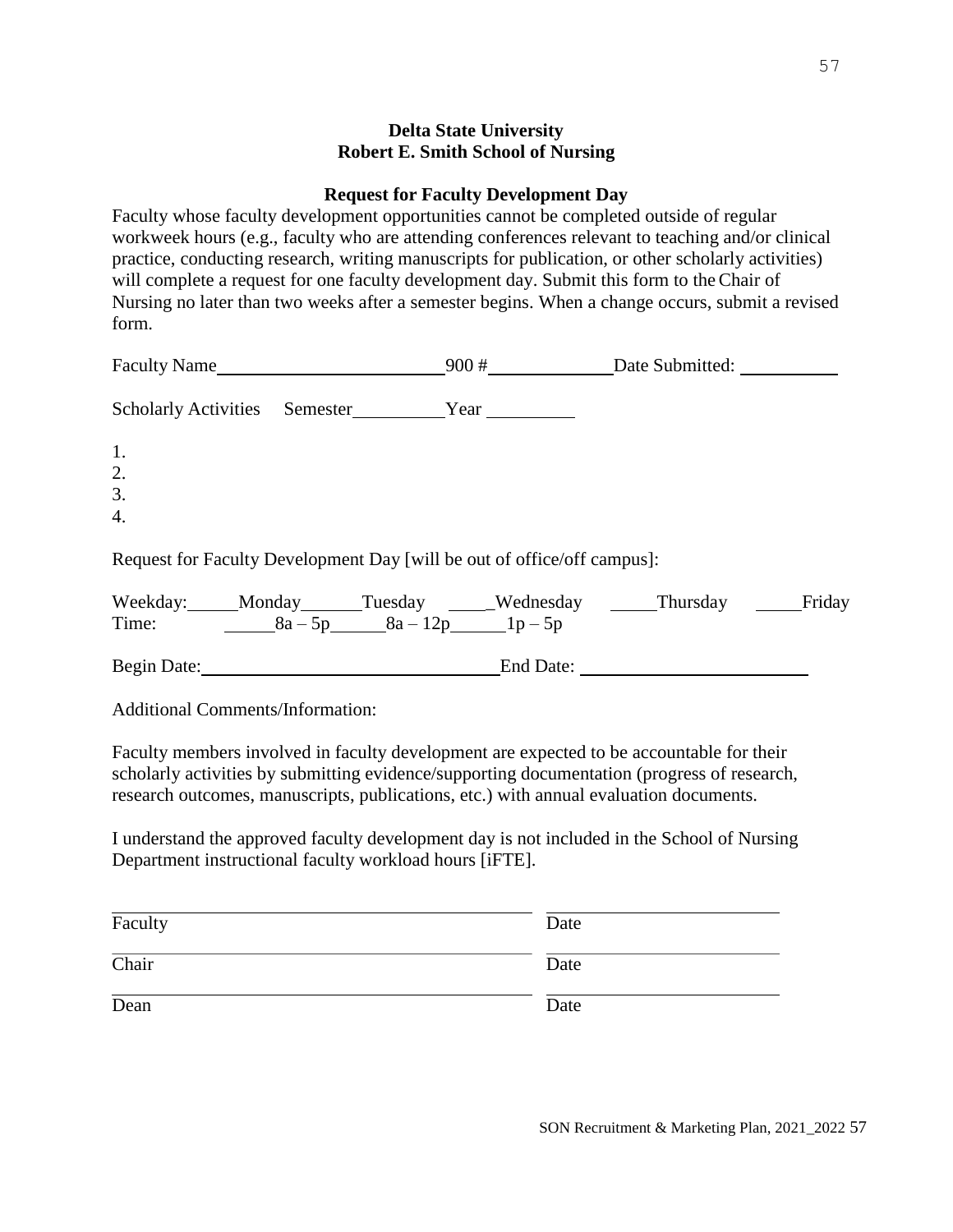**Delta State University**
**Robert E. Smith School of Nursing**

**Request for Faculty Development Day**

Faculty whose faculty development opportunities cannot be completed outside of regular workweek hours (e.g., faculty who are attending conferences relevant to teaching and/or clinical practice, conducting research, writing manuscripts for publication, or other scholarly activities) will complete a request for one faculty development day. Submit this form to the Chair of Nursing no later than two weeks after a semester begins. When a change occurs, submit a revised form.

Faculty Name_________________________ 900 #_____________ Date Submitted: ___________

Scholarly Activities Semester__________ Year __________

1.
2.
3.
4.

Request for Faculty Development Day [will be out of office/off campus]:

Weekday: _____Monday ______Tuesday _____Wednesday _____Thursday _____Friday
Time: _____8a – 5p ______8a – 12p ______1p – 5p

Begin Date:________________________________ End Date: _________________________

Additional Comments/Information:

Faculty members involved in faculty development are expected to be accountable for their scholarly activities by submitting evidence/supporting documentation (progress of research, research outcomes, manuscripts, publications, etc.) with annual evaluation documents.

I understand the approved faculty development day is not included in the School of Nursing Department instructional faculty workload hours [iFTE].

_____________________________________________ __________________________
Faculty Date

_____________________________________________ __________________________
Chair Date

_____________________________________________ __________________________
Dean Date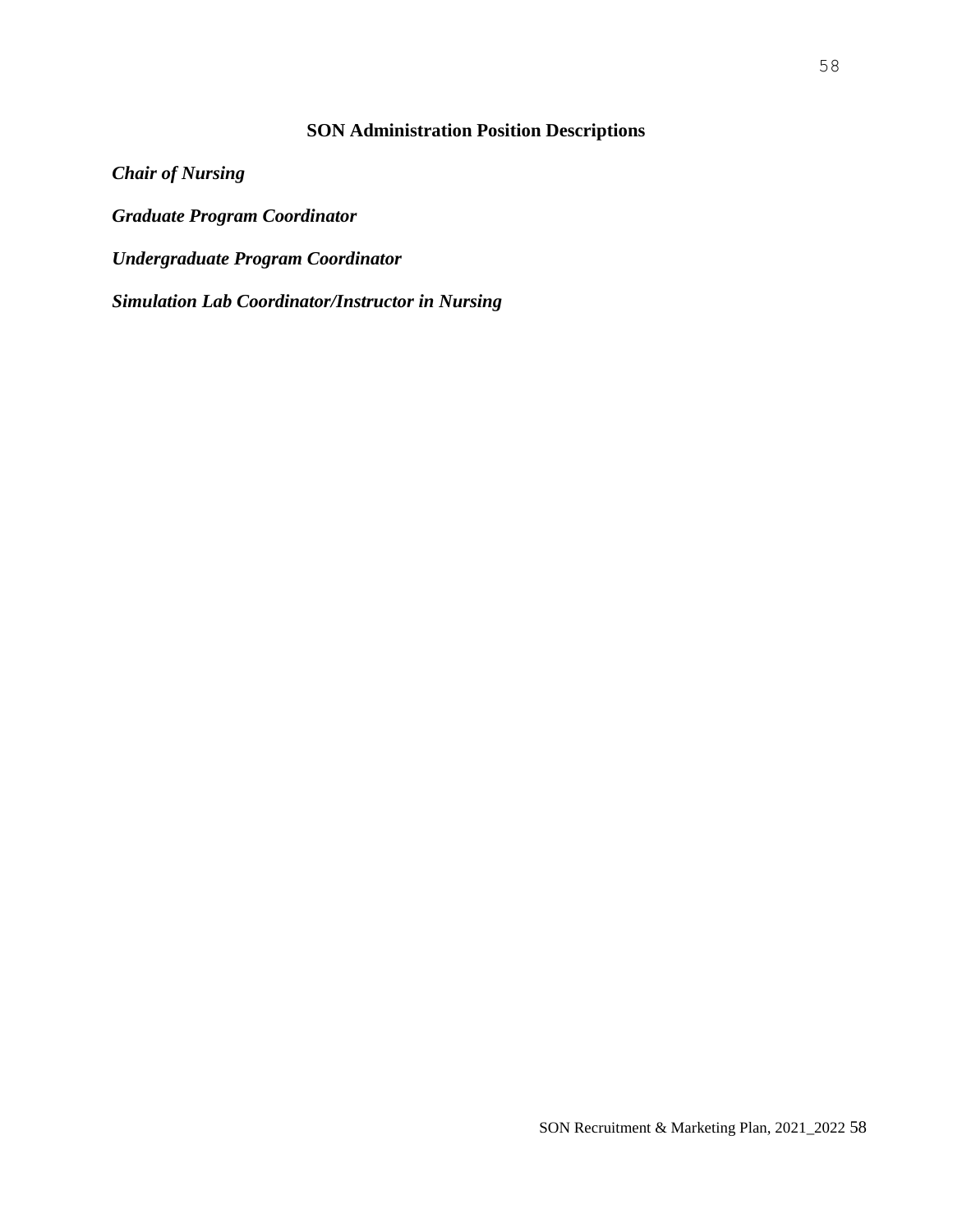## SON Administration Position Descriptions

***Chair of Nursing***

***Graduate Program Coordinator***

***Undergraduate Program Coordinator***

***Simulation Lab Coordinator/Instructor in Nursing***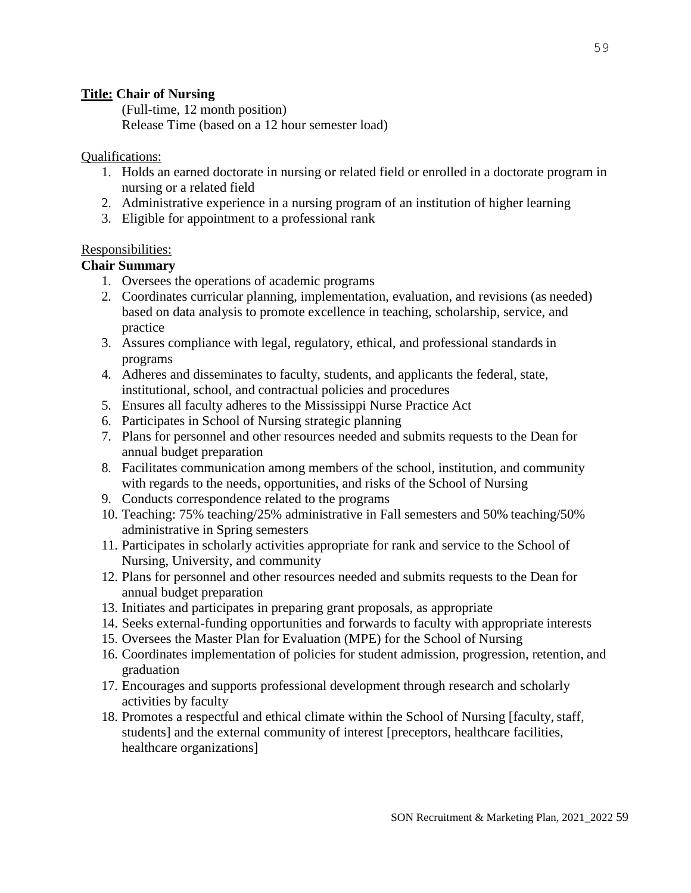**<u>Title:</u> Chair of Nursing**

(Full-time, 12 month position)
Release Time (based on a 12 hour semester load)

<u>Qualifications:</u>

1. Holds an earned doctorate in nursing or related field or enrolled in a doctorate program in nursing or a related field
2. Administrative experience in a nursing program of an institution of higher learning
3. Eligible for appointment to a professional rank

<u>Responsibilities:</u>

**Chair Summary**

1. Oversees the operations of academic programs
2. Coordinates curricular planning, implementation, evaluation, and revisions (as needed) based on data analysis to promote excellence in teaching, scholarship, service, and practice
3. Assures compliance with legal, regulatory, ethical, and professional standards in programs
4. Adheres and disseminates to faculty, students, and applicants the federal, state, institutional, school, and contractual policies and procedures
5. Ensures all faculty adheres to the Mississippi Nurse Practice Act
6. Participates in School of Nursing strategic planning
7. Plans for personnel and other resources needed and submits requests to the Dean for annual budget preparation
8. Facilitates communication among members of the school, institution, and community with regards to the needs, opportunities, and risks of the School of Nursing
9. Conducts correspondence related to the programs
10. Teaching: 75% teaching/25% administrative in Fall semesters and 50% teaching/50% administrative in Spring semesters
11. Participates in scholarly activities appropriate for rank and service to the School of Nursing, University, and community
12. Plans for personnel and other resources needed and submits requests to the Dean for annual budget preparation
13. Initiates and participates in preparing grant proposals, as appropriate
14. Seeks external-funding opportunities and forwards to faculty with appropriate interests
15. Oversees the Master Plan for Evaluation (MPE) for the School of Nursing
16. Coordinates implementation of policies for student admission, progression, retention, and graduation
17. Encourages and supports professional development through research and scholarly activities by faculty
18. Promotes a respectful and ethical climate within the School of Nursing [faculty, staff, students] and the external community of interest [preceptors, healthcare facilities, healthcare organizations]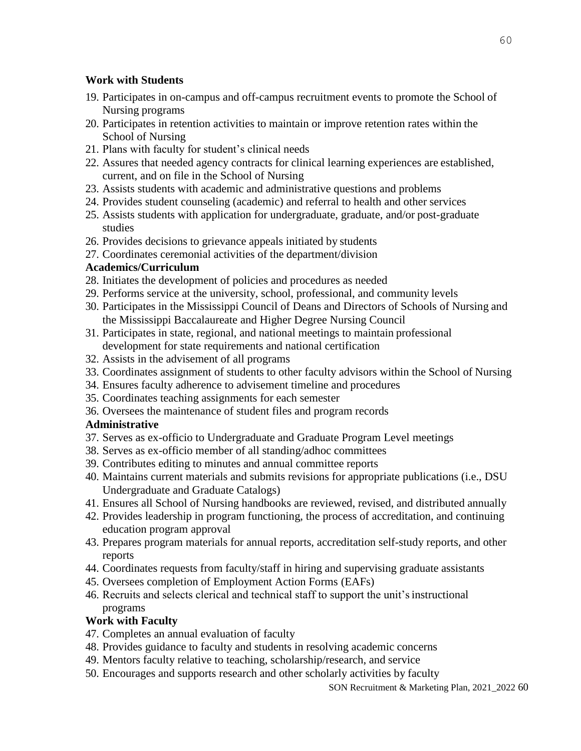**Work with Students**

19. Participates in on-campus and off-campus recruitment events to promote the School of Nursing programs
20. Participates in retention activities to maintain or improve retention rates within the School of Nursing
21. Plans with faculty for student's clinical needs
22. Assures that needed agency contracts for clinical learning experiences are established, current, and on file in the School of Nursing
23. Assists students with academic and administrative questions and problems
24. Provides student counseling (academic) and referral to health and other services
25. Assists students with application for undergraduate, graduate, and/or post-graduate studies
26. Provides decisions to grievance appeals initiated by students
27. Coordinates ceremonial activities of the department/division

**Academics/Curriculum**

28. Initiates the development of policies and procedures as needed
29. Performs service at the university, school, professional, and community levels
30. Participates in the Mississippi Council of Deans and Directors of Schools of Nursing and the Mississippi Baccalaureate and Higher Degree Nursing Council
31. Participates in state, regional, and national meetings to maintain professional development for state requirements and national certification
32. Assists in the advisement of all programs
33. Coordinates assignment of students to other faculty advisors within the School of Nursing
34. Ensures faculty adherence to advisement timeline and procedures
35. Coordinates teaching assignments for each semester
36. Oversees the maintenance of student files and program records

**Administrative**

37. Serves as ex-officio to Undergraduate and Graduate Program Level meetings
38. Serves as ex-officio member of all standing/adhoc committees
39. Contributes editing to minutes and annual committee reports
40. Maintains current materials and submits revisions for appropriate publications (i.e., DSU Undergraduate and Graduate Catalogs)
41. Ensures all School of Nursing handbooks are reviewed, revised, and distributed annually
42. Provides leadership in program functioning, the process of accreditation, and continuing education program approval
43. Prepares program materials for annual reports, accreditation self-study reports, and other reports
44. Coordinates requests from faculty/staff in hiring and supervising graduate assistants
45. Oversees completion of Employment Action Forms (EAFs)
46. Recruits and selects clerical and technical staff to support the unit's instructional programs

**Work with Faculty**

47. Completes an annual evaluation of faculty
48. Provides guidance to faculty and students in resolving academic concerns
49. Mentors faculty relative to teaching, scholarship/research, and service
50. Encourages and supports research and other scholarly activities by faculty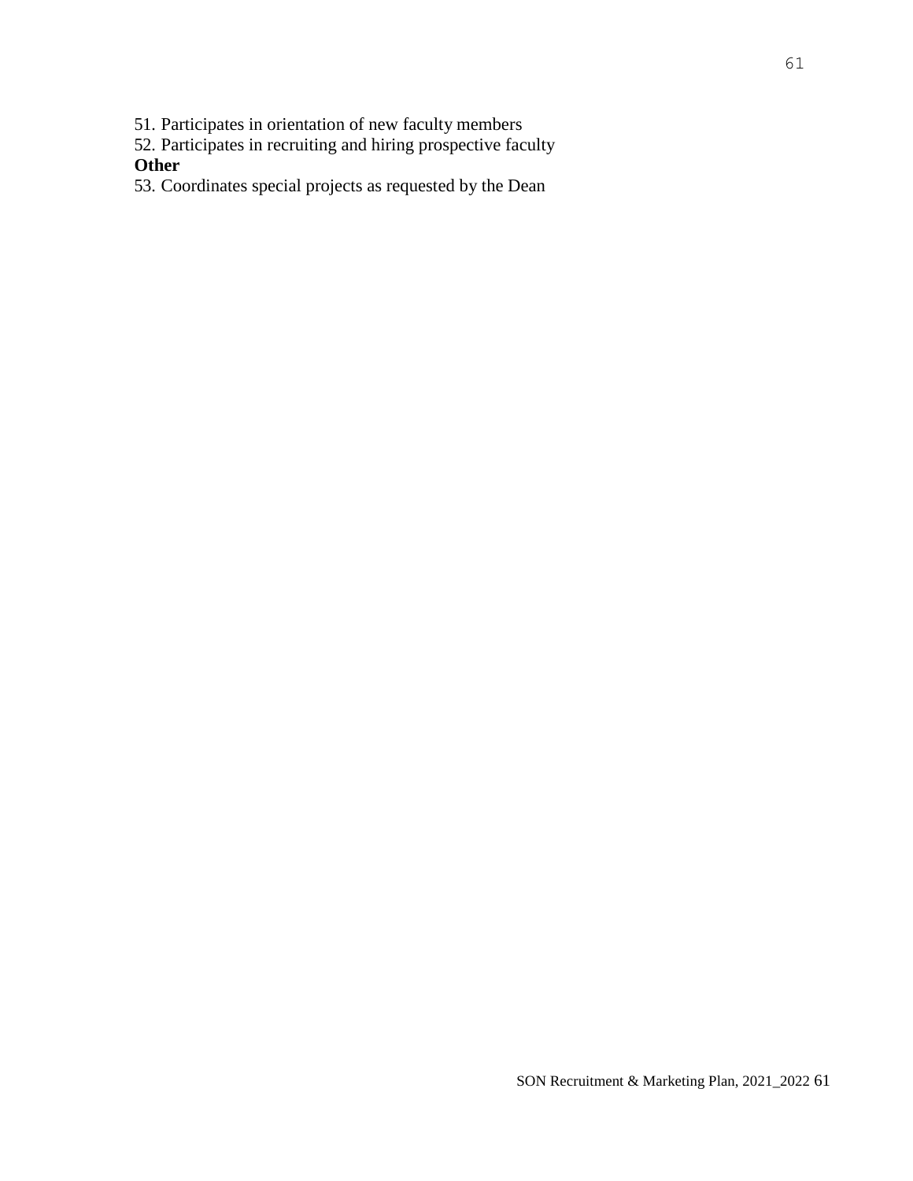51. Participates in orientation of new faculty members
52. Participates in recruiting and hiring prospective faculty

**Other**

53. Coordinates special projects as requested by the Dean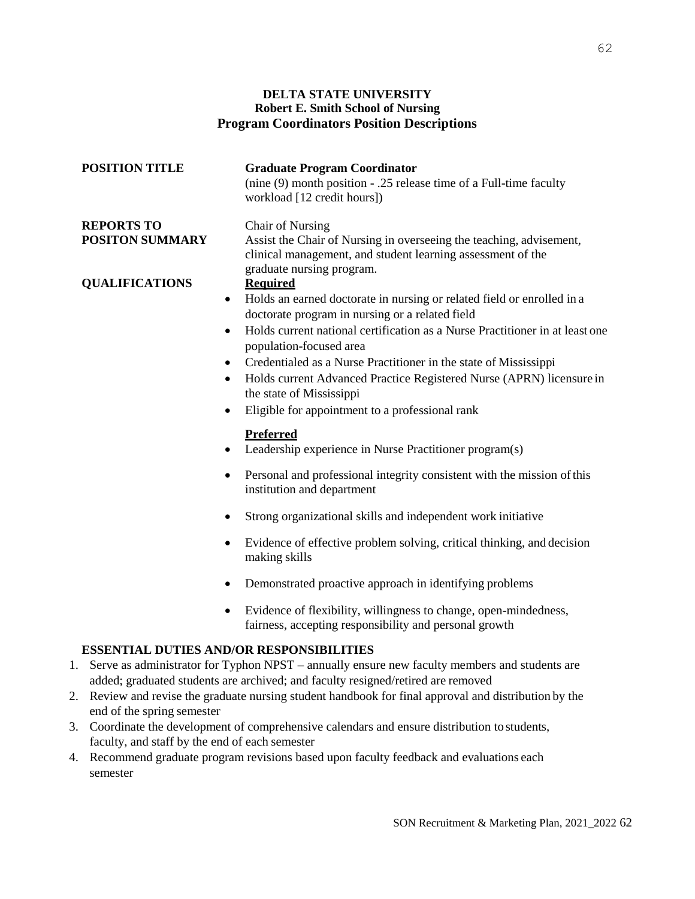**DELTA STATE UNIVERSITY**
**Robert E. Smith School of Nursing**
**Program Coordinators Position Descriptions**

**POSITION TITLE** **Graduate Program Coordinator**
(nine (9) month position - .25 release time of a Full-time faculty workload [12 credit hours])

**REPORTS TO** Chair of Nursing

**POSITON SUMMARY** Assist the Chair of Nursing in overseeing the teaching, advisement, clinical management, and student learning assessment of the graduate nursing program.

**QUALIFICATIONS**

**Required**

- Holds an earned doctorate in nursing or related field or enrolled in a doctorate program in nursing or a related field
- Holds current national certification as a Nurse Practitioner in at least one population-focused area
- Credentialed as a Nurse Practitioner in the state of Mississippi
- Holds current Advanced Practice Registered Nurse (APRN) licensure in the state of Mississippi
- Eligible for appointment to a professional rank

**Preferred**

- Leadership experience in Nurse Practitioner program(s)
- Personal and professional integrity consistent with the mission of this institution and department
- Strong organizational skills and independent work initiative
- Evidence of effective problem solving, critical thinking, and decision making skills
- Demonstrated proactive approach in identifying problems
- Evidence of flexibility, willingness to change, open-mindedness, fairness, accepting responsibility and personal growth

**ESSENTIAL DUTIES AND/OR RESPONSIBILITIES**

1. Serve as administrator for Typhon NPST – annually ensure new faculty members and students are added; graduated students are archived; and faculty resigned/retired are removed
2. Review and revise the graduate nursing student handbook for final approval and distribution by the end of the spring semester
3. Coordinate the development of comprehensive calendars and ensure distribution to students, faculty, and staff by the end of each semester
4. Recommend graduate program revisions based upon faculty feedback and evaluations each semester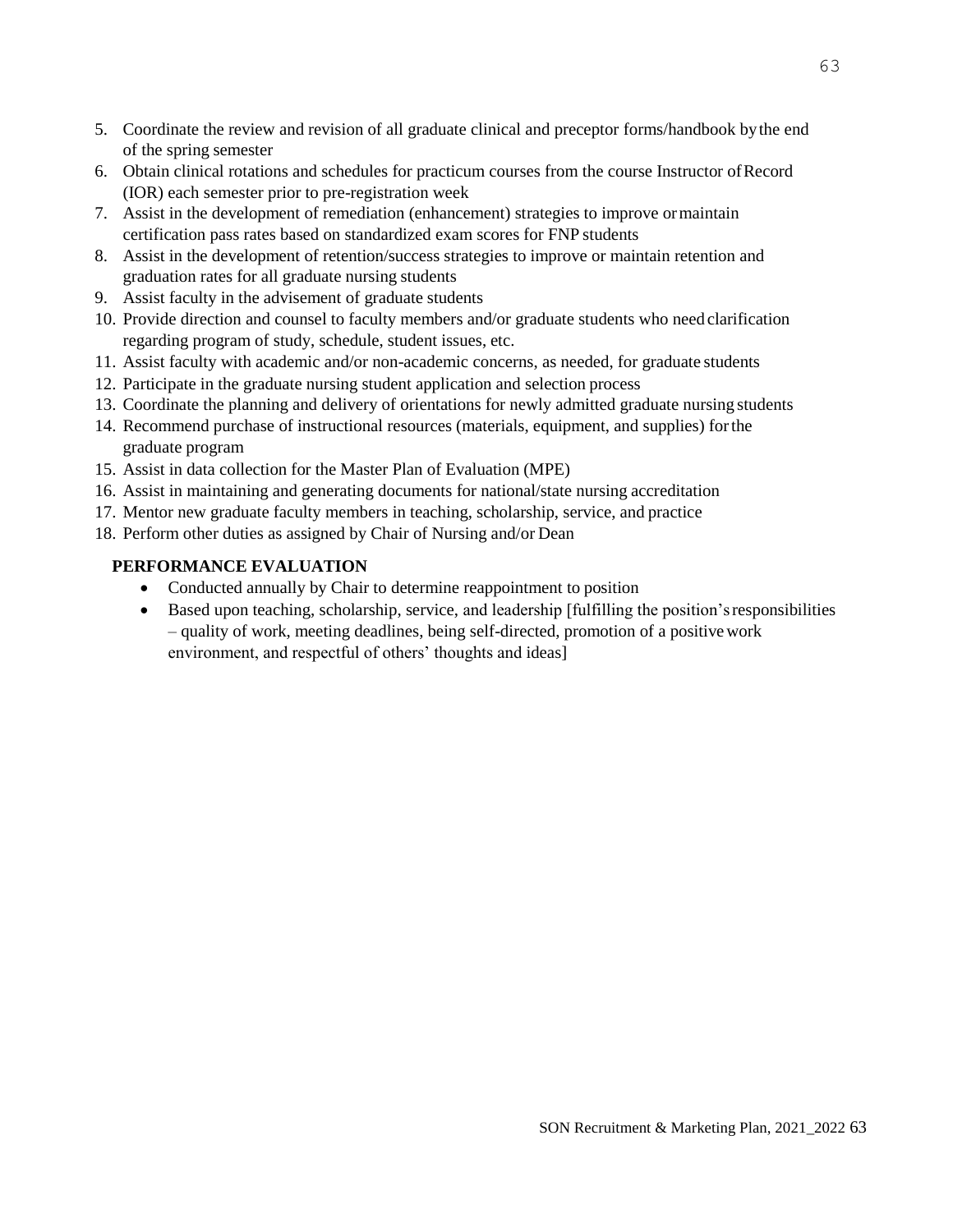5. Coordinate the review and revision of all graduate clinical and preceptor forms/handbook by the end of the spring semester
6. Obtain clinical rotations and schedules for practicum courses from the course Instructor of Record (IOR) each semester prior to pre-registration week
7. Assist in the development of remediation (enhancement) strategies to improve or maintain certification pass rates based on standardized exam scores for FNP students
8. Assist in the development of retention/success strategies to improve or maintain retention and graduation rates for all graduate nursing students
9. Assist faculty in the advisement of graduate students
10. Provide direction and counsel to faculty members and/or graduate students who need clarification regarding program of study, schedule, student issues, etc.
11. Assist faculty with academic and/or non-academic concerns, as needed, for graduate students
12. Participate in the graduate nursing student application and selection process
13. Coordinate the planning and delivery of orientations for newly admitted graduate nursing students
14. Recommend purchase of instructional resources (materials, equipment, and supplies) for the graduate program
15. Assist in data collection for the Master Plan of Evaluation (MPE)
16. Assist in maintaining and generating documents for national/state nursing accreditation
17. Mentor new graduate faculty members in teaching, scholarship, service, and practice
18. Perform other duties as assigned by Chair of Nursing and/or Dean

**PERFORMANCE EVALUATION**

- Conducted annually by Chair to determine reappointment to position
- Based upon teaching, scholarship, service, and leadership [fulfilling the position's responsibilities – quality of work, meeting deadlines, being self-directed, promotion of a positive work environment, and respectful of others' thoughts and ideas]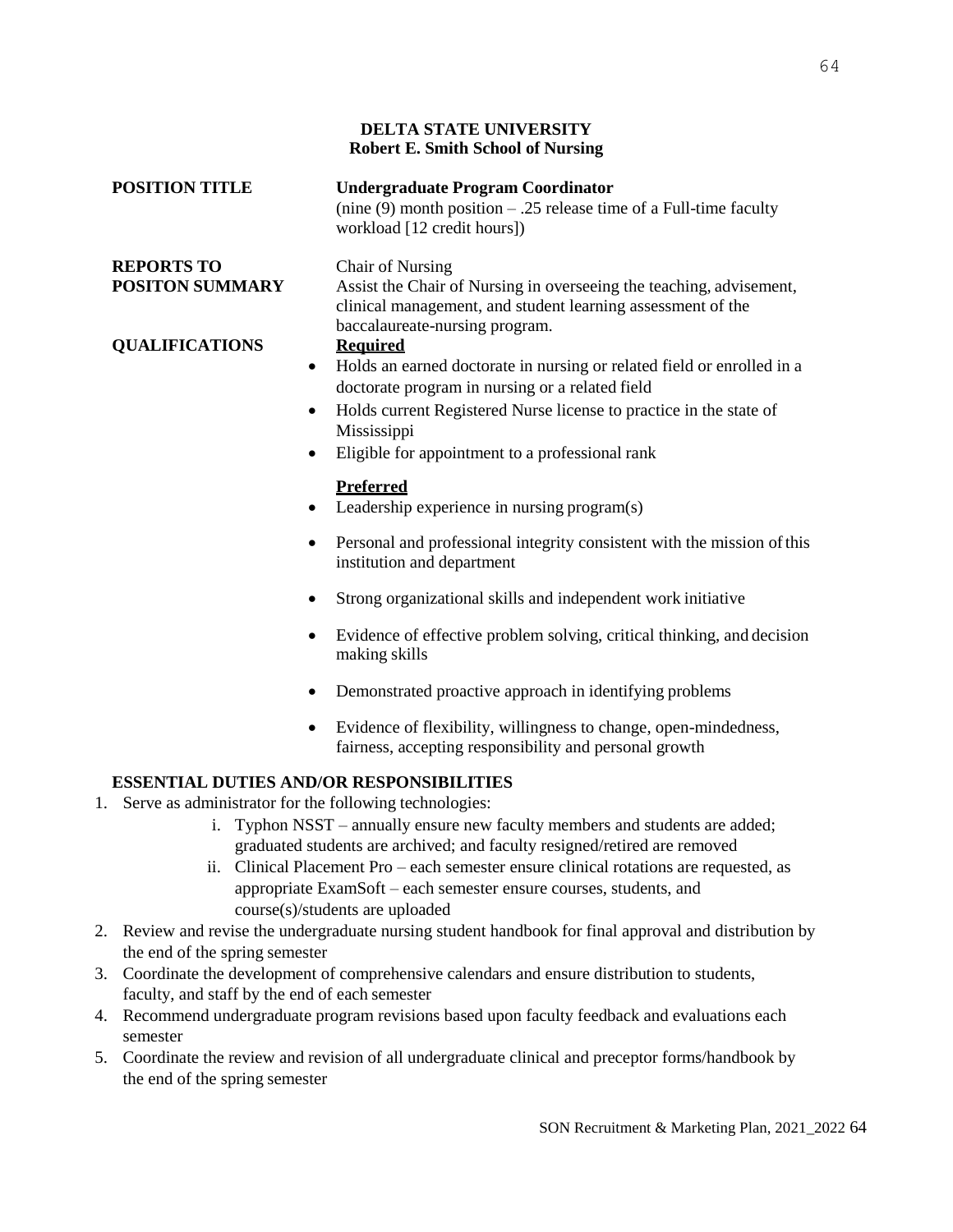**DELTA STATE UNIVERSITY**
**Robert E. Smith School of Nursing**

**POSITION TITLE** — **Undergraduate Program Coordinator**
(nine (9) month position – .25 release time of a Full-time faculty workload [12 credit hours])

**REPORTS TO** — Chair of Nursing

**POSITON SUMMARY** — Assist the Chair of Nursing in overseeing the teaching, advisement, clinical management, and student learning assessment of the baccalaureate-nursing program.

**QUALIFICATIONS**

**Required**

- Holds an earned doctorate in nursing or related field or enrolled in a doctorate program in nursing or a related field
- Holds current Registered Nurse license to practice in the state of Mississippi
- Eligible for appointment to a professional rank

**Preferred**

- Leadership experience in nursing program(s)
- Personal and professional integrity consistent with the mission of this institution and department
- Strong organizational skills and independent work initiative
- Evidence of effective problem solving, critical thinking, and decision making skills
- Demonstrated proactive approach in identifying problems
- Evidence of flexibility, willingness to change, open-mindedness, fairness, accepting responsibility and personal growth

**ESSENTIAL DUTIES AND/OR RESPONSIBILITIES**

1. Serve as administrator for the following technologies:
   i. Typhon NSST – annually ensure new faculty members and students are added; graduated students are archived; and faculty resigned/retired are removed
   ii. Clinical Placement Pro – each semester ensure clinical rotations are requested, as appropriate ExamSoft – each semester ensure courses, students, and course(s)/students are uploaded
2. Review and revise the undergraduate nursing student handbook for final approval and distribution by the end of the spring semester
3. Coordinate the development of comprehensive calendars and ensure distribution to students, faculty, and staff by the end of each semester
4. Recommend undergraduate program revisions based upon faculty feedback and evaluations each semester
5. Coordinate the review and revision of all undergraduate clinical and preceptor forms/handbook by the end of the spring semester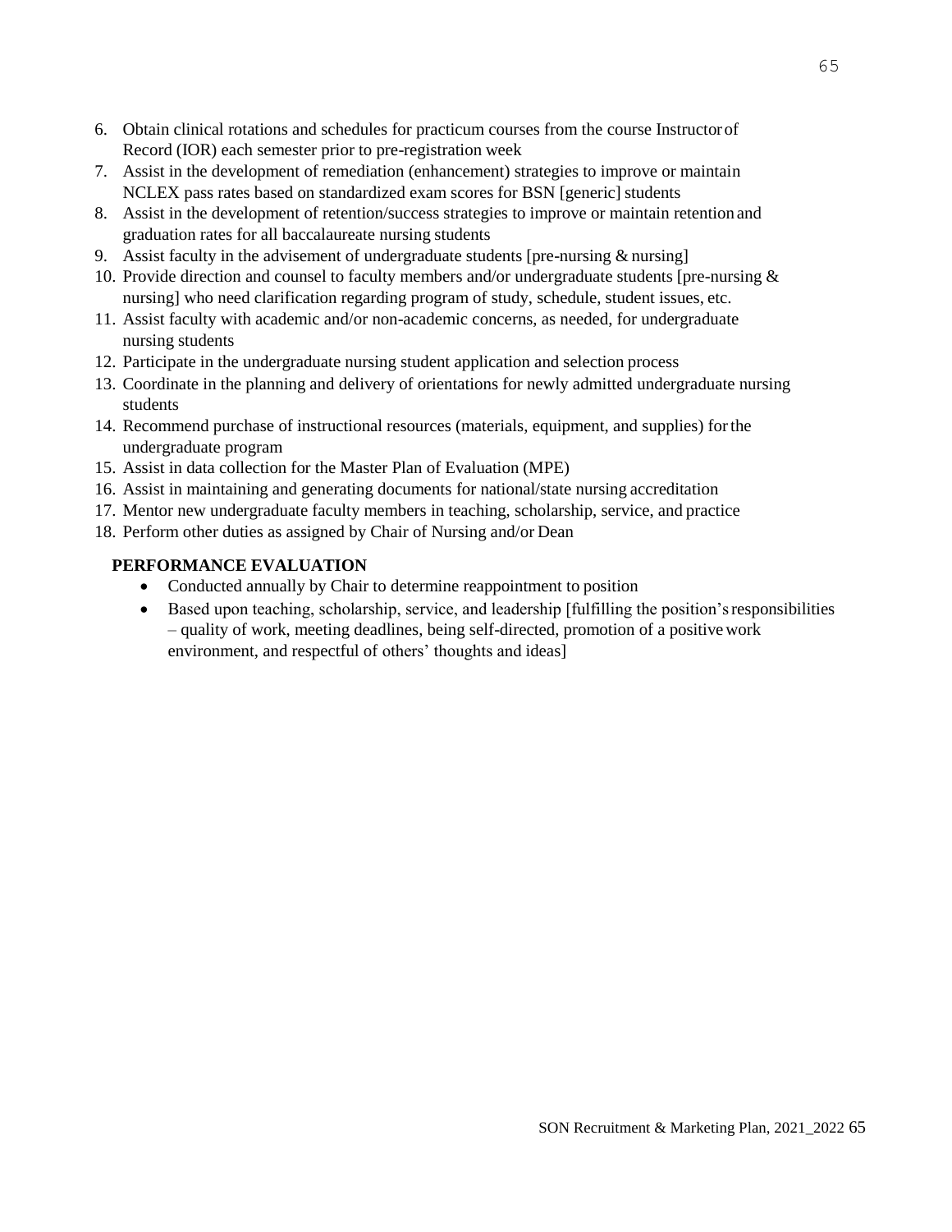6. Obtain clinical rotations and schedules for practicum courses from the course Instructor of Record (IOR) each semester prior to pre-registration week
7. Assist in the development of remediation (enhancement) strategies to improve or maintain NCLEX pass rates based on standardized exam scores for BSN [generic] students
8. Assist in the development of retention/success strategies to improve or maintain retention and graduation rates for all baccalaureate nursing students
9. Assist faculty in the advisement of undergraduate students [pre-nursing & nursing]
10. Provide direction and counsel to faculty members and/or undergraduate students [pre-nursing & nursing] who need clarification regarding program of study, schedule, student issues, etc.
11. Assist faculty with academic and/or non-academic concerns, as needed, for undergraduate nursing students
12. Participate in the undergraduate nursing student application and selection process
13. Coordinate in the planning and delivery of orientations for newly admitted undergraduate nursing students
14. Recommend purchase of instructional resources (materials, equipment, and supplies) for the undergraduate program
15. Assist in data collection for the Master Plan of Evaluation (MPE)
16. Assist in maintaining and generating documents for national/state nursing accreditation
17. Mentor new undergraduate faculty members in teaching, scholarship, service, and practice
18. Perform other duties as assigned by Chair of Nursing and/or Dean

**PERFORMANCE EVALUATION**

- Conducted annually by Chair to determine reappointment to position
- Based upon teaching, scholarship, service, and leadership [fulfilling the position's responsibilities – quality of work, meeting deadlines, being self-directed, promotion of a positive work environment, and respectful of others' thoughts and ideas]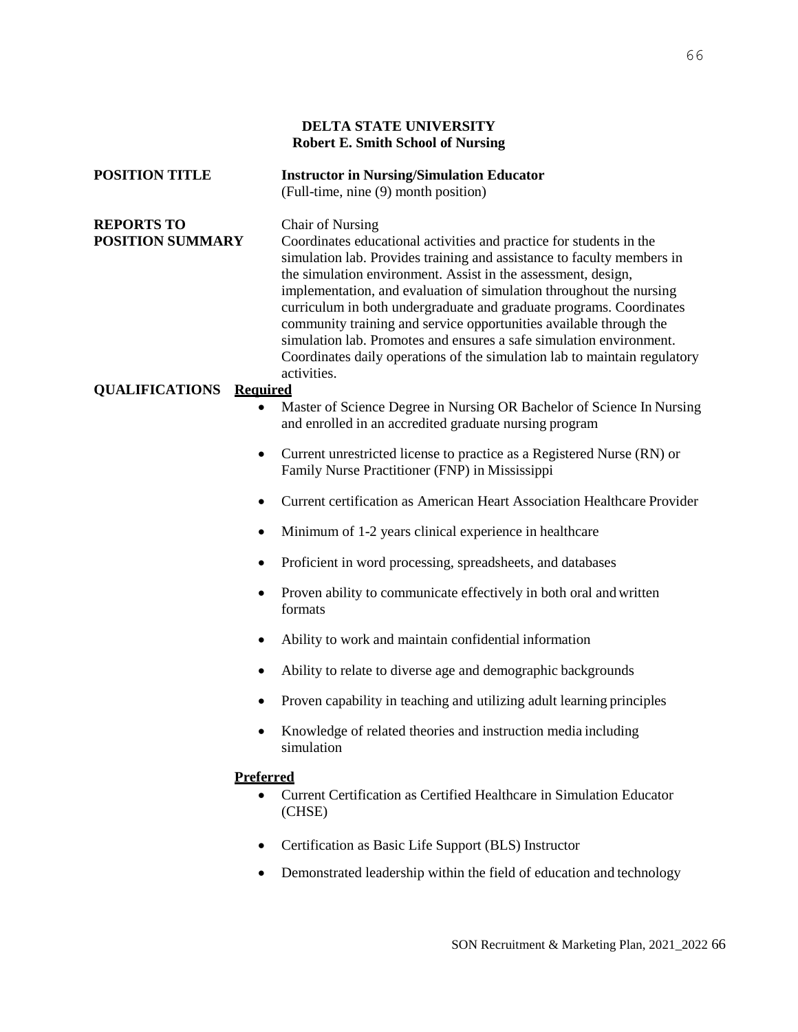**DELTA STATE UNIVERSITY**
**Robert E. Smith School of Nursing**

**POSITION TITLE** **Instructor in Nursing/Simulation Educator**
(Full-time, nine (9) month position)

**REPORTS TO** Chair of Nursing

**POSITION SUMMARY** Coordinates educational activities and practice for students in the simulation lab. Provides training and assistance to faculty members in the simulation environment. Assist in the assessment, design, implementation, and evaluation of simulation throughout the nursing curriculum in both undergraduate and graduate programs. Coordinates community training and service opportunities available through the simulation lab. Promotes and ensures a safe simulation environment. Coordinates daily operations of the simulation lab to maintain regulatory activities.

**QUALIFICATIONS** **Required**

- Master of Science Degree in Nursing OR Bachelor of Science In Nursing and enrolled in an accredited graduate nursing program
- Current unrestricted license to practice as a Registered Nurse (RN) or Family Nurse Practitioner (FNP) in Mississippi
- Current certification as American Heart Association Healthcare Provider
- Minimum of 1-2 years clinical experience in healthcare
- Proficient in word processing, spreadsheets, and databases
- Proven ability to communicate effectively in both oral and written formats
- Ability to work and maintain confidential information
- Ability to relate to diverse age and demographic backgrounds
- Proven capability in teaching and utilizing adult learning principles
- Knowledge of related theories and instruction media including simulation

**Preferred**

- Current Certification as Certified Healthcare in Simulation Educator (CHSE)
- Certification as Basic Life Support (BLS) Instructor
- Demonstrated leadership within the field of education and technology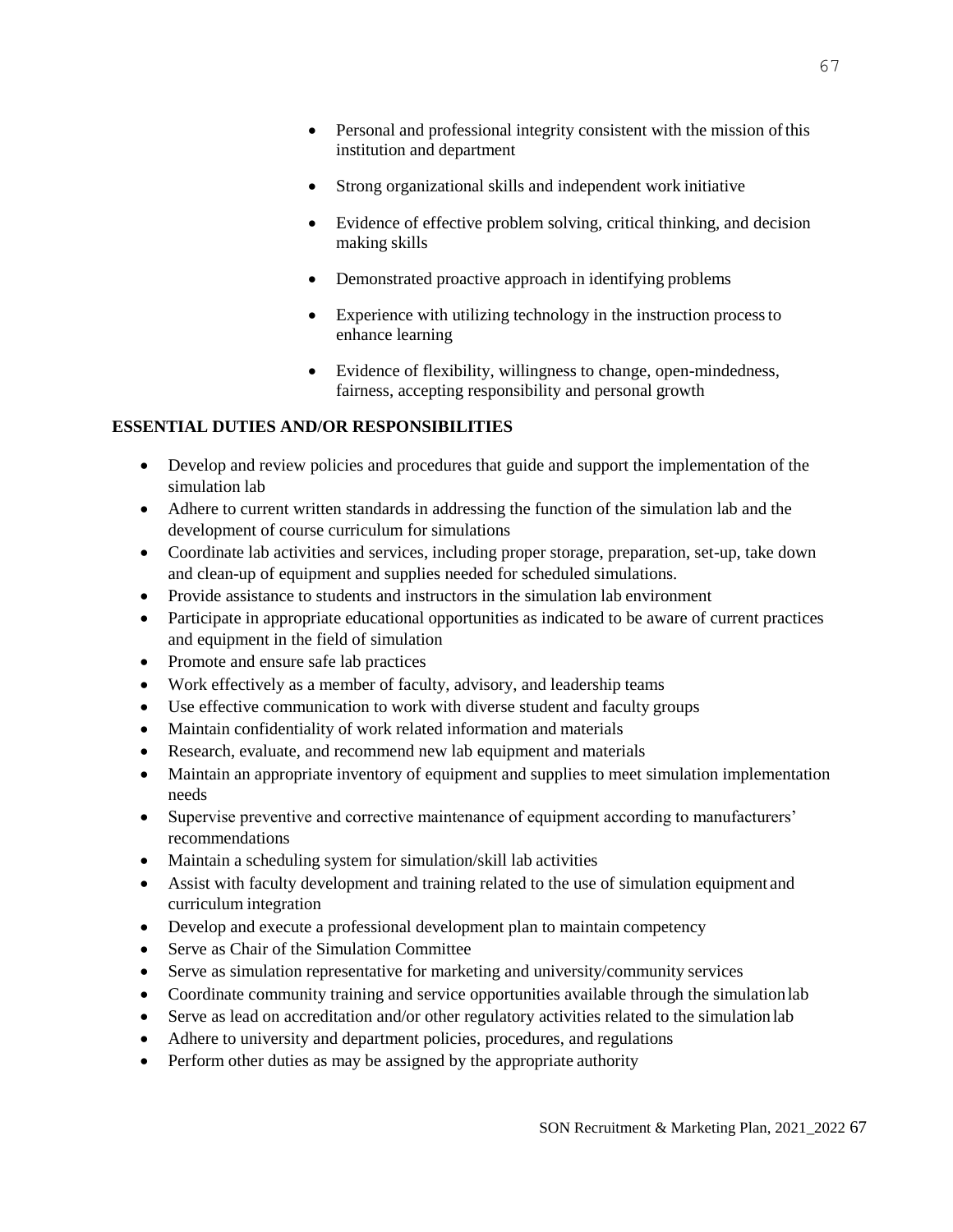- Personal and professional integrity consistent with the mission of this institution and department
- Strong organizational skills and independent work initiative
- Evidence of effective problem solving, critical thinking, and decision making skills
- Demonstrated proactive approach in identifying problems
- Experience with utilizing technology in the instruction process to enhance learning
- Evidence of flexibility, willingness to change, open-mindedness, fairness, accepting responsibility and personal growth

**ESSENTIAL DUTIES AND/OR RESPONSIBILITIES**

- Develop and review policies and procedures that guide and support the implementation of the simulation lab
- Adhere to current written standards in addressing the function of the simulation lab and the development of course curriculum for simulations
- Coordinate lab activities and services, including proper storage, preparation, set-up, take down and clean-up of equipment and supplies needed for scheduled simulations.
- Provide assistance to students and instructors in the simulation lab environment
- Participate in appropriate educational opportunities as indicated to be aware of current practices and equipment in the field of simulation
- Promote and ensure safe lab practices
- Work effectively as a member of faculty, advisory, and leadership teams
- Use effective communication to work with diverse student and faculty groups
- Maintain confidentiality of work related information and materials
- Research, evaluate, and recommend new lab equipment and materials
- Maintain an appropriate inventory of equipment and supplies to meet simulation implementation needs
- Supervise preventive and corrective maintenance of equipment according to manufacturers' recommendations
- Maintain a scheduling system for simulation/skill lab activities
- Assist with faculty development and training related to the use of simulation equipment and curriculum integration
- Develop and execute a professional development plan to maintain competency
- Serve as Chair of the Simulation Committee
- Serve as simulation representative for marketing and university/community services
- Coordinate community training and service opportunities available through the simulation lab
- Serve as lead on accreditation and/or other regulatory activities related to the simulation lab
- Adhere to university and department policies, procedures, and regulations
- Perform other duties as may be assigned by the appropriate authority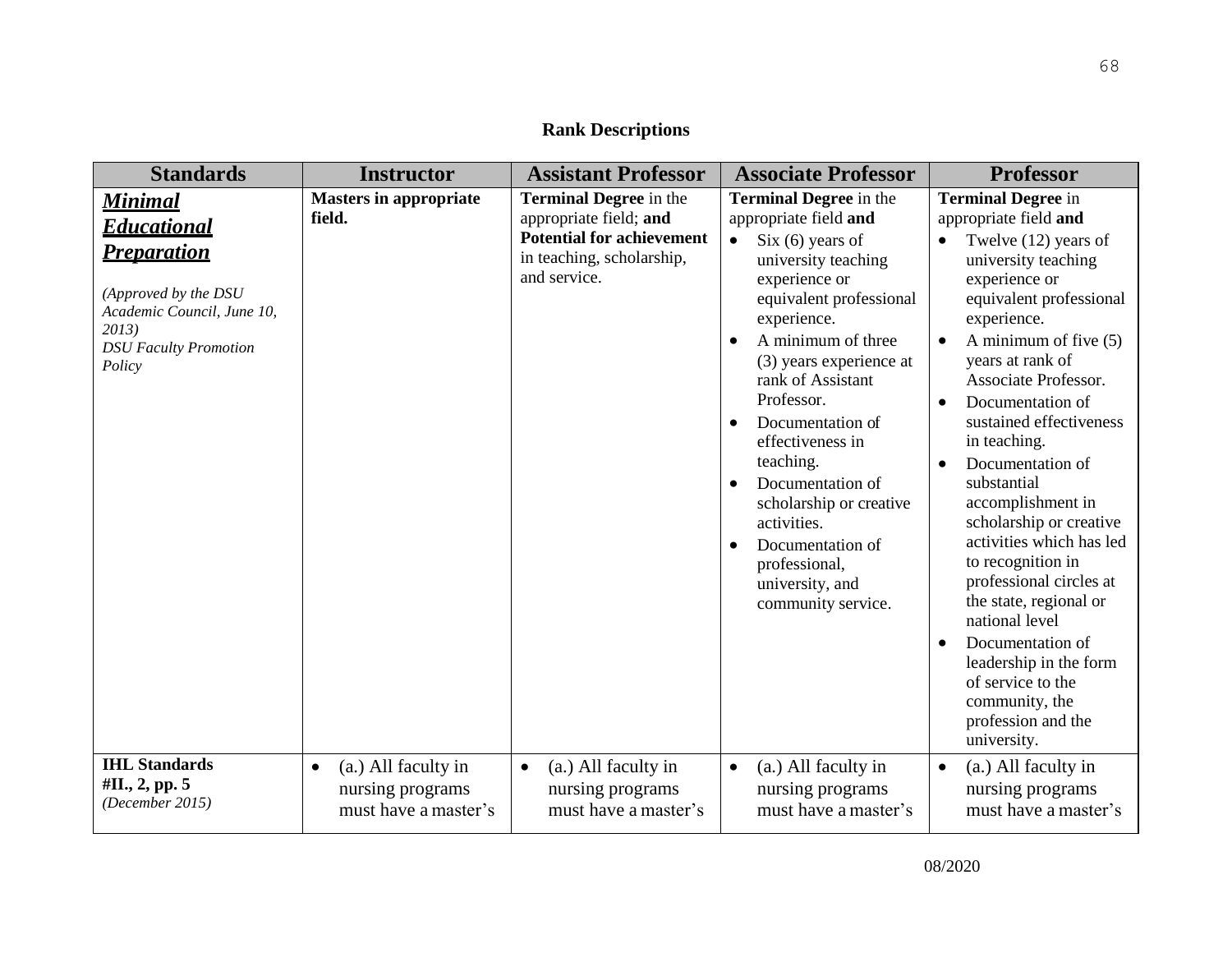# Rank Descriptions

| Standards | Instructor | Assistant Professor | Associate Professor | Professor |
|---|---|---|---|---|
| ***Minimal Educational Preparation***<br><br>*(Approved by the DSU Academic Council, June 10, 2013)*<br>*DSU Faculty Promotion Policy* | **Masters in appropriate field.** | **Terminal Degree** in the appropriate field; **and Potential for achievement** in teaching, scholarship, and service. | **Terminal Degree** in the appropriate field **and**<br>• Six (6) years of university teaching experience or equivalent professional experience.<br>• A minimum of three (3) years experience at rank of Assistant Professor.<br>• Documentation of effectiveness in teaching.<br>• Documentation of scholarship or creative activities.<br>• Documentation of professional, university, and community service. | **Terminal Degree** in appropriate field **and**<br>• Twelve (12) years of university teaching experience or equivalent professional experience.<br>• A minimum of five (5) years at rank of Associate Professor.<br>• Documentation of sustained effectiveness in teaching.<br>• Documentation of substantial accomplishment in scholarship or creative activities which has led to recognition in professional circles at the state, regional or national level<br>• Documentation of leadership in the form of service to the community, the profession and the university. |
| **IHL Standards #II., 2, pp. 5**<br>*(December 2015)* | • (a.) All faculty in nursing programs must have a master's | • (a.) All faculty in nursing programs must have a master's | • (a.) All faculty in nursing programs must have a master's | • (a.) All faculty in nursing programs must have a master's |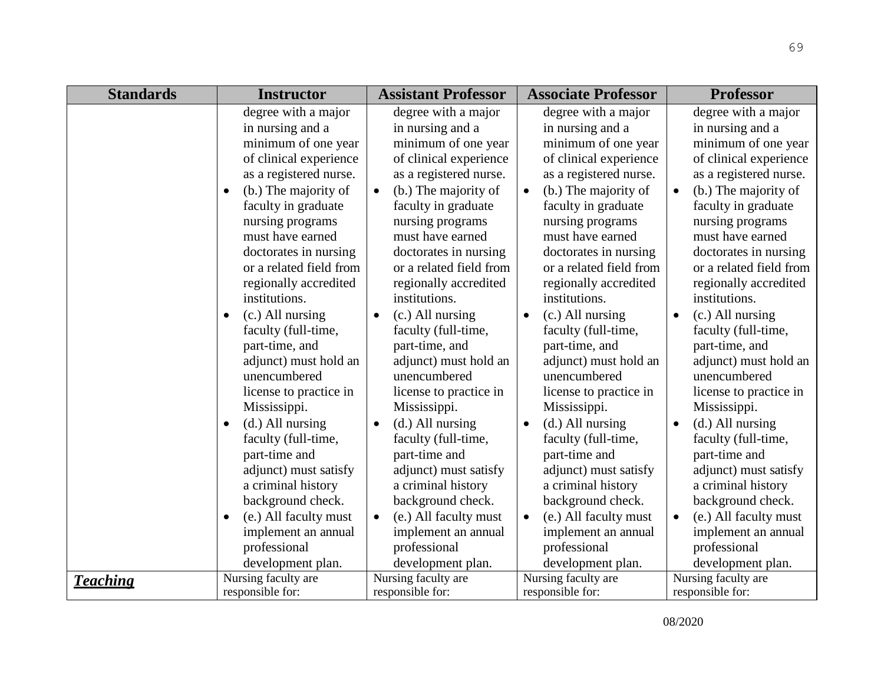| Standards | Instructor | Assistant Professor | Associate Professor | Professor |
|---|---|---|---|---|
| | degree with a major in nursing and a minimum of one year of clinical experience as a registered nurse.<br>• (b.) The majority of faculty in graduate nursing programs must have earned doctorates in nursing or a related field from regionally accredited institutions.<br>• (c.) All nursing faculty (full-time, part-time, and adjunct) must hold an unencumbered license to practice in Mississippi.<br>• (d.) All nursing faculty (full-time, part-time and adjunct) must satisfy a criminal history background check.<br>• (e.) All faculty must implement an annual professional development plan. | degree with a major in nursing and a minimum of one year of clinical experience as a registered nurse.<br>• (b.) The majority of faculty in graduate nursing programs must have earned doctorates in nursing or a related field from regionally accredited institutions.<br>• (c.) All nursing faculty (full-time, part-time, and adjunct) must hold an unencumbered license to practice in Mississippi.<br>• (d.) All nursing faculty (full-time, part-time and adjunct) must satisfy a criminal history background check.<br>• (e.) All faculty must implement an annual professional development plan. | degree with a major in nursing and a minimum of one year of clinical experience as a registered nurse.<br>• (b.) The majority of faculty in graduate nursing programs must have earned doctorates in nursing or a related field from regionally accredited institutions.<br>• (c.) All nursing faculty (full-time, part-time, and adjunct) must hold an unencumbered license to practice in Mississippi.<br>• (d.) All nursing faculty (full-time, part-time and adjunct) must satisfy a criminal history background check.<br>• (e.) All faculty must implement an annual professional development plan. | degree with a major in nursing and a minimum of one year of clinical experience as a registered nurse.<br>• (b.) The majority of faculty in graduate nursing programs must have earned doctorates in nursing or a related field from regionally accredited institutions.<br>• (c.) All nursing faculty (full-time, part-time, and adjunct) must hold an unencumbered license to practice in Mississippi.<br>• (d.) All nursing faculty (full-time, part-time and adjunct) must satisfy a criminal history background check.<br>• (e.) All faculty must implement an annual professional development plan. |
| ***Teaching*** | Nursing faculty are responsible for: | Nursing faculty are responsible for: | Nursing faculty are responsible for: | Nursing faculty are responsible for: |

08/2020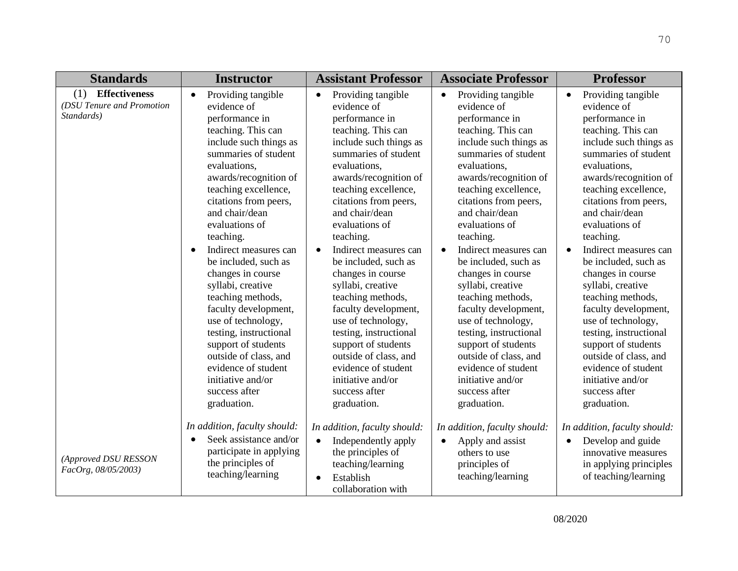| Standards | Instructor | Assistant Professor | Associate Professor | Professor |
|---|---|---|---|---|
| (1) **Effectiveness** *(DSU Tenure and Promotion Standards)* <br><br> *(Approved DSU RESSON FacOrg, 08/05/2003)* | • Providing tangible evidence of performance in teaching. This can include such things as summaries of student evaluations, awards/recognition of teaching excellence, citations from peers, and chair/dean evaluations of teaching. <br> • Indirect measures can be included, such as changes in course syllabi, creative teaching methods, faculty development, use of technology, testing, instructional support of students outside of class, and evidence of student initiative and/or success after graduation. <br><br> *In addition, faculty should:* <br> • Seek assistance and/or participate in applying the principles of teaching/learning | • Providing tangible evidence of performance in teaching. This can include such things as summaries of student evaluations, awards/recognition of teaching excellence, citations from peers, and chair/dean evaluations of teaching. <br> • Indirect measures can be included, such as changes in course syllabi, creative teaching methods, faculty development, use of technology, testing, instructional support of students outside of class, and evidence of student initiative and/or success after graduation. <br><br> *In addition, faculty should:* <br> • Independently apply the principles of teaching/learning <br> • Establish collaboration with | • Providing tangible evidence of performance in teaching. This can include such things as summaries of student evaluations, awards/recognition of teaching excellence, citations from peers, and chair/dean evaluations of teaching. <br> • Indirect measures can be included, such as changes in course syllabi, creative teaching methods, faculty development, use of technology, testing, instructional support of students outside of class, and evidence of student initiative and/or success after graduation. <br><br> *In addition, faculty should:* <br> • Apply and assist others to use principles of teaching/learning | • Providing tangible evidence of performance in teaching. This can include such things as summaries of student evaluations, awards/recognition of teaching excellence, citations from peers, and chair/dean evaluations of teaching. <br> • Indirect measures can be included, such as changes in course syllabi, creative teaching methods, faculty development, use of technology, testing, instructional support of students outside of class, and evidence of student initiative and/or success after graduation. <br><br> *In addition, faculty should:* <br> • Develop and guide innovative measures in applying principles of teaching/learning |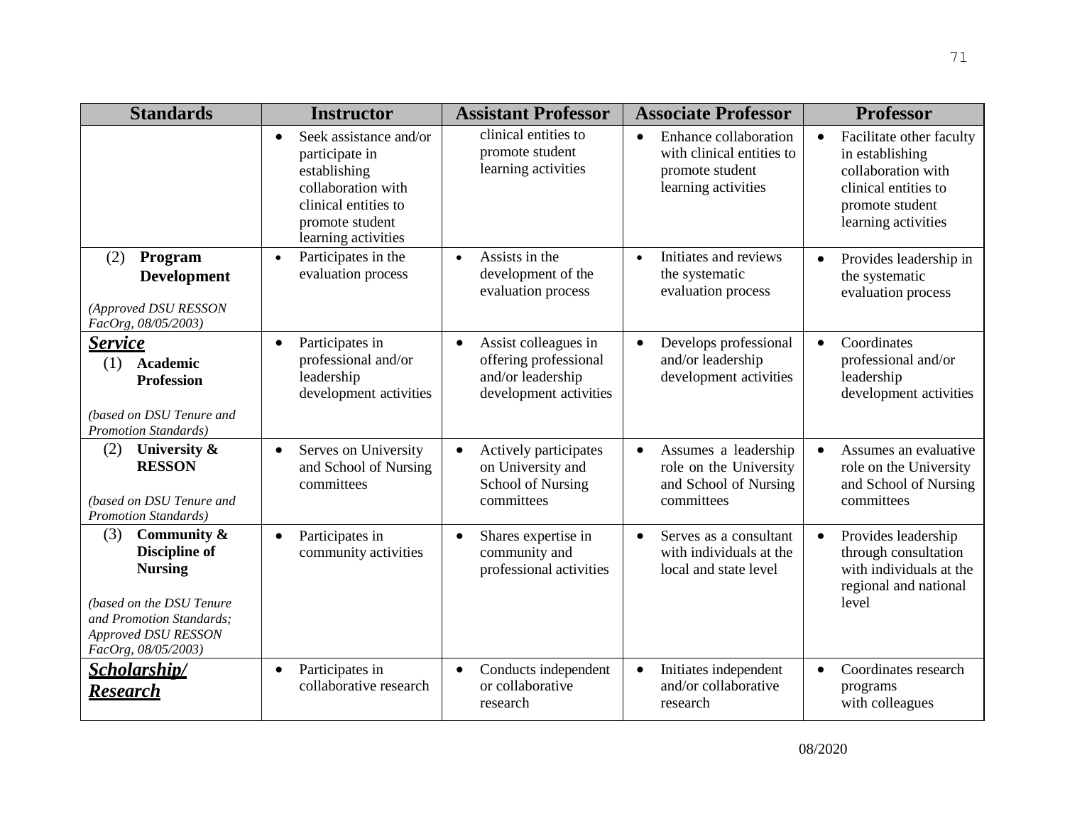| Standards | Instructor | Assistant Professor | Associate Professor | Professor |
|---|---|---|---|---|
| | • Seek assistance and/or participate in establishing collaboration with clinical entities to promote student learning activities | clinical entities to promote student learning activities | • Enhance collaboration with clinical entities to promote student learning activities | • Facilitate other faculty in establishing collaboration with clinical entities to promote student learning activities |
| (2) **Program Development** *(Approved DSU RESSON FacOrg, 08/05/2003)* | • Participates in the evaluation process | • Assists in the development of the evaluation process | • Initiates and reviews the systematic evaluation process | • Provides leadership in the systematic evaluation process |
| ***Service*** (1) **Academic Profession** *(based on DSU Tenure and Promotion Standards)* | • Participates in professional and/or leadership development activities | • Assist colleagues in offering professional and/or leadership development activities | • Develops professional and/or leadership development activities | • Coordinates professional and/or leadership development activities |
| (2) **University & RESSON** *(based on DSU Tenure and Promotion Standards)* | • Serves on University and School of Nursing committees | • Actively participates on University and School of Nursing committees | • Assumes a leadership role on the University and School of Nursing committees | • Assumes an evaluative role on the University and School of Nursing committees |
| (3) **Community & Discipline of Nursing** *(based on the DSU Tenure and Promotion Standards; Approved DSU RESSON FacOrg, 08/05/2003)* | • Participates in community activities | • Shares expertise in community and professional activities | • Serves as a consultant with individuals at the local and state level | • Provides leadership through consultation with individuals at the regional and national level |
| ***Scholarship/ Research*** | • Participates in collaborative research | • Conducts independent or collaborative research | • Initiates independent and/or collaborative research | • Coordinates research programs with colleagues |

08/2020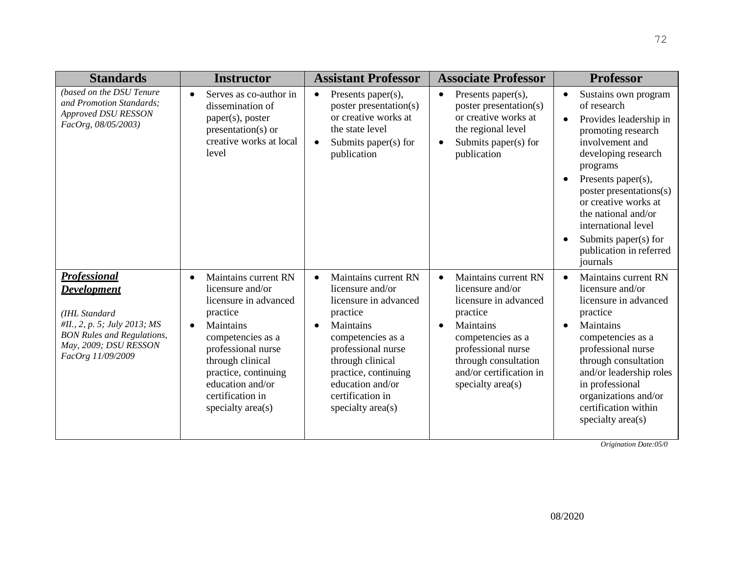| Standards | Instructor | Assistant Professor | Associate Professor | Professor |
|---|---|---|---|---|
| *(based on the DSU Tenure and Promotion Standards; Approved DSU RESSON FacOrg, 08/05/2003)* | • Serves as co-author in dissemination of paper(s), poster presentation(s) or creative works at local level | • Presents paper(s), poster presentation(s) or creative works at the state level<br>• Submits paper(s) for publication | • Presents paper(s), poster presentation(s) or creative works at the regional level<br>• Submits paper(s) for publication | • Sustains own program of research<br>• Provides leadership in promoting research involvement and developing research programs<br>• Presents paper(s), poster presentations(s) or creative works at the national and/or international level<br>• Submits paper(s) for publication in referred journals |
| ***Professional Development***<br><br>*(IHL Standard #II., 2, p. 5; July 2013; MS BON Rules and Regulations, May, 2009; DSU RESSON FacOrg 11/09/2009* | • Maintains current RN licensure and/or licensure in advanced practice<br>• Maintains competencies as a professional nurse through clinical practice, continuing education and/or certification in specialty area(s) | • Maintains current RN licensure and/or licensure in advanced practice<br>• Maintains competencies as a professional nurse through clinical practice, continuing education and/or certification in specialty area(s) | • Maintains current RN licensure and/or licensure in advanced practice<br>• Maintains competencies as a professional nurse through consultation and/or certification in specialty area(s) | • Maintains current RN licensure and/or licensure in advanced practice<br>• Maintains competencies as a professional nurse through consultation and/or leadership roles in professional organizations and/or certification within specialty area(s) |

*Origination Date:05/0*

08/2020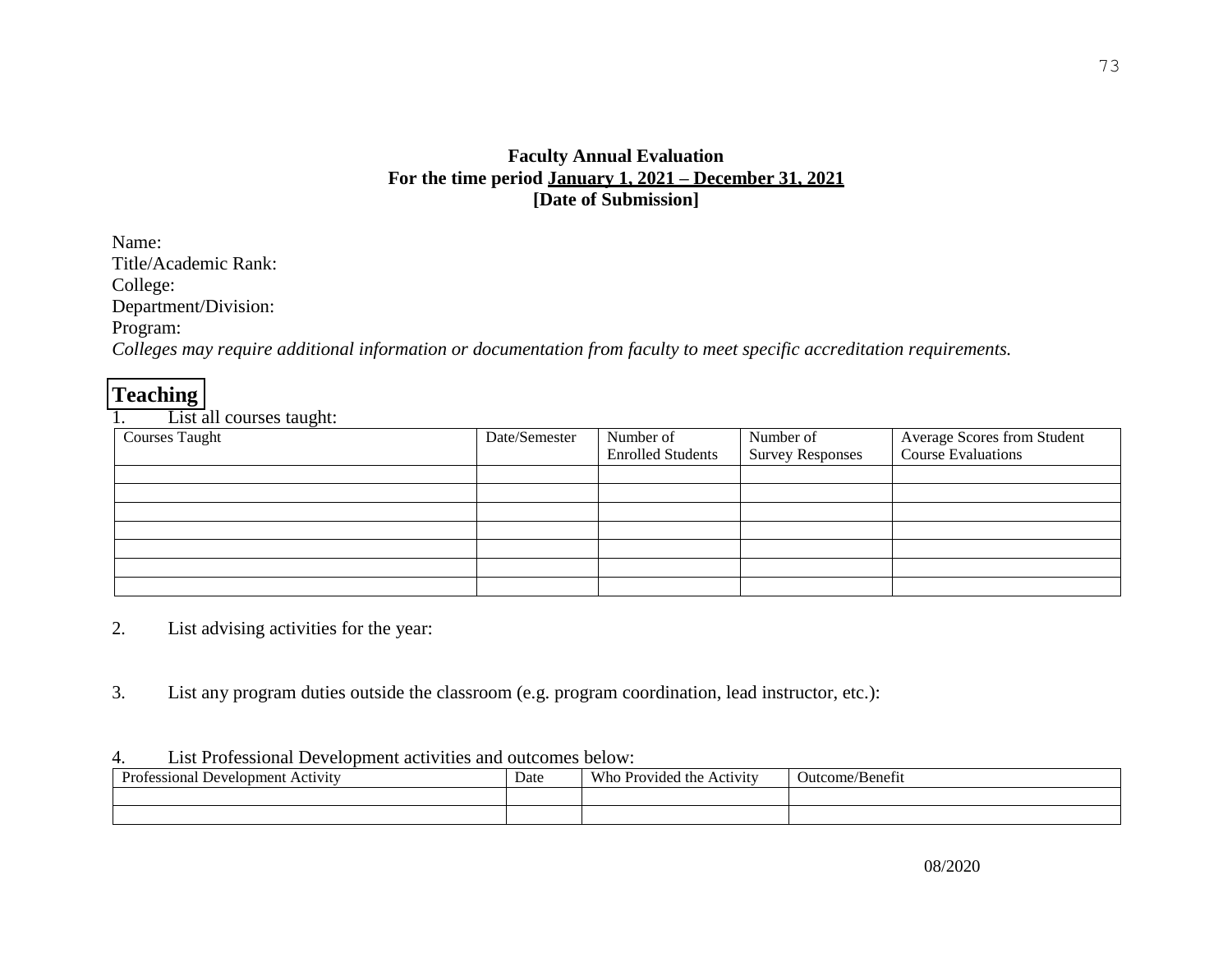**Faculty Annual Evaluation**
**For the time period <u>January 1, 2021 – December 31, 2021</u>**
**[Date of Submission]**

Name:
Title/Academic Rank:
College:
Department/Division:
Program:
*Colleges may require additional information or documentation from faculty to meet specific accreditation requirements.*

## Teaching

1. List all courses taught:

| Courses Taught | Date/Semester | Number of Enrolled Students | Number of Survey Responses | Average Scores from Student Course Evaluations |
|---|---|---|---|---|
| | | | | |
| | | | | |
| | | | | |
| | | | | |
| | | | | |
| | | | | |
| | | | | |

2. List advising activities for the year:

3. List any program duties outside the classroom (e.g. program coordination, lead instructor, etc.):

4. List Professional Development activities and outcomes below:

| Professional Development Activity | Date | Who Provided the Activity | Outcome/Benefit |
|---|---|---|---|
| | | | |
| | | | |

08/2020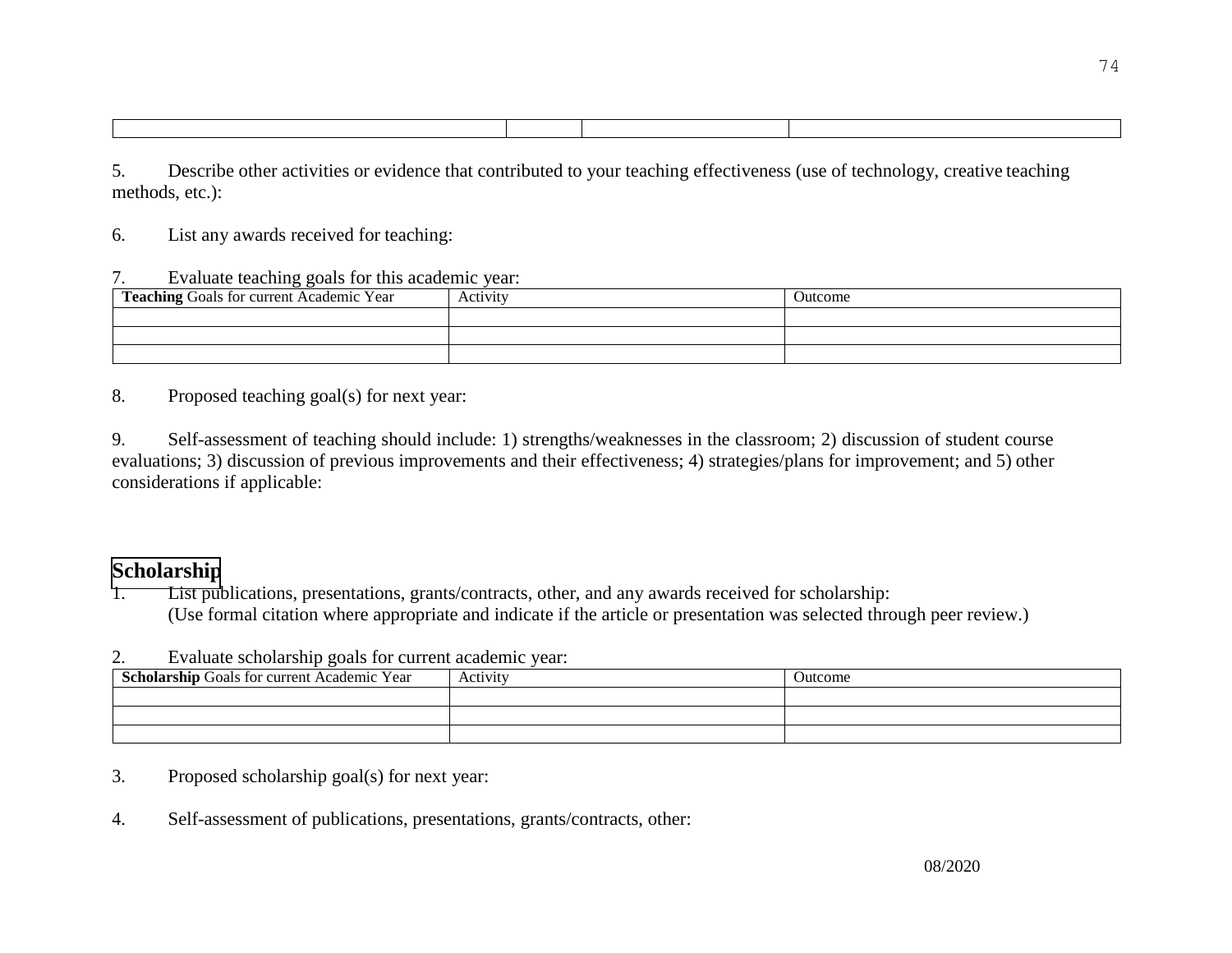| | | | |
|---|---|---|---|
| | | | |

5. Describe other activities or evidence that contributed to your teaching effectiveness (use of technology, creative teaching methods, etc.):

6. List any awards received for teaching:

7. Evaluate teaching goals for this academic year:

| **Teaching** Goals for current Academic Year | Activity | Outcome |
|---|---|---|
| | | |
| | | |
| | | |

8. Proposed teaching goal(s) for next year:

9. Self-assessment of teaching should include: 1) strengths/weaknesses in the classroom; 2) discussion of student course evaluations; 3) discussion of previous improvements and their effectiveness; 4) strategies/plans for improvement; and 5) other considerations if applicable:

## Scholarship

1. List publications, presentations, grants/contracts, other, and any awards received for scholarship:
   (Use formal citation where appropriate and indicate if the article or presentation was selected through peer review.)

2. Evaluate scholarship goals for current academic year:

| **Scholarship** Goals for current Academic Year | Activity | Outcome |
|---|---|---|
| | | |
| | | |
| | | |

3. Proposed scholarship goal(s) for next year:

4. Self-assessment of publications, presentations, grants/contracts, other:

08/2020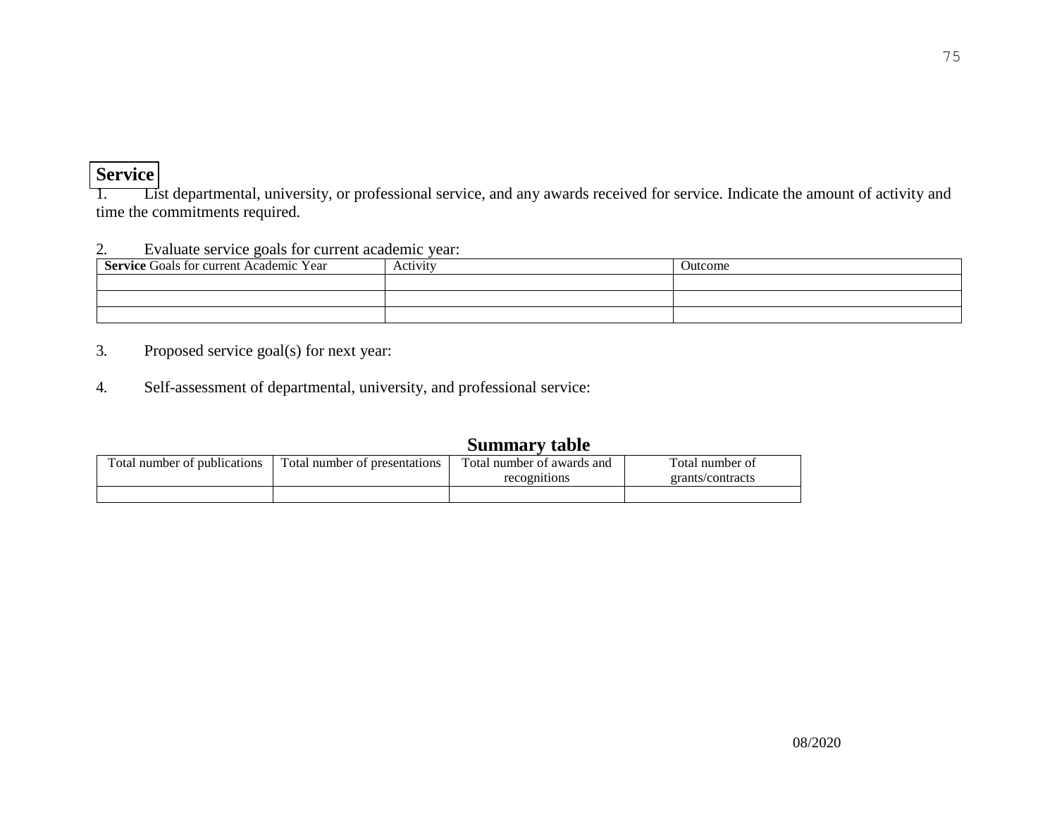## Service

1. List departmental, university, or professional service, and any awards received for service. Indicate the amount of activity and time the commitments required.

2. Evaluate service goals for current academic year:

| **Service** Goals for current Academic Year | Activity | Outcome |
|---|---|---|
| | | |
| | | |
| | | |

3. Proposed service goal(s) for next year:

4. Self-assessment of departmental, university, and professional service:

**Summary table**

| Total number of publications | Total number of presentations | Total number of awards and recognitions | Total number of grants/contracts |
|---|---|---|---|
| | | | |

08/2020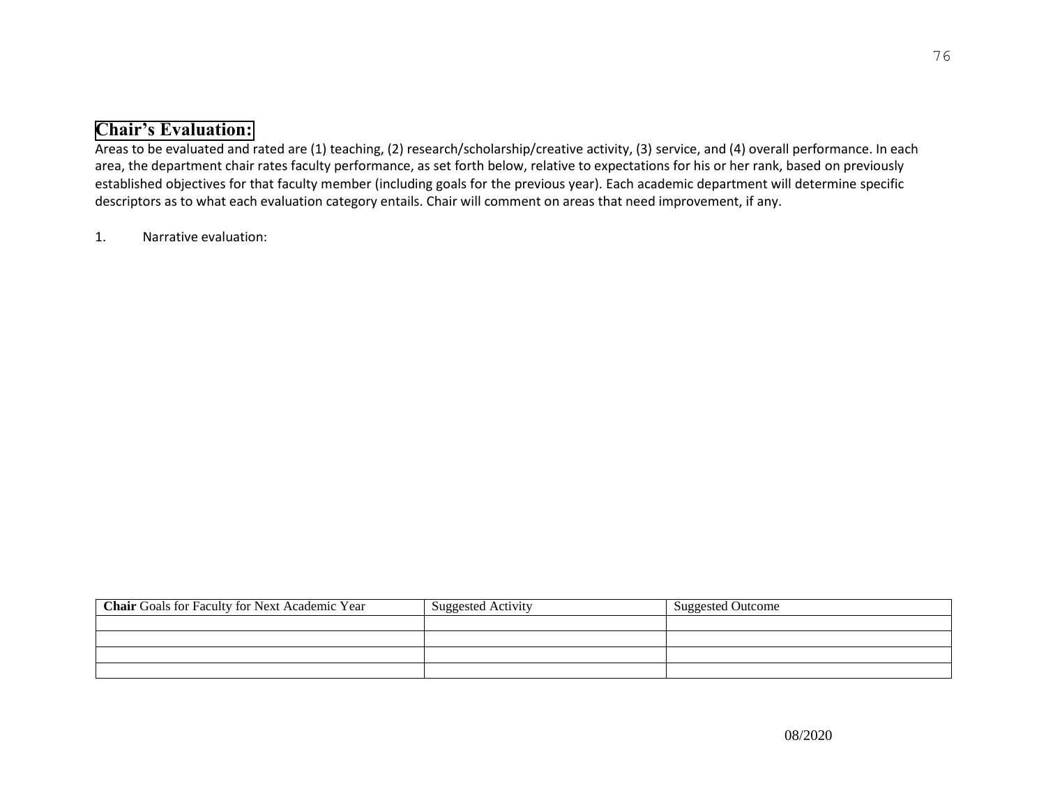## Chair's Evaluation:

Areas to be evaluated and rated are (1) teaching, (2) research/scholarship/creative activity, (3) service, and (4) overall performance. In each area, the department chair rates faculty performance, as set forth below, relative to expectations for his or her rank, based on previously established objectives for that faculty member (including goals for the previous year). Each academic department will determine specific descriptors as to what each evaluation category entails. Chair will comment on areas that need improvement, if any.

1. Narrative evaluation:

| **Chair** Goals for Faculty for Next Academic Year | Suggested Activity | Suggested Outcome |
| --- | --- | --- |
| | | |
| | | |
| | | |
| | | |

08/2020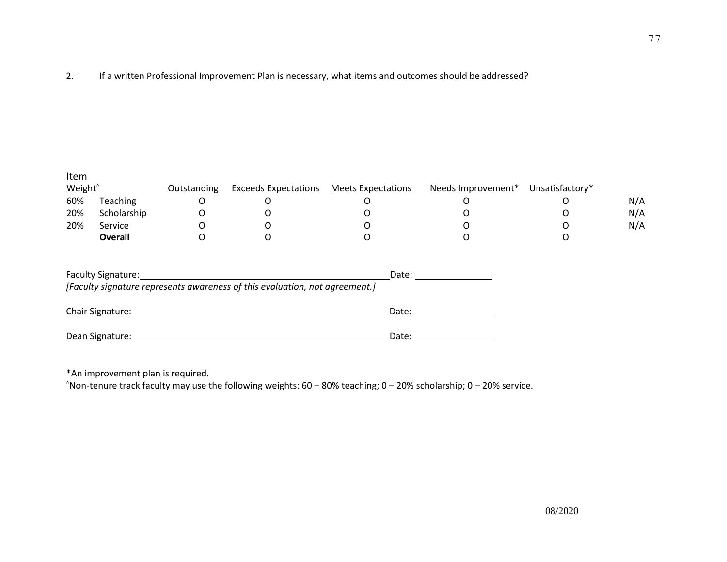2. If a written Professional Improvement Plan is necessary, what items and outcomes should be addressed?

| Item Weight^ | | Outstanding | Exceeds Expectations | Meets Expectations | Needs Improvement* | Unsatisfactory* | |
|---|---|---|---|---|---|---|---|
| 60% | Teaching | O | O | O | O | O | N/A |
| 20% | Scholarship | O | O | O | O | O | N/A |
| 20% | Service | O | O | O | O | O | N/A |
| | **Overall** | O | O | O | O | O | |

Faculty Signature:\_\_\_\_\_\_\_\_\_\_\_\_\_\_\_\_\_\_\_\_\_\_\_\_\_\_\_\_\_\_\_\_\_\_\_\_\_\_\_\_\_\_\_\_Date: \_\_\_\_\_\_\_\_\_\_\_\_\_\_\_

*[Faculty signature represents awareness of this evaluation, not agreement.]*

Chair Signature:\_\_\_\_\_\_\_\_\_\_\_\_\_\_\_\_\_\_\_\_\_\_\_\_\_\_\_\_\_\_\_\_\_\_\_\_\_\_\_\_\_\_\_\_\_\_Date: \_\_\_\_\_\_\_\_\_\_\_\_\_\_\_

Dean Signature:\_\_\_\_\_\_\_\_\_\_\_\_\_\_\_\_\_\_\_\_\_\_\_\_\_\_\_\_\_\_\_\_\_\_\_\_\_\_\_\_\_\_\_\_\_\_Date: \_\_\_\_\_\_\_\_\_\_\_\_\_\_\_

*An improvement plan is required.

^Non-tenure track faculty may use the following weights: 60 – 80% teaching; 0 – 20% scholarship; 0 – 20% service.

08/2020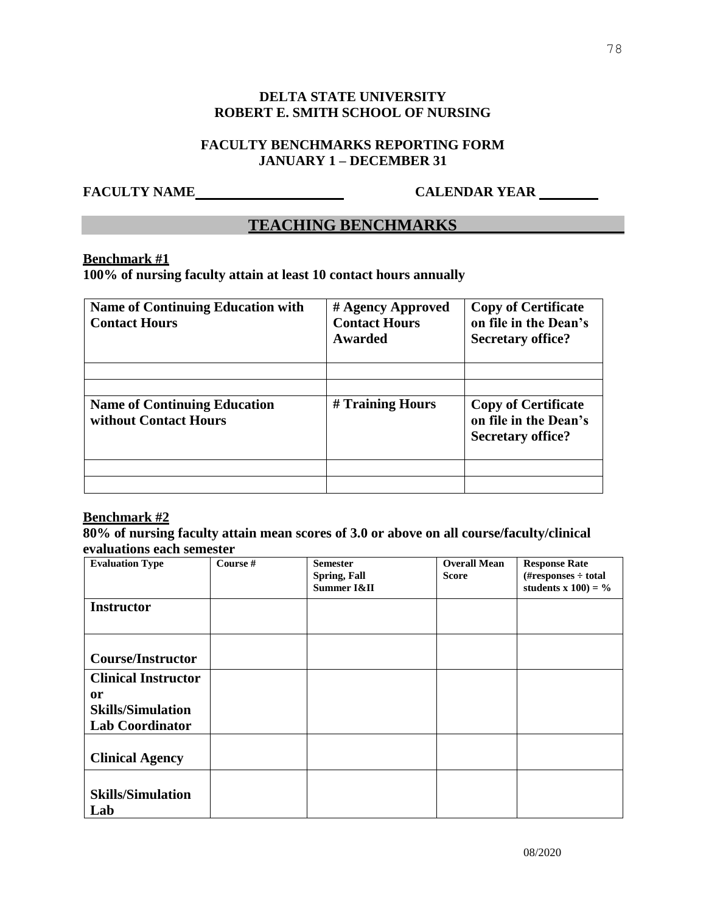**DELTA STATE UNIVERSITY**
**ROBERT E. SMITH SCHOOL OF NURSING**

**FACULTY BENCHMARKS REPORTING FORM**
**JANUARY 1 – DECEMBER 31**

**FACULTY NAME**\_\_\_\_\_\_\_\_\_\_\_\_\_\_\_\_\_\_\_\_ **CALENDAR YEAR** \_\_\_\_\_\_\_\_

## TEACHING BENCHMARKS

**Benchmark #1**

**100% of nursing faculty attain at least 10 contact hours annually**

| Name of Continuing Education with Contact Hours | # Agency Approved Contact Hours Awarded | Copy of Certificate on file in the Dean's Secretary office? |
|---|---|---|
| | | |
| | | |
| **Name of Continuing Education without Contact Hours** | **# Training Hours** | **Copy of Certificate on file in the Dean's Secretary office?** |
| | | |
| | | |

**Benchmark #2**

**80% of nursing faculty attain mean scores of 3.0 or above on all course/faculty/clinical evaluations each semester**

| Evaluation Type | Course # | Semester Spring, Fall Summer I&II | Overall Mean Score | Response Rate (#responses ÷ total students x 100) = % |
|---|---|---|---|---|
| **Instructor** | | | | |
| **Course/Instructor** | | | | |
| **Clinical Instructor or Skills/Simulation Lab Coordinator** | | | | |
| **Clinical Agency** | | | | |
| **Skills/Simulation Lab** | | | | |

08/2020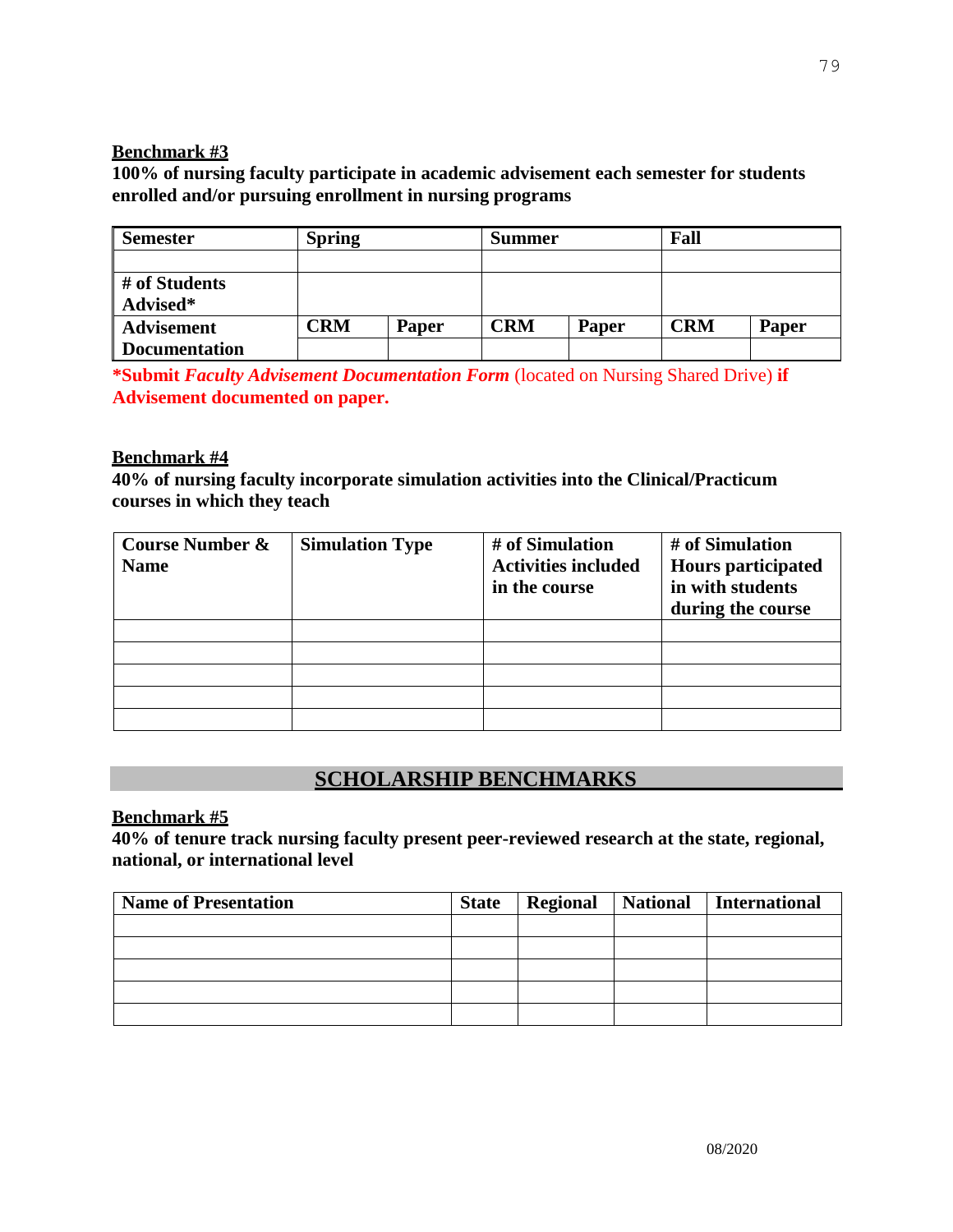**Benchmark #3**

**100% of nursing faculty participate in academic advisement each semester for students enrolled and/or pursuing enrollment in nursing programs**

| Semester | Spring | | Summer | | Fall | |
|---|---|---|---|---|---|---|
| | | | | | | |
| # of Students Advised* | | | | | | |
| Advisement Documentation | CRM | Paper | CRM | Paper | CRM | Paper |
| | | | | | | |

***Submit *Faculty Advisement Documentation Form*** (located on Nursing Shared Drive) **if Advisement documented on paper.**

**Benchmark #4**

**40% of nursing faculty incorporate simulation activities into the Clinical/Practicum courses in which they teach**

| Course Number & Name | Simulation Type | # of Simulation Activities included in the course | # of Simulation Hours participated in with students during the course |
|---|---|---|---|
| | | | |
| | | | |
| | | | |
| | | | |
| | | | |

## SCHOLARSHIP BENCHMARKS

**Benchmark #5**

**40% of tenure track nursing faculty present peer-reviewed research at the state, regional, national, or international level**

| Name of Presentation | State | Regional | National | International |
|---|---|---|---|---|
| | | | | |
| | | | | |
| | | | | |
| | | | | |
| | | | | |

08/2020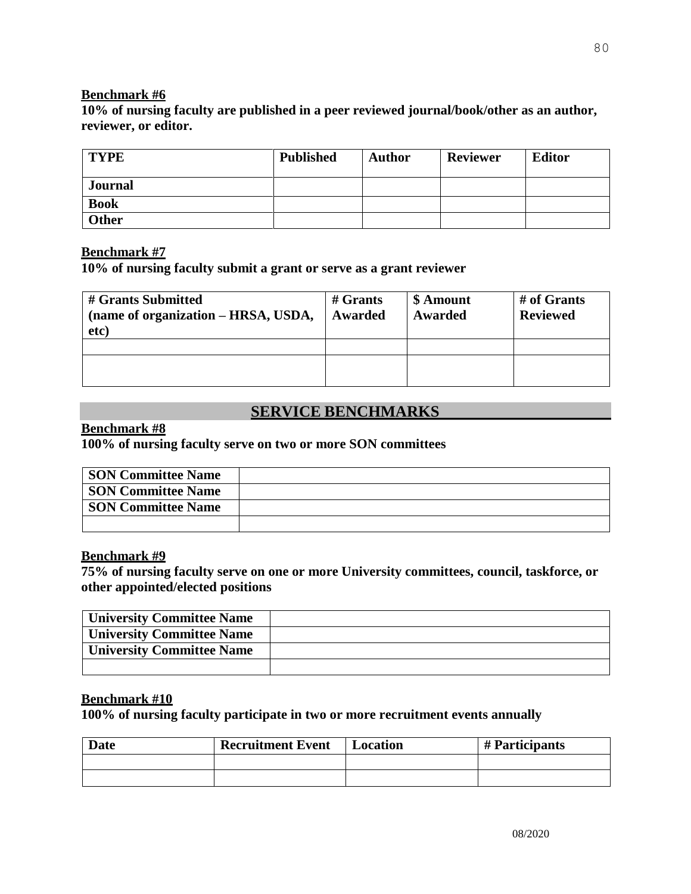**Benchmark #6**

**10% of nursing faculty are published in a peer reviewed journal/book/other as an author, reviewer, or editor.**

| TYPE | Published | Author | Reviewer | Editor |
|---|---|---|---|---|
| **Journal** | | | | |
| **Book** | | | | |
| **Other** | | | | |

**Benchmark #7**

**10% of nursing faculty submit a grant or serve as a grant reviewer**

| # Grants Submitted (name of organization – HRSA, USDA, etc) | # Grants Awarded | $ Amount Awarded | # of Grants Reviewed |
|---|---|---|---|
| | | | |
| | | | |

## SERVICE BENCHMARKS

**Benchmark #8**

**100% of nursing faculty serve on two or more SON committees**

| SON Committee Name | |
|---|---|
| **SON Committee Name** | |
| **SON Committee Name** | |
| | |

**Benchmark #9**

**75% of nursing faculty serve on one or more University committees, council, taskforce, or other appointed/elected positions**

| University Committee Name | |
|---|---|
| **University Committee Name** | |
| **University Committee Name** | |
| | |

**Benchmark #10**

**100% of nursing faculty participate in two or more recruitment events annually**

| Date | Recruitment Event | Location | # Participants |
|---|---|---|---|
| | | | |
| | | | |

08/2020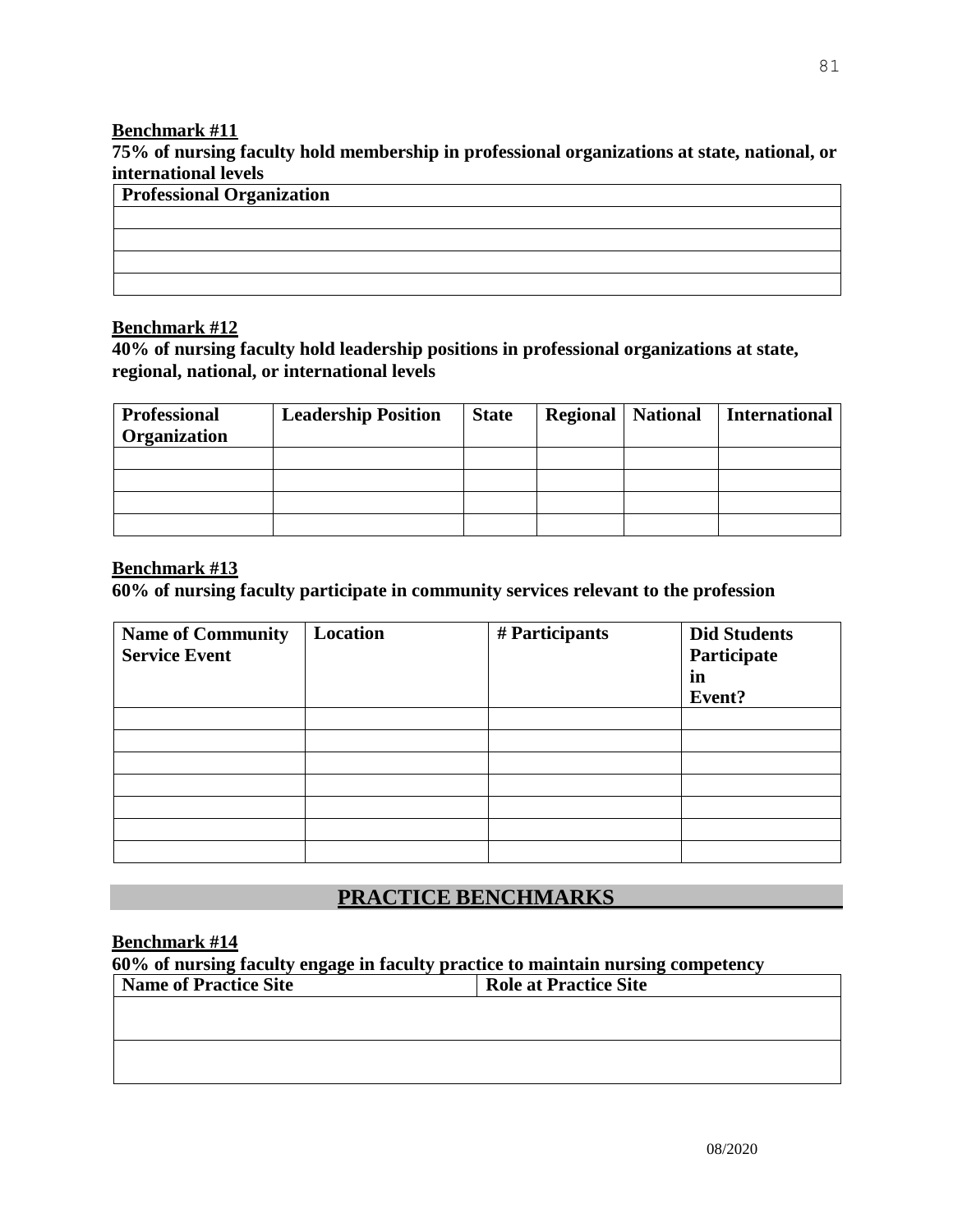**Benchmark #11**

**75% of nursing faculty hold membership in professional organizations at state, national, or international levels**

| Professional Organization |
|---|
| |
| |
| |
| |

**Benchmark #12**

**40% of nursing faculty hold leadership positions in professional organizations at state, regional, national, or international levels**

| Professional Organization | Leadership Position | State | Regional | National | International |
|---|---|---|---|---|---|
| | | | | | |
| | | | | | |
| | | | | | |
| | | | | | |

**Benchmark #13**

**60% of nursing faculty participate in community services relevant to the profession**

| Name of Community Service Event | Location | # Participants | Did Students Participate in Event? |
|---|---|---|---|
| | | | |
| | | | |
| | | | |
| | | | |
| | | | |
| | | | |
| | | | |

## PRACTICE BENCHMARKS

**Benchmark #14**

**60% of nursing faculty engage in faculty practice to maintain nursing competency**

| Name of Practice Site | Role at Practice Site |
|---|---|
| | |
| | |

08/2020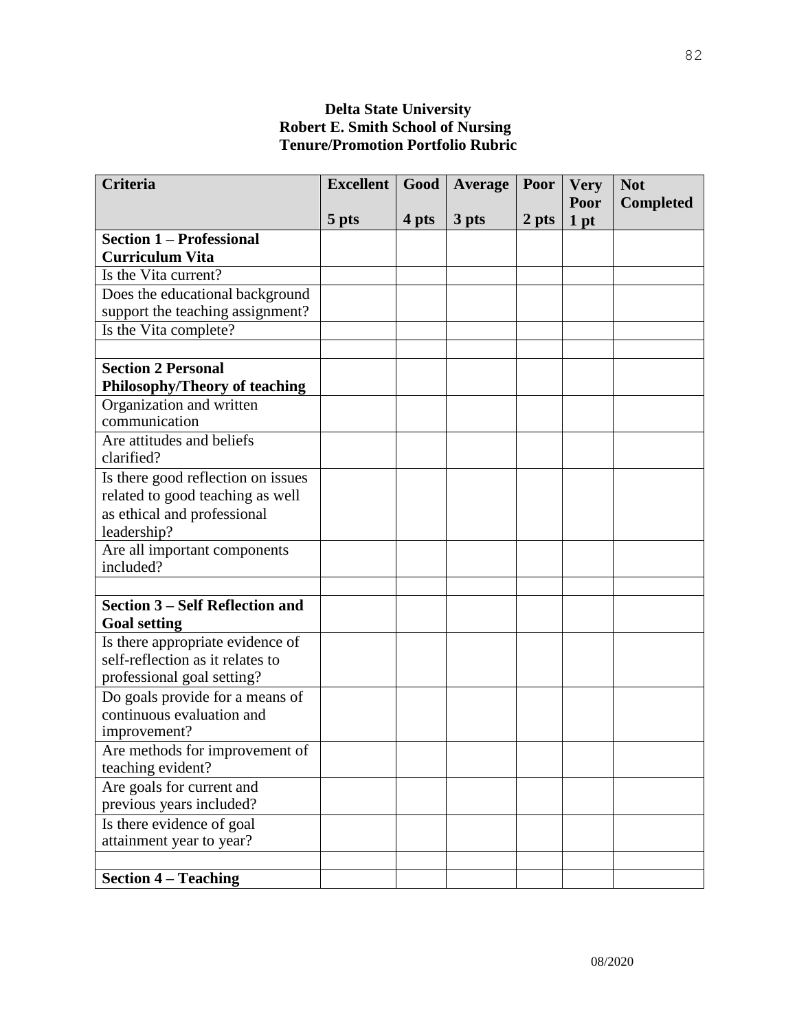**Delta State University**
**Robert E. Smith School of Nursing**
**Tenure/Promotion Portfolio Rubric**

| Criteria | Excellent 5 pts | Good 4 pts | Average 3 pts | Poor 2 pts | Very Poor 1 pt | Not Completed |
|---|---|---|---|---|---|---|
| **Section 1 – Professional Curriculum Vita** | | | | | | |
| Is the Vita current? | | | | | | |
| Does the educational background support the teaching assignment? | | | | | | |
| Is the Vita complete? | | | | | | |
| | | | | | | |
| **Section 2 Personal Philosophy/Theory of teaching** | | | | | | |
| Organization and written communication | | | | | | |
| Are attitudes and beliefs clarified? | | | | | | |
| Is there good reflection on issues related to good teaching as well as ethical and professional leadership? | | | | | | |
| Are all important components included? | | | | | | |
| | | | | | | |
| **Section 3 – Self Reflection and Goal setting** | | | | | | |
| Is there appropriate evidence of self-reflection as it relates to professional goal setting? | | | | | | |
| Do goals provide for a means of continuous evaluation and improvement? | | | | | | |
| Are methods for improvement of teaching evident? | | | | | | |
| Are goals for current and previous years included? | | | | | | |
| Is there evidence of goal attainment year to year? | | | | | | |
| | | | | | | |
| **Section 4 – Teaching** | | | | | | |

08/2020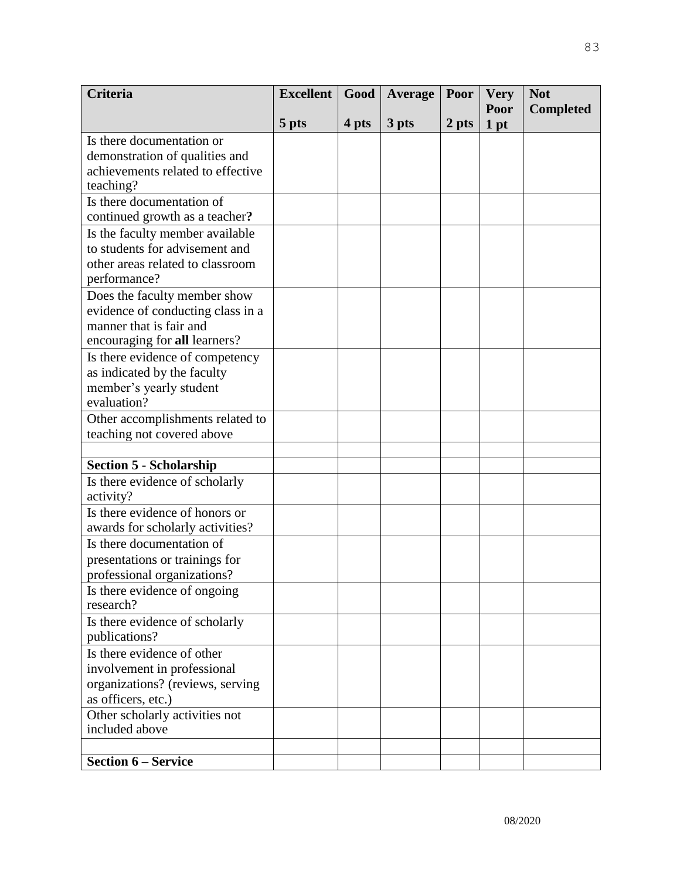| Criteria | Excellent<br><br>5 pts | Good<br><br>4 pts | Average<br><br>3 pts | Poor<br><br>2 pts | Very Poor<br>1 pt | Not Completed |
|---|---|---|---|---|---|---|
| Is there documentation or demonstration of qualities and achievements related to effective teaching? | | | | | | |
| Is there documentation of continued growth as a teacher**?** | | | | | | |
| Is the faculty member available to students for advisement and other areas related to classroom performance? | | | | | | |
| Does the faculty member show evidence of conducting class in a manner that is fair and encouraging for **all** learners? | | | | | | |
| Is there evidence of competency as indicated by the faculty member's yearly student evaluation? | | | | | | |
| Other accomplishments related to teaching not covered above | | | | | | |
| | | | | | | |
| **Section 5 - Scholarship** | | | | | | |
| Is there evidence of scholarly activity? | | | | | | |
| Is there evidence of honors or awards for scholarly activities? | | | | | | |
| Is there documentation of presentations or trainings for professional organizations? | | | | | | |
| Is there evidence of ongoing research? | | | | | | |
| Is there evidence of scholarly publications? | | | | | | |
| Is there evidence of other involvement in professional organizations? (reviews, serving as officers, etc.) | | | | | | |
| Other scholarly activities not included above | | | | | | |
| | | | | | | |
| **Section 6 – Service** | | | | | | |

08/2020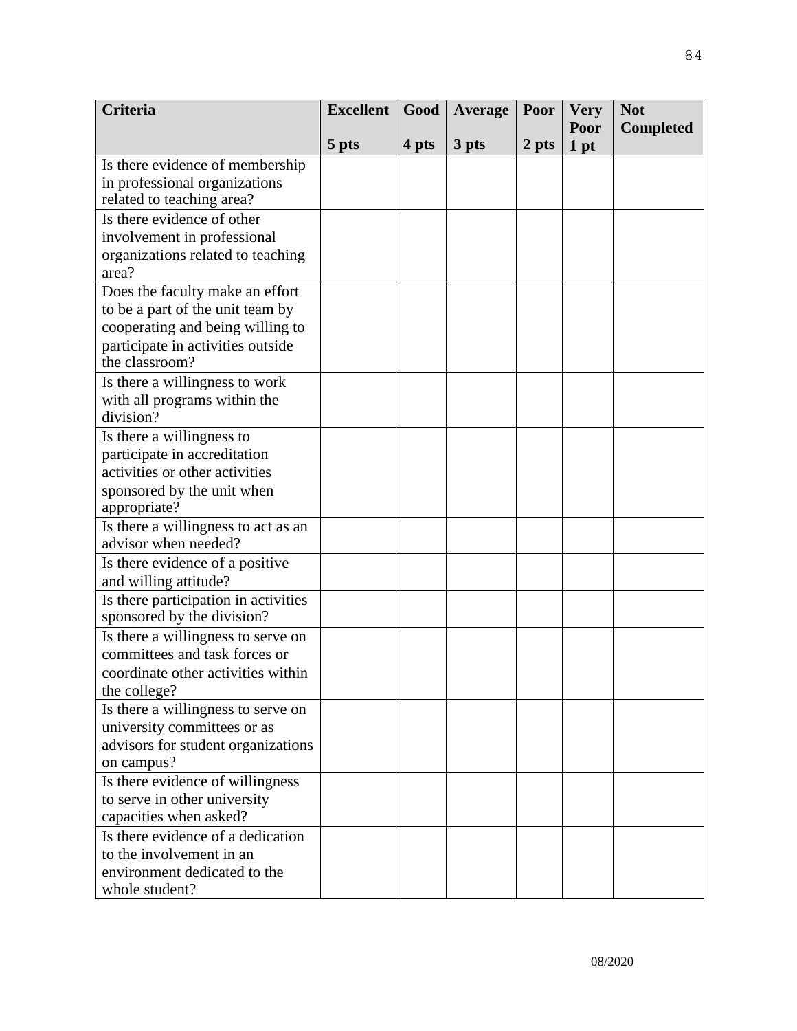| Criteria | Excellent<br><br>5 pts | Good<br><br>4 pts | Average<br><br>3 pts | Poor<br><br>2 pts | Very Poor<br>1 pt | Not Completed |
|---|---|---|---|---|---|---|
| Is there evidence of membership in professional organizations related to teaching area? | | | | | | |
| Is there evidence of other involvement in professional organizations related to teaching area? | | | | | | |
| Does the faculty make an effort to be a part of the unit team by cooperating and being willing to participate in activities outside the classroom? | | | | | | |
| Is there a willingness to work with all programs within the division? | | | | | | |
| Is there a willingness to participate in accreditation activities or other activities sponsored by the unit when appropriate? | | | | | | |
| Is there a willingness to act as an advisor when needed? | | | | | | |
| Is there evidence of a positive and willing attitude? | | | | | | |
| Is there participation in activities sponsored by the division? | | | | | | |
| Is there a willingness to serve on committees and task forces or coordinate other activities within the college? | | | | | | |
| Is there a willingness to serve on university committees or as advisors for student organizations on campus? | | | | | | |
| Is there evidence of willingness to serve in other university capacities when asked? | | | | | | |
| Is there evidence of a dedication to the involvement in an environment dedicated to the whole student? | | | | | | |

08/2020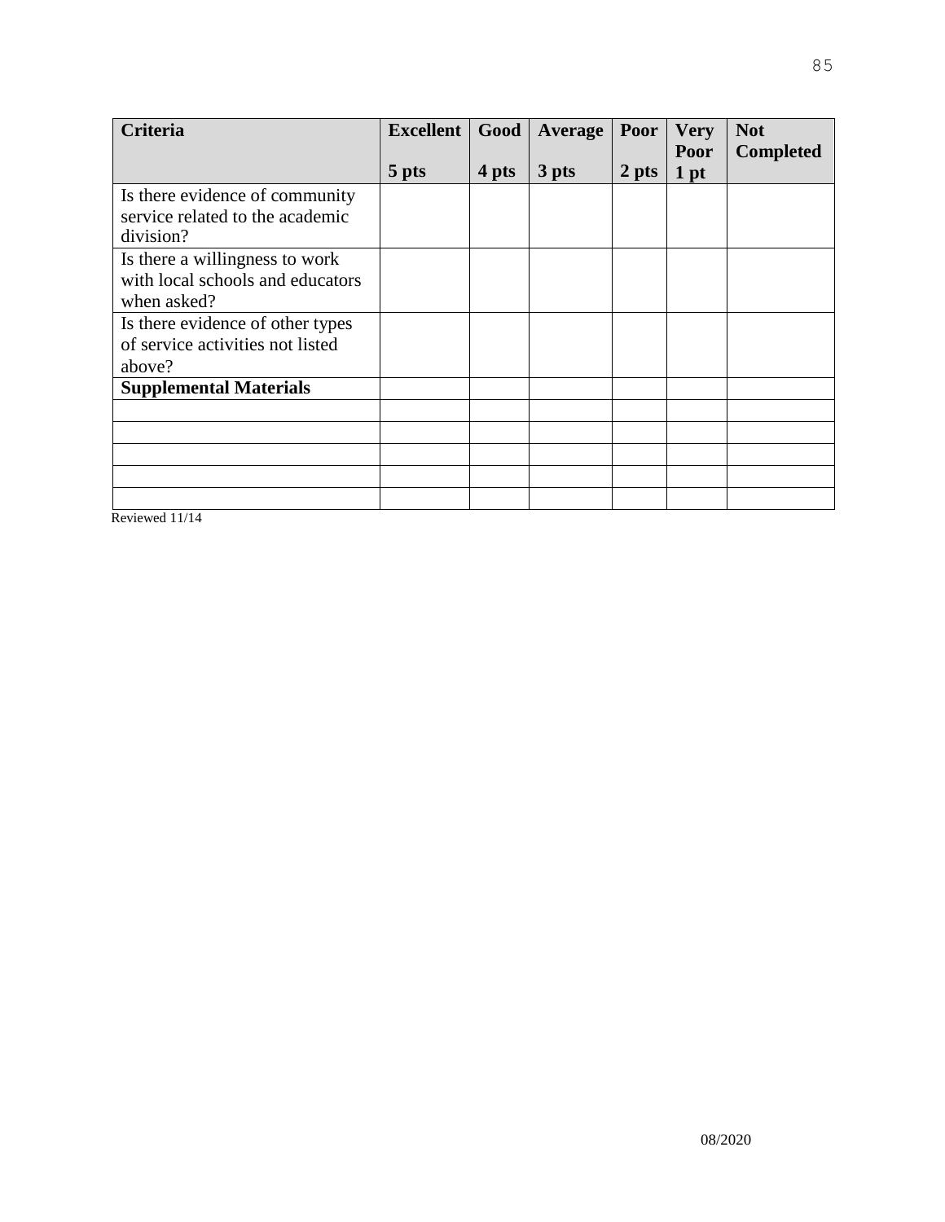| Criteria | Excellent<br><br>5 pts | Good<br><br>4 pts | Average<br><br>3 pts | Poor<br><br>2 pts | Very Poor<br>1 pt | Not Completed |
|---|---|---|---|---|---|---|
| Is there evidence of community service related to the academic division? | | | | | | |
| Is there a willingness to work with local schools and educators when asked? | | | | | | |
| Is there evidence of other types of service activities not listed above? | | | | | | |
| **Supplemental Materials** | | | | | | |
| | | | | | | |
| | | | | | | |
| | | | | | | |
| | | | | | | |
| | | | | | | |

Reviewed 11/14

08/2020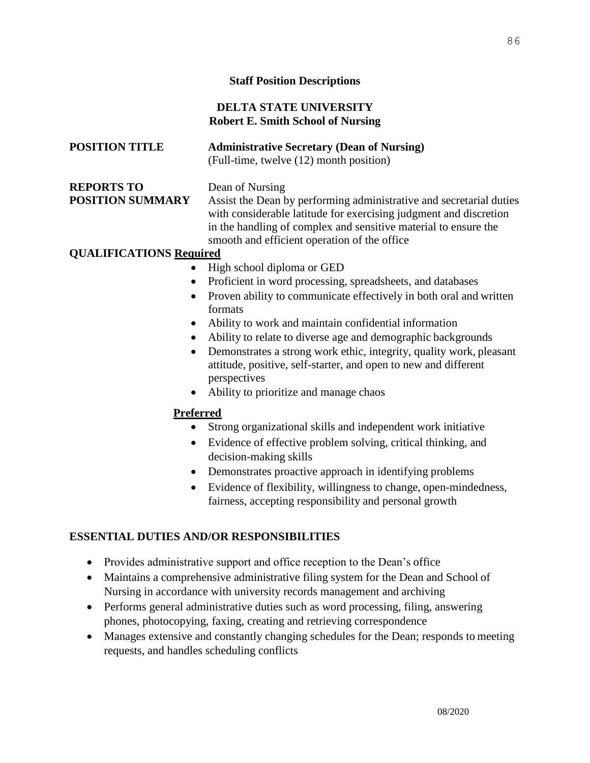## Staff Position Descriptions

**DELTA STATE UNIVERSITY**
**Robert E. Smith School of Nursing**

**POSITION TITLE** **Administrative Secretary (Dean of Nursing)**
(Full-time, twelve (12) month position)

**REPORTS TO** Dean of Nursing

**POSITION SUMMARY** Assist the Dean by performing administrative and secretarial duties with considerable latitude for exercising judgment and discretion in the handling of complex and sensitive material to ensure the smooth and efficient operation of the office

**QUALIFICATIONS Required**

- High school diploma or GED
- Proficient in word processing, spreadsheets, and databases
- Proven ability to communicate effectively in both oral and written formats
- Ability to work and maintain confidential information
- Ability to relate to diverse age and demographic backgrounds
- Demonstrates a strong work ethic, integrity, quality work, pleasant attitude, positive, self-starter, and open to new and different perspectives
- Ability to prioritize and manage chaos

**Preferred**

- Strong organizational skills and independent work initiative
- Evidence of effective problem solving, critical thinking, and decision-making skills
- Demonstrates proactive approach in identifying problems
- Evidence of flexibility, willingness to change, open-mindedness, fairness, accepting responsibility and personal growth

**ESSENTIAL DUTIES AND/OR RESPONSIBILITIES**

- Provides administrative support and office reception to the Dean's office
- Maintains a comprehensive administrative filing system for the Dean and School of Nursing in accordance with university records management and archiving
- Performs general administrative duties such as word processing, filing, answering phones, photocopying, faxing, creating and retrieving correspondence
- Manages extensive and constantly changing schedules for the Dean; responds to meeting requests, and handles scheduling conflicts

08/2020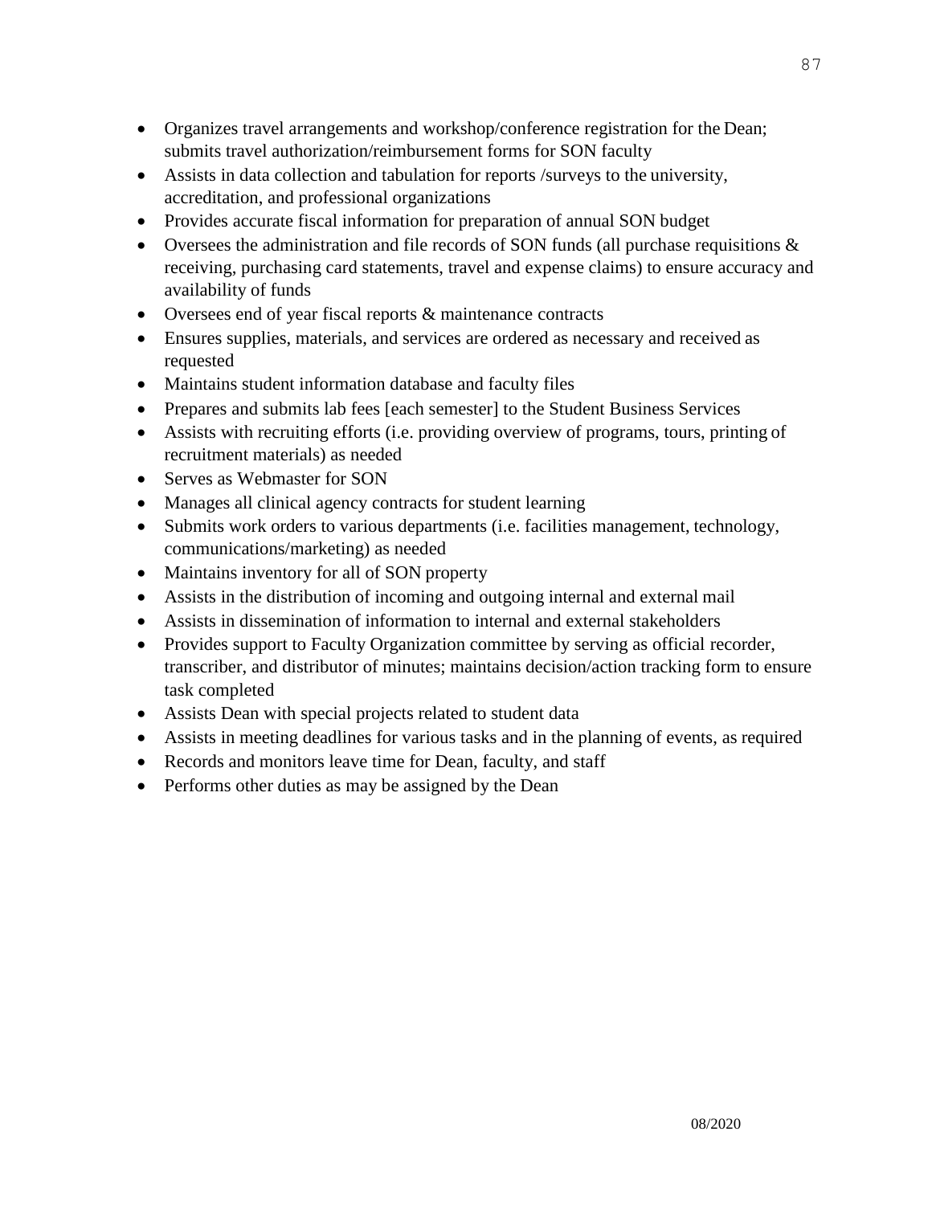- Organizes travel arrangements and workshop/conference registration for the Dean; submits travel authorization/reimbursement forms for SON faculty
- Assists in data collection and tabulation for reports /surveys to the university, accreditation, and professional organizations
- Provides accurate fiscal information for preparation of annual SON budget
- Oversees the administration and file records of SON funds (all purchase requisitions & receiving, purchasing card statements, travel and expense claims) to ensure accuracy and availability of funds
- Oversees end of year fiscal reports & maintenance contracts
- Ensures supplies, materials, and services are ordered as necessary and received as requested
- Maintains student information database and faculty files
- Prepares and submits lab fees [each semester] to the Student Business Services
- Assists with recruiting efforts (i.e. providing overview of programs, tours, printing of recruitment materials) as needed
- Serves as Webmaster for SON
- Manages all clinical agency contracts for student learning
- Submits work orders to various departments (i.e. facilities management, technology, communications/marketing) as needed
- Maintains inventory for all of SON property
- Assists in the distribution of incoming and outgoing internal and external mail
- Assists in dissemination of information to internal and external stakeholders
- Provides support to Faculty Organization committee by serving as official recorder, transcriber, and distributor of minutes; maintains decision/action tracking form to ensure task completed
- Assists Dean with special projects related to student data
- Assists in meeting deadlines for various tasks and in the planning of events, as required
- Records and monitors leave time for Dean, faculty, and staff
- Performs other duties as may be assigned by the Dean

08/2020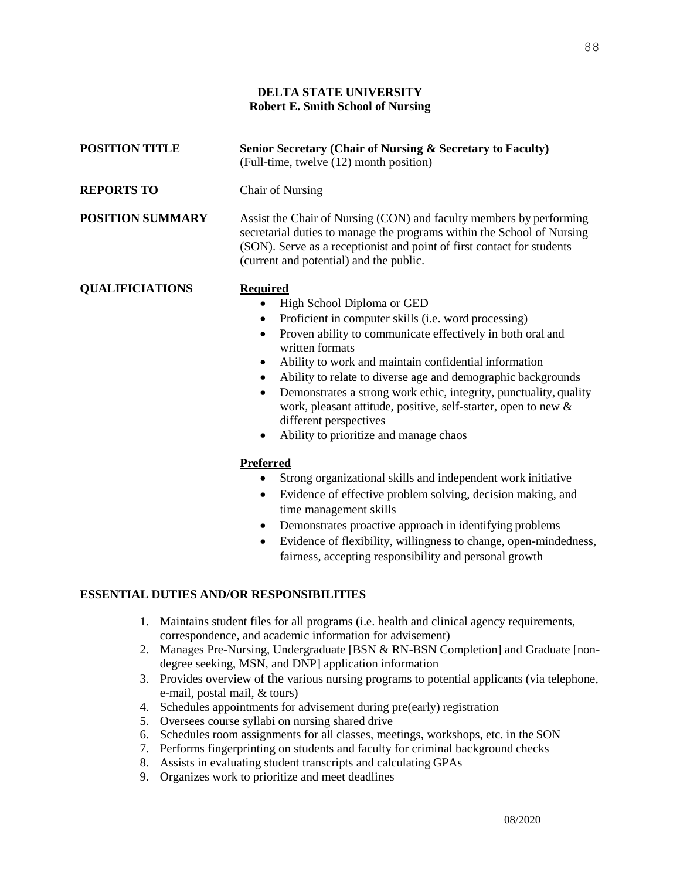**DELTA STATE UNIVERSITY**
**Robert E. Smith School of Nursing**

**POSITION TITLE** **Senior Secretary (Chair of Nursing & Secretary to Faculty)**
(Full-time, twelve (12) month position)

**REPORTS TO** Chair of Nursing

**POSITION SUMMARY** Assist the Chair of Nursing (CON) and faculty members by performing secretarial duties to manage the programs within the School of Nursing (SON). Serve as a receptionist and point of first contact for students (current and potential) and the public.

**QUALIFICIATIONS**

**Required**

- High School Diploma or GED
- Proficient in computer skills (i.e. word processing)
- Proven ability to communicate effectively in both oral and written formats
- Ability to work and maintain confidential information
- Ability to relate to diverse age and demographic backgrounds
- Demonstrates a strong work ethic, integrity, punctuality, quality work, pleasant attitude, positive, self-starter, open to new & different perspectives
- Ability to prioritize and manage chaos

**Preferred**

- Strong organizational skills and independent work initiative
- Evidence of effective problem solving, decision making, and time management skills
- Demonstrates proactive approach in identifying problems
- Evidence of flexibility, willingness to change, open-mindedness, fairness, accepting responsibility and personal growth

**ESSENTIAL DUTIES AND/OR RESPONSIBILITIES**

1. Maintains student files for all programs (i.e. health and clinical agency requirements, correspondence, and academic information for advisement)
2. Manages Pre-Nursing, Undergraduate [BSN & RN-BSN Completion] and Graduate [non-degree seeking, MSN, and DNP] application information
3. Provides overview of the various nursing programs to potential applicants (via telephone, e-mail, postal mail, & tours)
4. Schedules appointments for advisement during pre(early) registration
5. Oversees course syllabi on nursing shared drive
6. Schedules room assignments for all classes, meetings, workshops, etc. in the SON
7. Performs fingerprinting on students and faculty for criminal background checks
8. Assists in evaluating student transcripts and calculating GPAs
9. Organizes work to prioritize and meet deadlines

08/2020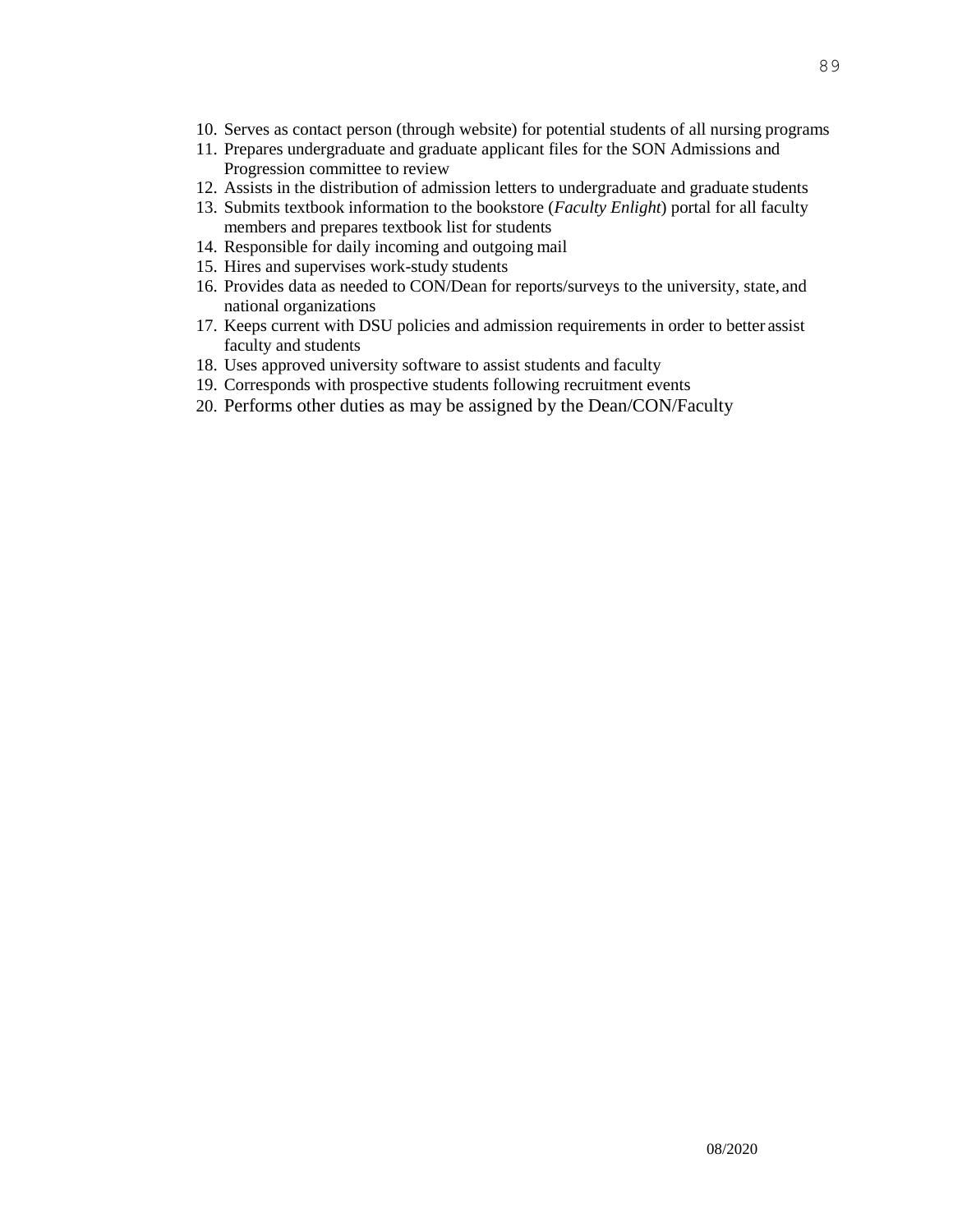10. Serves as contact person (through website) for potential students of all nursing programs
11. Prepares undergraduate and graduate applicant files for the SON Admissions and Progression committee to review
12. Assists in the distribution of admission letters to undergraduate and graduate students
13. Submits textbook information to the bookstore (*Faculty Enlight*) portal for all faculty members and prepares textbook list for students
14. Responsible for daily incoming and outgoing mail
15. Hires and supervises work-study students
16. Provides data as needed to CON/Dean for reports/surveys to the university, state, and national organizations
17. Keeps current with DSU policies and admission requirements in order to better assist faculty and students
18. Uses approved university software to assist students and faculty
19. Corresponds with prospective students following recruitment events
20. Performs other duties as may be assigned by the Dean/CON/Faculty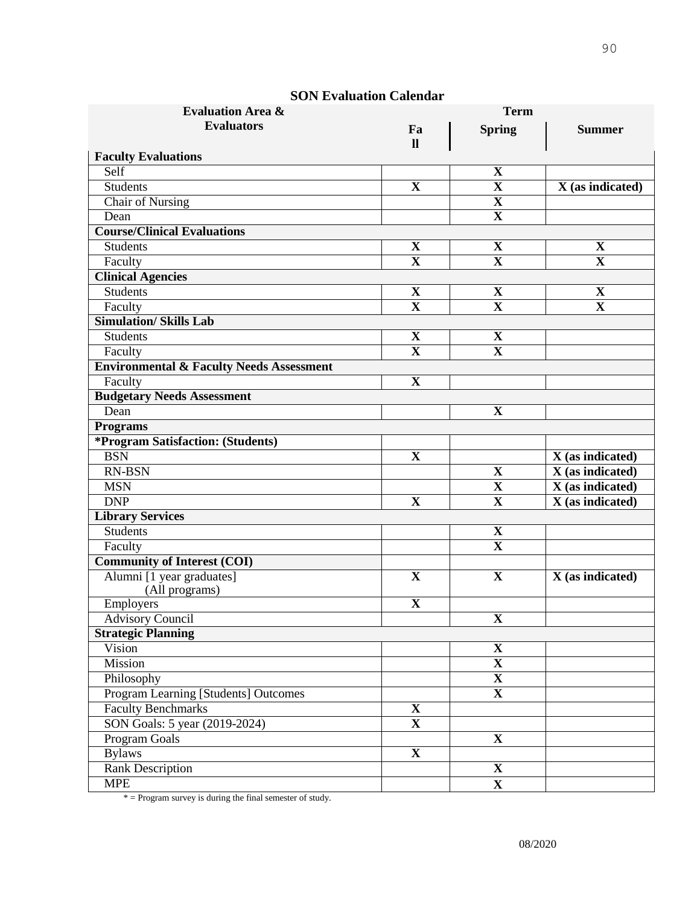## SON Evaluation Calendar

| Evaluation Area & Evaluators | Term | | |
|---|---|---|---|
| | Fall | Spring | Summer |
| **Faculty Evaluations** | | | |
| Self | | **X** | |
| Students | **X** | **X** | **X (as indicated)** |
| Chair of Nursing | | **X** | |
| Dean | | **X** | |
| **Course/Clinical Evaluations** | | | |
| Students | **X** | **X** | **X** |
| Faculty | **X** | **X** | **X** |
| **Clinical Agencies** | | | |
| Students | **X** | **X** | **X** |
| Faculty | **X** | **X** | **X** |
| **Simulation/ Skills Lab** | | | |
| Students | **X** | **X** | |
| Faculty | **X** | **X** | |
| **Environmental & Faculty Needs Assessment** | | | |
| Faculty | **X** | | |
| **Budgetary Needs Assessment** | | | |
| Dean | | **X** | |
| **Programs** | | | |
| ***Program Satisfaction: (Students)** | | | |
| BSN | **X** | | **X (as indicated)** |
| RN-BSN | | **X** | **X (as indicated)** |
| MSN | | **X** | **X (as indicated)** |
| DNP | **X** | **X** | **X (as indicated)** |
| **Library Services** | | | |
| Students | | **X** | |
| Faculty | | **X** | |
| **Community of Interest (COI)** | | | |
| Alumni [1 year graduates] (All programs) | **X** | **X** | **X (as indicated)** |
| Employers | **X** | | |
| Advisory Council | | **X** | |
| **Strategic Planning** | | | |
| Vision | | **X** | |
| Mission | | **X** | |
| Philosophy | | **X** | |
| Program Learning [Students] Outcomes | | **X** | |
| Faculty Benchmarks | **X** | | |
| SON Goals: 5 year (2019-2024) | **X** | | |
| Program Goals | | **X** | |
| Bylaws | **X** | | |
| Rank Description | | **X** | |
| MPE | | **X** | |

* = Program survey is during the final semester of study.

08/2020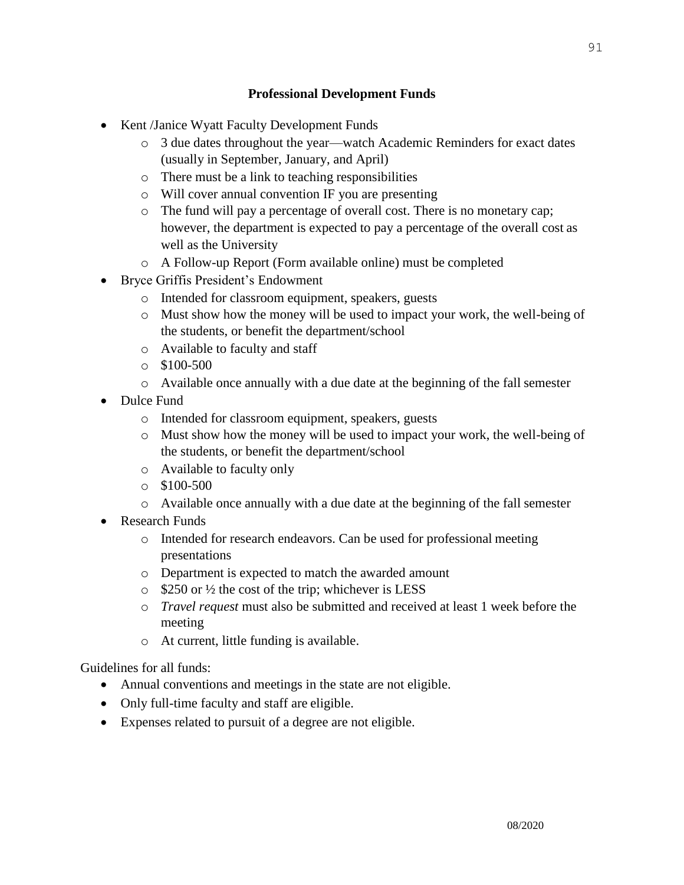## Professional Development Funds

- Kent /Janice Wyatt Faculty Development Funds
  - 3 due dates throughout the year—watch Academic Reminders for exact dates (usually in September, January, and April)
  - There must be a link to teaching responsibilities
  - Will cover annual convention IF you are presenting
  - The fund will pay a percentage of overall cost. There is no monetary cap; however, the department is expected to pay a percentage of the overall cost as well as the University
  - A Follow-up Report (Form available online) must be completed
- Bryce Griffis President's Endowment
  - Intended for classroom equipment, speakers, guests
  - Must show how the money will be used to impact your work, the well-being of the students, or benefit the department/school
  - Available to faculty and staff
  - \$100-500
  - Available once annually with a due date at the beginning of the fall semester
- Dulce Fund
  - Intended for classroom equipment, speakers, guests
  - Must show how the money will be used to impact your work, the well-being of the students, or benefit the department/school
  - Available to faculty only
  - \$100-500
  - Available once annually with a due date at the beginning of the fall semester
- Research Funds
  - Intended for research endeavors. Can be used for professional meeting presentations
  - Department is expected to match the awarded amount
  - \$250 or ½ the cost of the trip; whichever is LESS
  - *Travel request* must also be submitted and received at least 1 week before the meeting
  - At current, little funding is available.

Guidelines for all funds:

- Annual conventions and meetings in the state are not eligible.
- Only full-time faculty and staff are eligible.
- Expenses related to pursuit of a degree are not eligible.

08/2020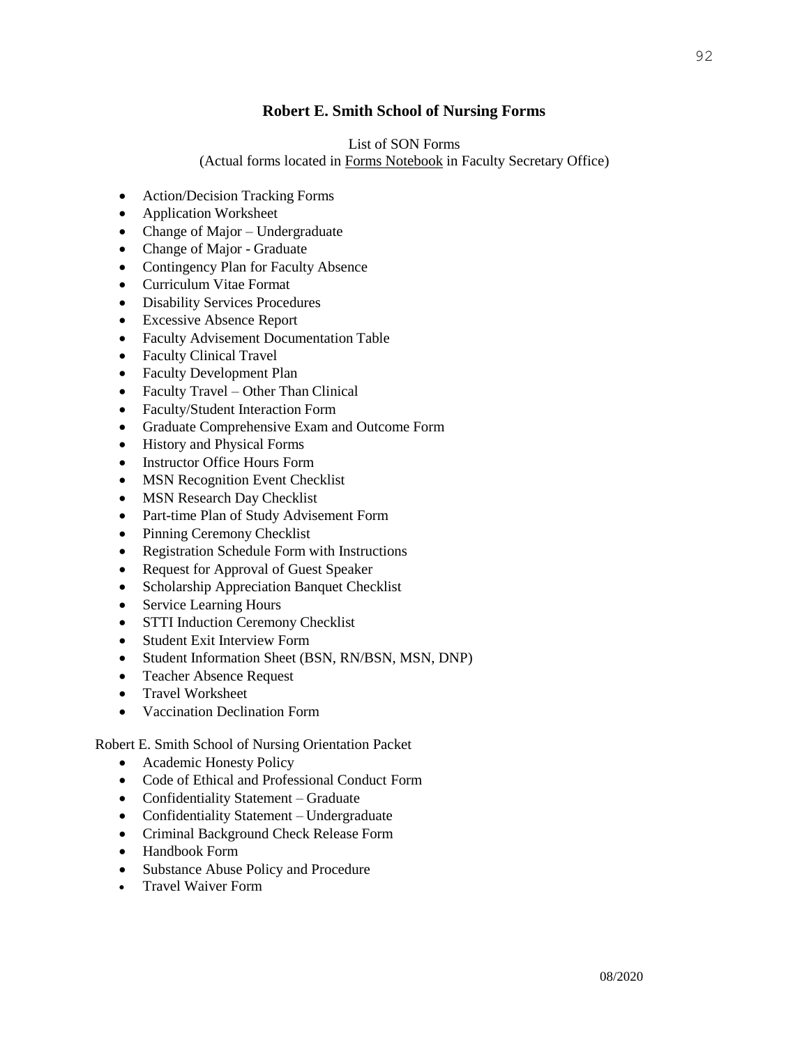## Robert E. Smith School of Nursing Forms

List of SON Forms
(Actual forms located in Forms Notebook in Faculty Secretary Office)

- Action/Decision Tracking Forms
- Application Worksheet
- Change of Major – Undergraduate
- Change of Major - Graduate
- Contingency Plan for Faculty Absence
- Curriculum Vitae Format
- Disability Services Procedures
- Excessive Absence Report
- Faculty Advisement Documentation Table
- Faculty Clinical Travel
- Faculty Development Plan
- Faculty Travel – Other Than Clinical
- Faculty/Student Interaction Form
- Graduate Comprehensive Exam and Outcome Form
- History and Physical Forms
- Instructor Office Hours Form
- MSN Recognition Event Checklist
- MSN Research Day Checklist
- Part-time Plan of Study Advisement Form
- Pinning Ceremony Checklist
- Registration Schedule Form with Instructions
- Request for Approval of Guest Speaker
- Scholarship Appreciation Banquet Checklist
- Service Learning Hours
- STTI Induction Ceremony Checklist
- Student Exit Interview Form
- Student Information Sheet (BSN, RN/BSN, MSN, DNP)
- Teacher Absence Request
- Travel Worksheet
- Vaccination Declination Form

Robert E. Smith School of Nursing Orientation Packet

- Academic Honesty Policy
- Code of Ethical and Professional Conduct Form
- Confidentiality Statement – Graduate
- Confidentiality Statement – Undergraduate
- Criminal Background Check Release Form
- Handbook Form
- Substance Abuse Policy and Procedure
- Travel Waiver Form

08/2020